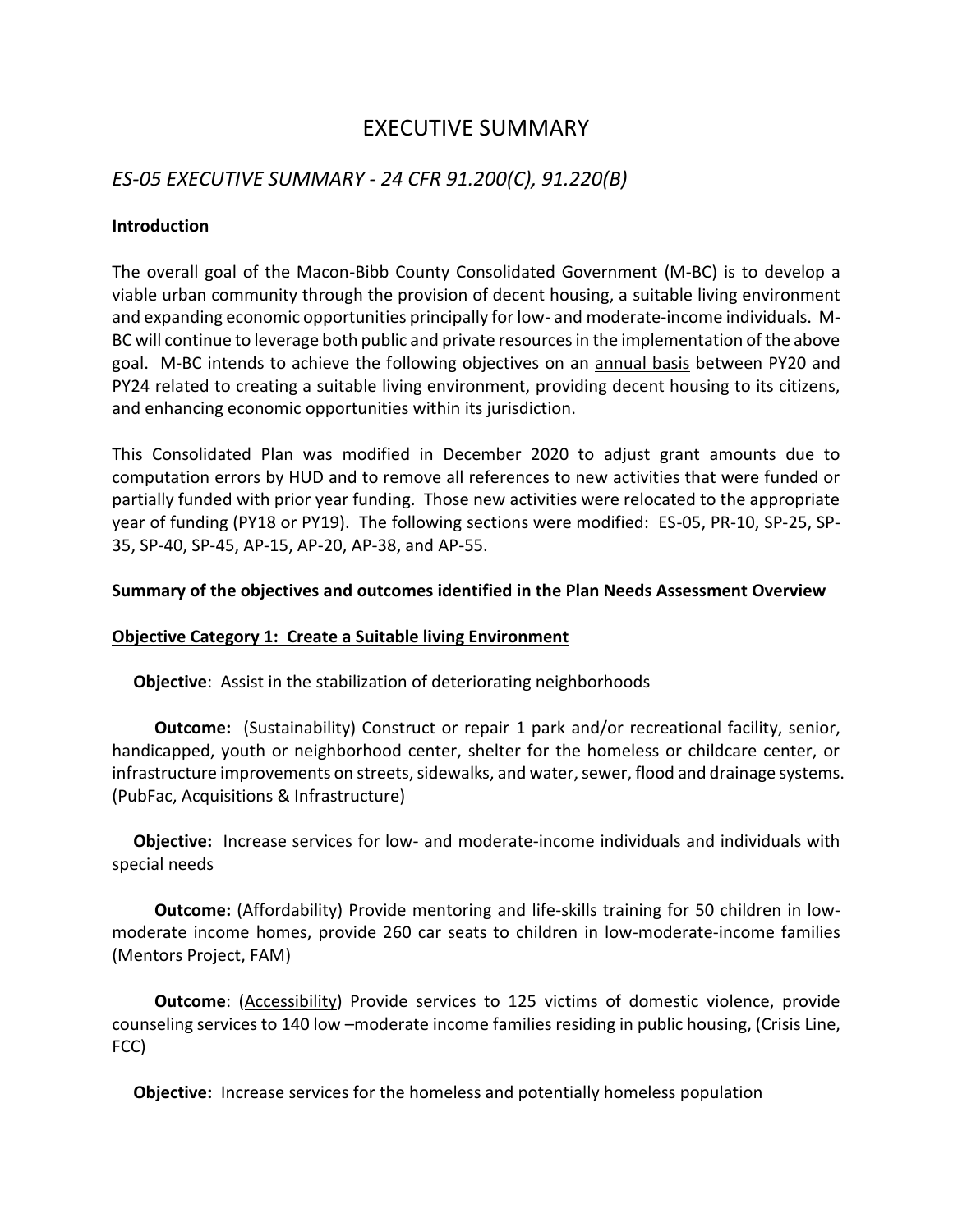# EXECUTIVE SUMMARY

## *ES-05 EXECUTIVE SUMMARY - 24 CFR 91.200(C), 91.220(B)*

**Introduction**

The overall goal of the Macon-Bibb County Consolidated Government (M-BC) is to develop a viable urban community through the provision of decent housing, a suitable living environment and expanding economic opportunities principally for low- and moderate-income individuals. M-BC will continue to leverage both public and private resources in the implementation of the above goal. M-BC intends to achieve the following objectives on an annual basis between PY20 and PY24 related to creating a suitable living environment, providing decent housing to its citizens, and enhancing economic opportunities within its jurisdiction.

This Consolidated Plan was modified in December 2020 to adjust grant amounts due to computation errors by HUD and to remove all references to new activities that were funded or partially funded with prior year funding. Those new activities were relocated to the appropriate year of funding (PY18 or PY19). The following sections were modified: ES-05, PR-10, SP-25, SP-35, SP-40, SP-45, AP-15, AP-20, AP-38, and AP-55.

**Summary of the objectives and outcomes identified in the Plan Needs Assessment Overview**

**Objective Category 1: Create a Suitable living Environment**

**Objective**: Assist in the stabilization of deteriorating neighborhoods

**Outcome:** (Sustainability) Construct or repair 1 park and/or recreational facility, senior, handicapped, youth or neighborhood center, shelter for the homeless or childcare center, or infrastructure improvements on streets, sidewalks, and water, sewer, flood and drainage systems. (PubFac, Acquisitions & Infrastructure)

**Objective:** Increase services for low- and moderate-income individuals and individuals with special needs

**Outcome:** (Affordability) Provide mentoring and life-skills training for 50 children in low-moderate income homes, provide 260 car seats to children in low-moderate-income families (Mentors Project, FAM)

**Outcome**: (Accessibility) Provide services to 125 victims of domestic violence, provide counseling services to 140 low –moderate income families residing in public housing, (Crisis Line, FCC)

**Objective:** Increase services for the homeless and potentially homeless population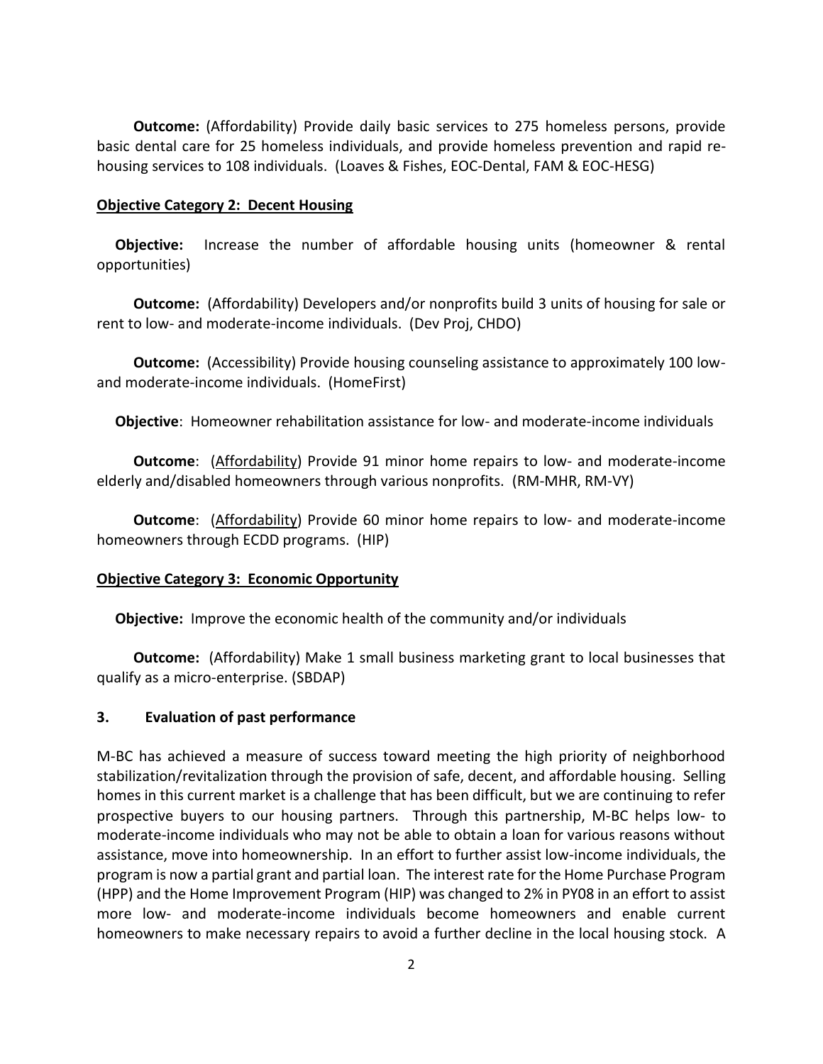**Outcome:** (Affordability) Provide daily basic services to 275 homeless persons, provide basic dental care for 25 homeless individuals, and provide homeless prevention and rapid re-housing services to 108 individuals. (Loaves & Fishes, EOC-Dental, FAM & EOC-HESG)

**Objective Category 2: Decent Housing**

**Objective:** Increase the number of affordable housing units (homeowner & rental opportunities)

**Outcome:** (Affordability) Developers and/or nonprofits build 3 units of housing for sale or rent to low- and moderate-income individuals. (Dev Proj, CHDO)

**Outcome:** (Accessibility) Provide housing counseling assistance to approximately 100 low- and moderate-income individuals. (HomeFirst)

**Objective**: Homeowner rehabilitation assistance for low- and moderate-income individuals

**Outcome**: (Affordability) Provide 91 minor home repairs to low- and moderate-income elderly and/disabled homeowners through various nonprofits. (RM-MHR, RM-VY)

**Outcome**: (Affordability) Provide 60 minor home repairs to low- and moderate-income homeowners through ECDD programs. (HIP)

**Objective Category 3: Economic Opportunity**

**Objective:** Improve the economic health of the community and/or individuals

**Outcome:** (Affordability) Make 1 small business marketing grant to local businesses that qualify as a micro-enterprise. (SBDAP)

### 3. Evaluation of past performance

M-BC has achieved a measure of success toward meeting the high priority of neighborhood stabilization/revitalization through the provision of safe, decent, and affordable housing. Selling homes in this current market is a challenge that has been difficult, but we are continuing to refer prospective buyers to our housing partners. Through this partnership, M-BC helps low- to moderate-income individuals who may not be able to obtain a loan for various reasons without assistance, move into homeownership. In an effort to further assist low-income individuals, the program is now a partial grant and partial loan. The interest rate for the Home Purchase Program (HPP) and the Home Improvement Program (HIP) was changed to 2% in PY08 in an effort to assist more low- and moderate-income individuals become homeowners and enable current homeowners to make necessary repairs to avoid a further decline in the local housing stock. A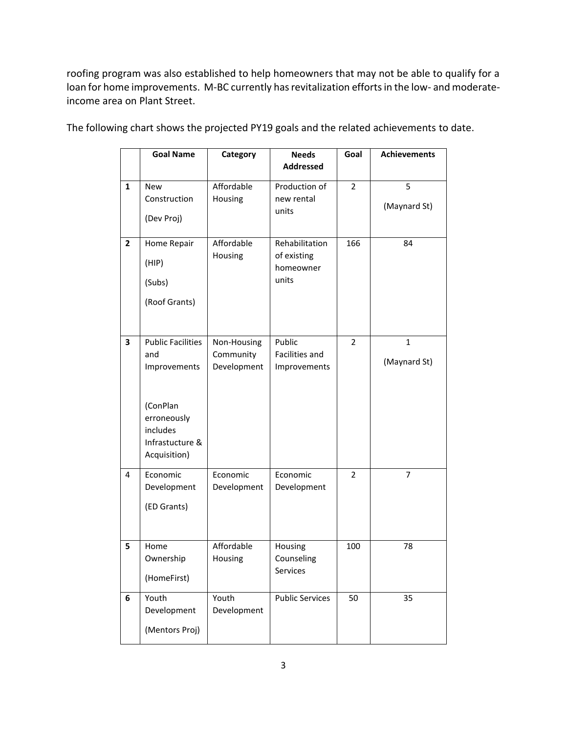roofing program was also established to help homeowners that may not be able to qualify for a loan for home improvements. M-BC currently has revitalization efforts in the low- and moderate-income area on Plant Street.

The following chart shows the projected PY19 goals and the related achievements to date.

| | Goal Name | Category | Needs Addressed | Goal | Achievements |
|---|---|---|---|---|---|
| **1** | New Construction (Dev Proj) | Affordable Housing | Production of new rental units | 2 | 5 (Maynard St) |
| **2** | Home Repair (HIP) (Subs) (Roof Grants) | Affordable Housing | Rehabilitation of existing homeowner units | 166 | 84 |
| **3** | Public Facilities and Improvements (ConPlan erroneously includes Infrastucture & Acquisition) | Non-Housing Community Development | Public Facilities and Improvements | 2 | 1 (Maynard St) |
| 4 | Economic Development (ED Grants) | Economic Development | Economic Development | 2 | 7 |
| **5** | Home Ownership (HomeFirst) | Affordable Housing | Housing Counseling Services | 100 | 78 |
| **6** | Youth Development (Mentors Proj) | Youth Development | Public Services | 50 | 35 |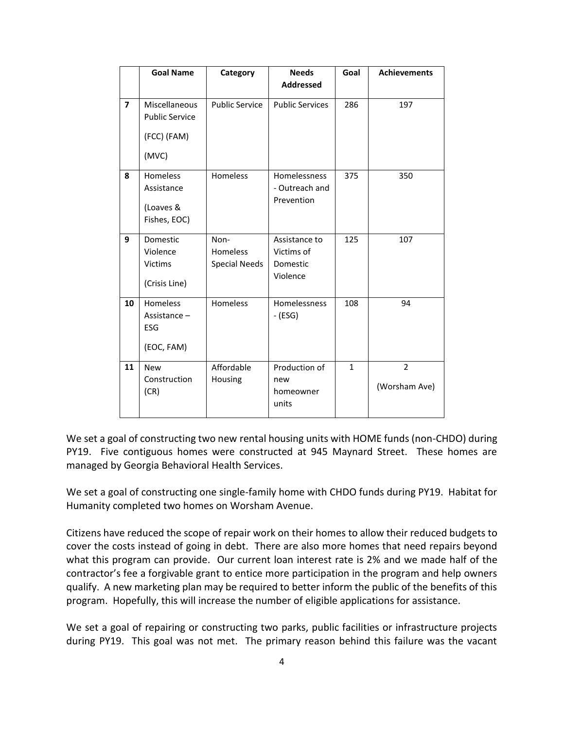| | Goal Name | Category | Needs Addressed | Goal | Achievements |
|---|---|---|---|---|---|
| 7 | Miscellaneous Public Service (FCC) (FAM) (MVC) | Public Service | Public Services | 286 | 197 |
| 8 | Homeless Assistance (Loaves & Fishes, EOC) | Homeless | Homelessness - Outreach and Prevention | 375 | 350 |
| 9 | Domestic Violence Victims (Crisis Line) | Non-Homeless Special Needs | Assistance to Victims of Domestic Violence | 125 | 107 |
| 10 | Homeless Assistance – ESG (EOC, FAM) | Homeless | Homelessness - (ESG) | 108 | 94 |
| 11 | New Construction (CR) | Affordable Housing | Production of new homeowner units | 1 | 2 (Worsham Ave) |

We set a goal of constructing two new rental housing units with HOME funds (non-CHDO) during PY19. Five contiguous homes were constructed at 945 Maynard Street. These homes are managed by Georgia Behavioral Health Services.

We set a goal of constructing one single-family home with CHDO funds during PY19. Habitat for Humanity completed two homes on Worsham Avenue.

Citizens have reduced the scope of repair work on their homes to allow their reduced budgets to cover the costs instead of going in debt. There are also more homes that need repairs beyond what this program can provide. Our current loan interest rate is 2% and we made half of the contractor's fee a forgivable grant to entice more participation in the program and help owners qualify. A new marketing plan may be required to better inform the public of the benefits of this program. Hopefully, this will increase the number of eligible applications for assistance.

We set a goal of repairing or constructing two parks, public facilities or infrastructure projects during PY19. This goal was not met. The primary reason behind this failure was the vacant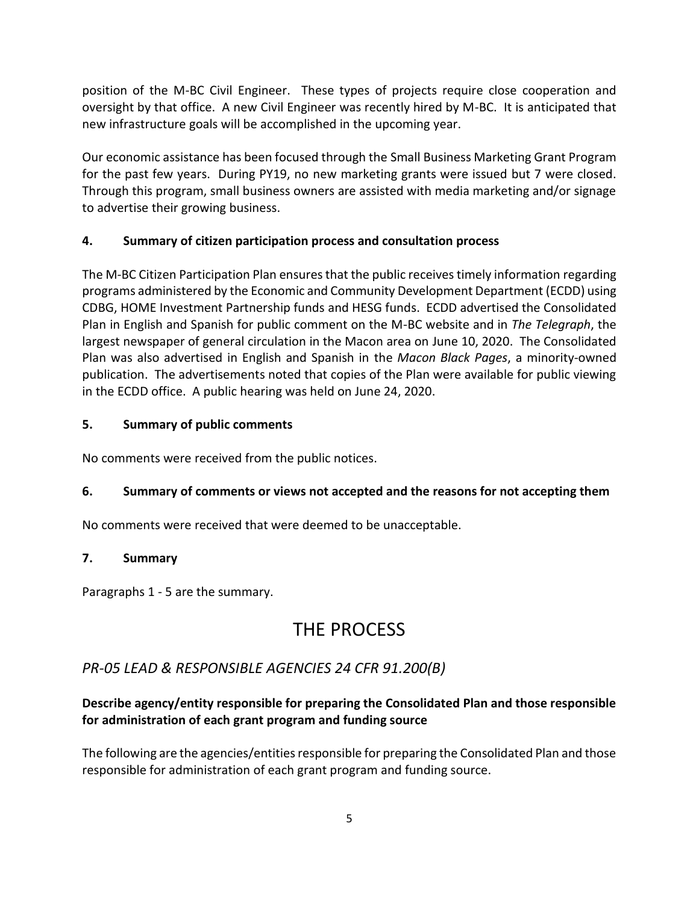position of the M-BC Civil Engineer. These types of projects require close cooperation and oversight by that office. A new Civil Engineer was recently hired by M-BC. It is anticipated that new infrastructure goals will be accomplished in the upcoming year.

Our economic assistance has been focused through the Small Business Marketing Grant Program for the past few years. During PY19, no new marketing grants were issued but 7 were closed. Through this program, small business owners are assisted with media marketing and/or signage to advertise their growing business.

### 4. Summary of citizen participation process and consultation process

The M-BC Citizen Participation Plan ensures that the public receives timely information regarding programs administered by the Economic and Community Development Department (ECDD) using CDBG, HOME Investment Partnership funds and HESG funds. ECDD advertised the Consolidated Plan in English and Spanish for public comment on the M-BC website and in *The Telegraph*, the largest newspaper of general circulation in the Macon area on June 10, 2020. The Consolidated Plan was also advertised in English and Spanish in the *Macon Black Pages*, a minority-owned publication. The advertisements noted that copies of the Plan were available for public viewing in the ECDD office. A public hearing was held on June 24, 2020.

### 5. Summary of public comments

No comments were received from the public notices.

### 6. Summary of comments or views not accepted and the reasons for not accepting them

No comments were received that were deemed to be unacceptable.

### 7. Summary

Paragraphs 1 - 5 are the summary.

# THE PROCESS

## *PR-05 LEAD & RESPONSIBLE AGENCIES 24 CFR 91.200(B)*

**Describe agency/entity responsible for preparing the Consolidated Plan and those responsible for administration of each grant program and funding source**

The following are the agencies/entities responsible for preparing the Consolidated Plan and those responsible for administration of each grant program and funding source.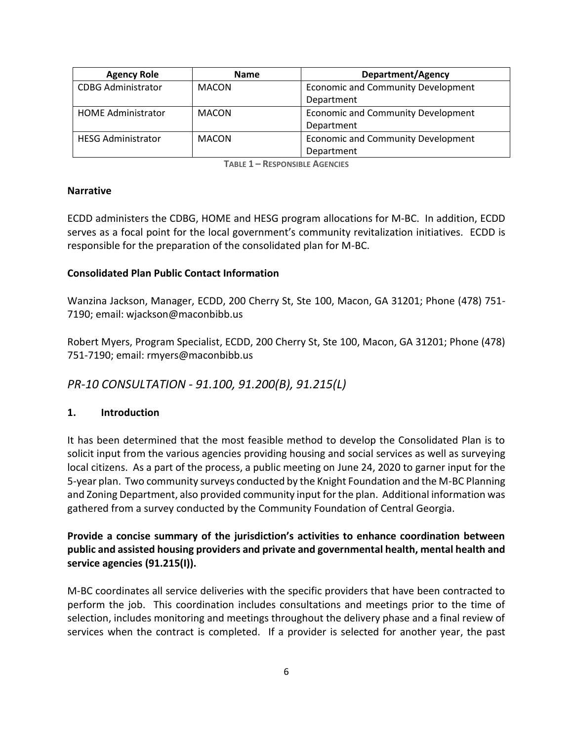| Agency Role | Name | Department/Agency |
|---|---|---|
| CDBG Administrator | MACON | Economic and Community Development Department |
| HOME Administrator | MACON | Economic and Community Development Department |
| HESG Administrator | MACON | Economic and Community Development Department |

**Table 1 – Responsible Agencies**

**Narrative**

ECDD administers the CDBG, HOME and HESG program allocations for M-BC. In addition, ECDD serves as a focal point for the local government's community revitalization initiatives. ECDD is responsible for the preparation of the consolidated plan for M-BC.

**Consolidated Plan Public Contact Information**

Wanzina Jackson, Manager, ECDD, 200 Cherry St, Ste 100, Macon, GA 31201; Phone (478) 751-7190; email: wjackson@maconbibb.us

Robert Myers, Program Specialist, ECDD, 200 Cherry St, Ste 100, Macon, GA 31201; Phone (478) 751-7190; email: rmyers@maconbibb.us

## *PR-10 Consultation - 91.100, 91.200(b), 91.215(l)*

### 1. Introduction

It has been determined that the most feasible method to develop the Consolidated Plan is to solicit input from the various agencies providing housing and social services as well as surveying local citizens. As a part of the process, a public meeting on June 24, 2020 to garner input for the 5-year plan. Two community surveys conducted by the Knight Foundation and the M-BC Planning and Zoning Department, also provided community input for the plan. Additional information was gathered from a survey conducted by the Community Foundation of Central Georgia.

**Provide a concise summary of the jurisdiction's activities to enhance coordination between public and assisted housing providers and private and governmental health, mental health and service agencies (91.215(I)).**

M-BC coordinates all service deliveries with the specific providers that have been contracted to perform the job. This coordination includes consultations and meetings prior to the time of selection, includes monitoring and meetings throughout the delivery phase and a final review of services when the contract is completed. If a provider is selected for another year, the past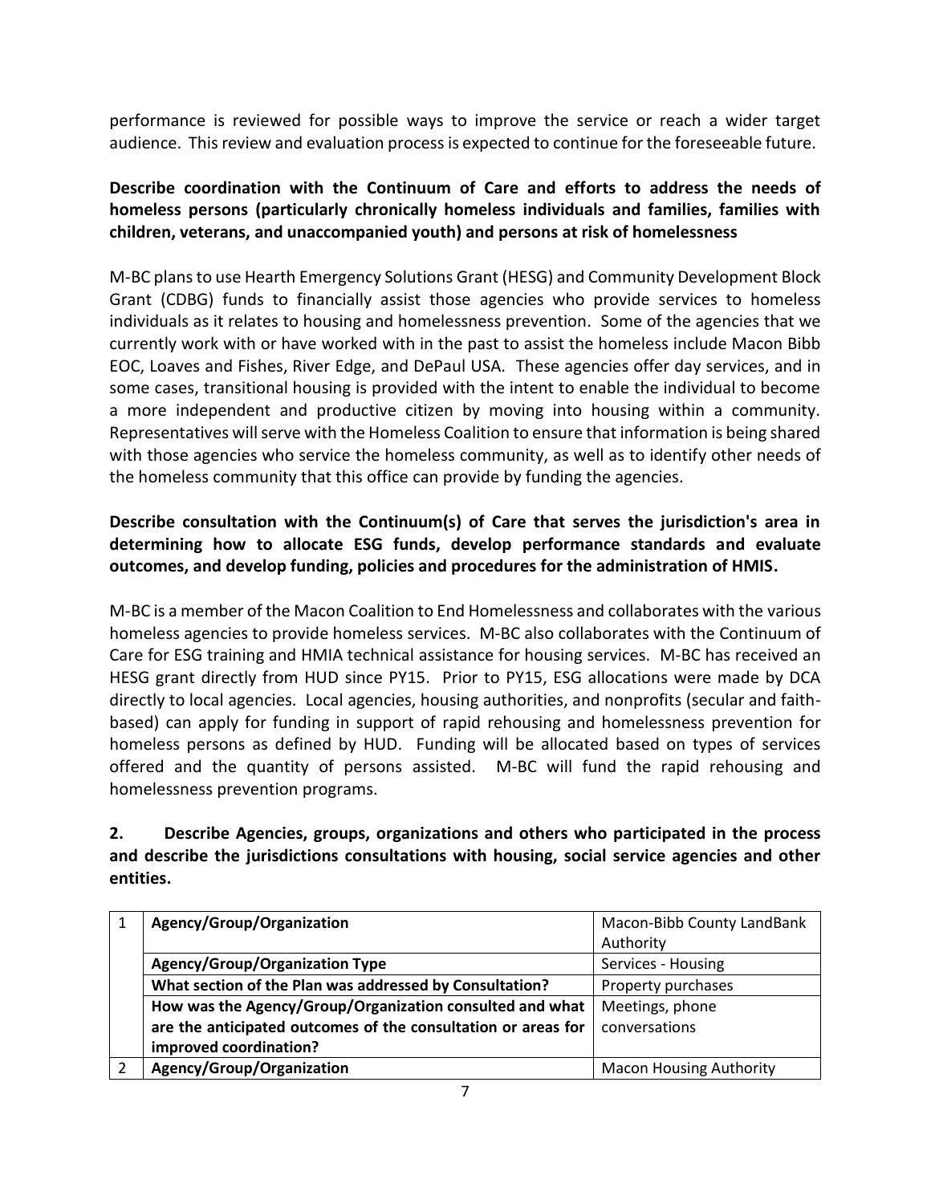performance is reviewed for possible ways to improve the service or reach a wider target audience. This review and evaluation process is expected to continue for the foreseeable future.

**Describe coordination with the Continuum of Care and efforts to address the needs of homeless persons (particularly chronically homeless individuals and families, families with children, veterans, and unaccompanied youth) and persons at risk of homelessness**

M-BC plans to use Hearth Emergency Solutions Grant (HESG) and Community Development Block Grant (CDBG) funds to financially assist those agencies who provide services to homeless individuals as it relates to housing and homelessness prevention. Some of the agencies that we currently work with or have worked with in the past to assist the homeless include Macon Bibb EOC, Loaves and Fishes, River Edge, and DePaul USA. These agencies offer day services, and in some cases, transitional housing is provided with the intent to enable the individual to become a more independent and productive citizen by moving into housing within a community. Representatives will serve with the Homeless Coalition to ensure that information is being shared with those agencies who service the homeless community, as well as to identify other needs of the homeless community that this office can provide by funding the agencies.

**Describe consultation with the Continuum(s) of Care that serves the jurisdiction's area in determining how to allocate ESG funds, develop performance standards and evaluate outcomes, and develop funding, policies and procedures for the administration of HMIS.**

M-BC is a member of the Macon Coalition to End Homelessness and collaborates with the various homeless agencies to provide homeless services. M-BC also collaborates with the Continuum of Care for ESG training and HMIA technical assistance for housing services. M-BC has received an HESG grant directly from HUD since PY15. Prior to PY15, ESG allocations were made by DCA directly to local agencies. Local agencies, housing authorities, and nonprofits (secular and faith-based) can apply for funding in support of rapid rehousing and homelessness prevention for homeless persons as defined by HUD. Funding will be allocated based on types of services offered and the quantity of persons assisted. M-BC will fund the rapid rehousing and homelessness prevention programs.

**2. Describe Agencies, groups, organizations and others who participated in the process and describe the jurisdictions consultations with housing, social service agencies and other entities.**

| | | |
|---|---|---|
| 1 | **Agency/Group/Organization** | Macon-Bibb County LandBank Authority |
| | **Agency/Group/Organization Type** | Services - Housing |
| | **What section of the Plan was addressed by Consultation?** | Property purchases |
| | **How was the Agency/Group/Organization consulted and what are the anticipated outcomes of the consultation or areas for improved coordination?** | Meetings, phone conversations |
| 2 | **Agency/Group/Organization** | Macon Housing Authority |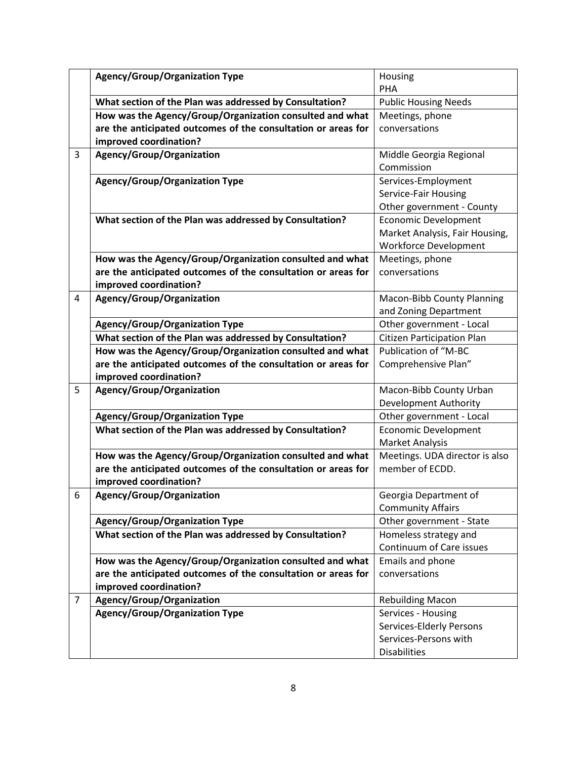| | | |
|---|---|---|
| | **Agency/Group/Organization Type** | Housing<br>PHA |
| | **What section of the Plan was addressed by Consultation?** | Public Housing Needs |
| | **How was the Agency/Group/Organization consulted and what are the anticipated outcomes of the consultation or areas for improved coordination?** | Meetings, phone conversations |
| 3 | **Agency/Group/Organization** | Middle Georgia Regional Commission |
| | **Agency/Group/Organization Type** | Services-Employment<br>Service-Fair Housing<br>Other government - County |
| | **What section of the Plan was addressed by Consultation?** | Economic Development<br>Market Analysis, Fair Housing, Workforce Development |
| | **How was the Agency/Group/Organization consulted and what are the anticipated outcomes of the consultation or areas for improved coordination?** | Meetings, phone conversations |
| 4 | **Agency/Group/Organization** | Macon-Bibb County Planning and Zoning Department |
| | **Agency/Group/Organization Type** | Other government - Local |
| | **What section of the Plan was addressed by Consultation?** | Citizen Participation Plan |
| | **How was the Agency/Group/Organization consulted and what are the anticipated outcomes of the consultation or areas for improved coordination?** | Publication of "M-BC Comprehensive Plan" |
| 5 | **Agency/Group/Organization** | Macon-Bibb County Urban Development Authority |
| | **Agency/Group/Organization Type** | Other government - Local |
| | **What section of the Plan was addressed by Consultation?** | Economic Development<br>Market Analysis |
| | **How was the Agency/Group/Organization consulted and what are the anticipated outcomes of the consultation or areas for improved coordination?** | Meetings. UDA director is also member of ECDD. |
| 6 | **Agency/Group/Organization** | Georgia Department of Community Affairs |
| | **Agency/Group/Organization Type** | Other government - State |
| | **What section of the Plan was addressed by Consultation?** | Homeless strategy and Continuum of Care issues |
| | **How was the Agency/Group/Organization consulted and what are the anticipated outcomes of the consultation or areas for improved coordination?** | Emails and phone conversations |
| 7 | **Agency/Group/Organization** | Rebuilding Macon |
| | **Agency/Group/Organization Type** | Services - Housing<br>Services-Elderly Persons<br>Services-Persons with Disabilities |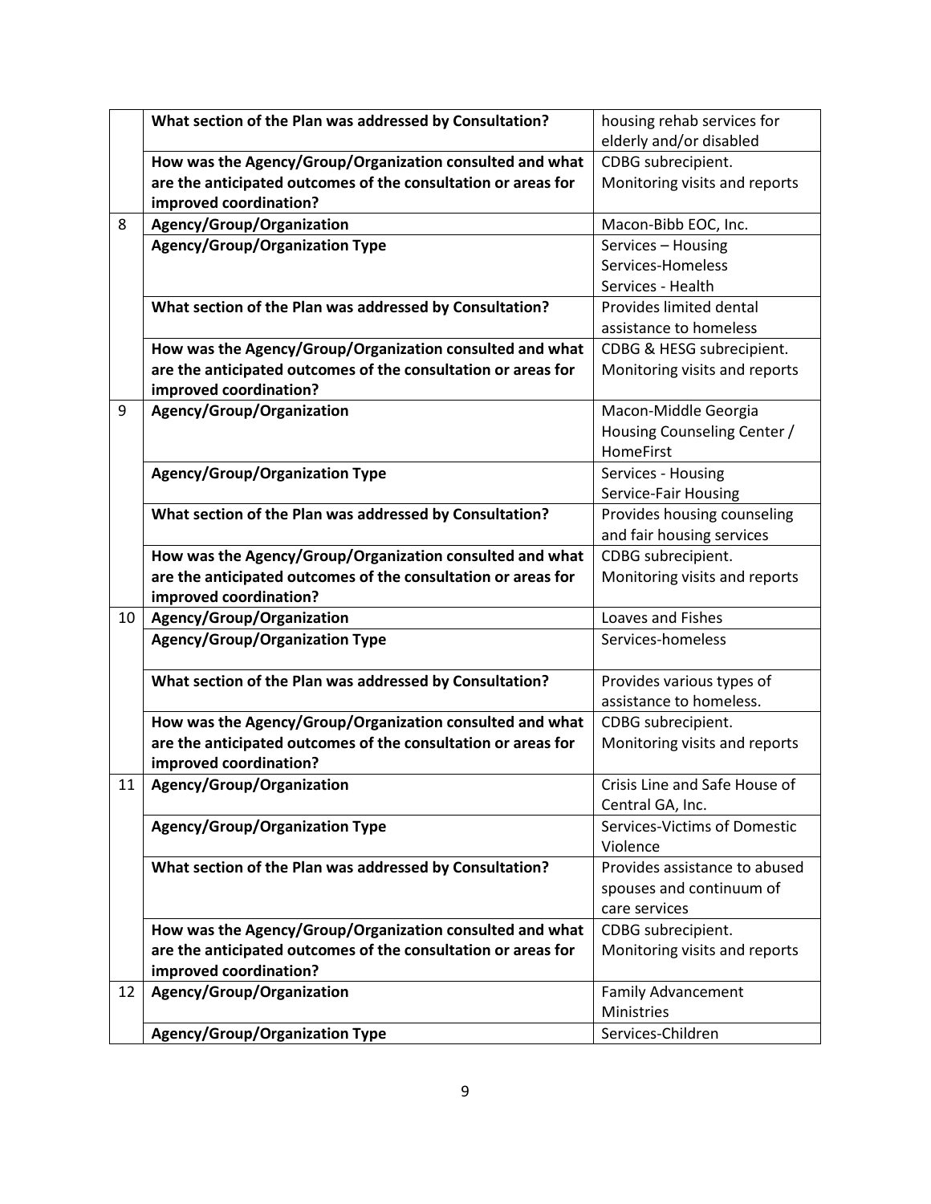| | | |
|---|---|---|
| | **What section of the Plan was addressed by Consultation?** | housing rehab services for elderly and/or disabled |
| | **How was the Agency/Group/Organization consulted and what are the anticipated outcomes of the consultation or areas for improved coordination?** | CDBG subrecipient. Monitoring visits and reports |
| 8 | **Agency/Group/Organization** | Macon-Bibb EOC, Inc. |
| | **Agency/Group/Organization Type** | Services – Housing<br>Services-Homeless<br>Services - Health |
| | **What section of the Plan was addressed by Consultation?** | Provides limited dental assistance to homeless |
| | **How was the Agency/Group/Organization consulted and what are the anticipated outcomes of the consultation or areas for improved coordination?** | CDBG & HESG subrecipient. Monitoring visits and reports |
| 9 | **Agency/Group/Organization** | Macon-Middle Georgia Housing Counseling Center / HomeFirst |
| | **Agency/Group/Organization Type** | Services - Housing<br>Service-Fair Housing |
| | **What section of the Plan was addressed by Consultation?** | Provides housing counseling and fair housing services |
| | **How was the Agency/Group/Organization consulted and what are the anticipated outcomes of the consultation or areas for improved coordination?** | CDBG subrecipient. Monitoring visits and reports |
| 10 | **Agency/Group/Organization** | Loaves and Fishes |
| | **Agency/Group/Organization Type** | Services-homeless |
| | **What section of the Plan was addressed by Consultation?** | Provides various types of assistance to homeless. |
| | **How was the Agency/Group/Organization consulted and what are the anticipated outcomes of the consultation or areas for improved coordination?** | CDBG subrecipient. Monitoring visits and reports |
| 11 | **Agency/Group/Organization** | Crisis Line and Safe House of Central GA, Inc. |
| | **Agency/Group/Organization Type** | Services-Victims of Domestic Violence |
| | **What section of the Plan was addressed by Consultation?** | Provides assistance to abused spouses and continuum of care services |
| | **How was the Agency/Group/Organization consulted and what are the anticipated outcomes of the consultation or areas for improved coordination?** | CDBG subrecipient. Monitoring visits and reports |
| 12 | **Agency/Group/Organization** | Family Advancement Ministries |
| | **Agency/Group/Organization Type** | Services-Children |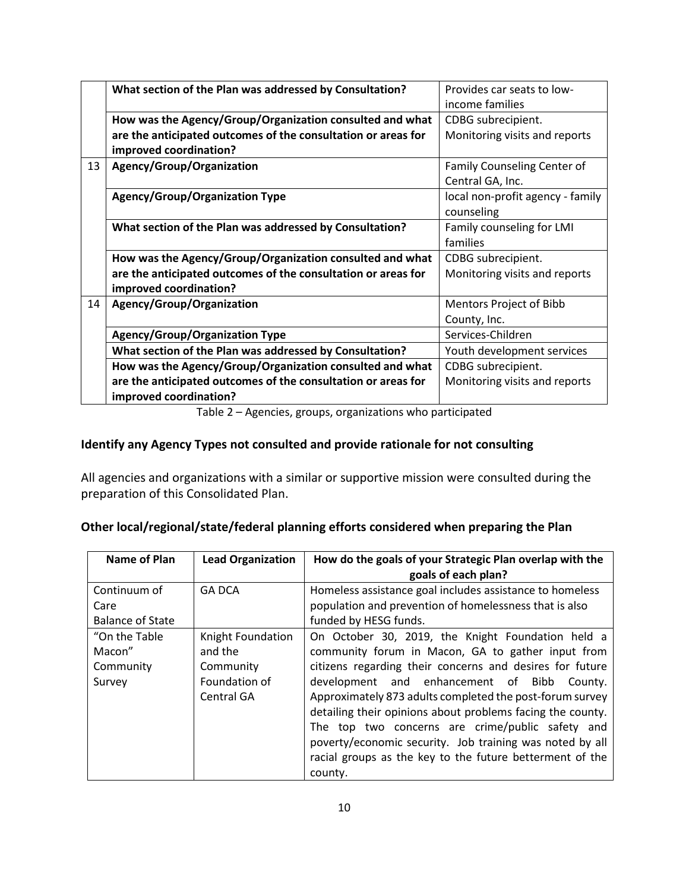| | | |
|---|---|---|
| | **What section of the Plan was addressed by Consultation?** | Provides car seats to low-income families |
| | **How was the Agency/Group/Organization consulted and what are the anticipated outcomes of the consultation or areas for improved coordination?** | CDBG subrecipient. Monitoring visits and reports |
| 13 | **Agency/Group/Organization** | Family Counseling Center of Central GA, Inc. |
| | **Agency/Group/Organization Type** | local non-profit agency - family counseling |
| | **What section of the Plan was addressed by Consultation?** | Family counseling for LMI families |
| | **How was the Agency/Group/Organization consulted and what are the anticipated outcomes of the consultation or areas for improved coordination?** | CDBG subrecipient. Monitoring visits and reports |
| 14 | **Agency/Group/Organization** | Mentors Project of Bibb County, Inc. |
| | **Agency/Group/Organization Type** | Services-Children |
| | **What section of the Plan was addressed by Consultation?** | Youth development services |
| | **How was the Agency/Group/Organization consulted and what are the anticipated outcomes of the consultation or areas for improved coordination?** | CDBG subrecipient. Monitoring visits and reports |

Table 2 – Agencies, groups, organizations who participated

### Identify any Agency Types not consulted and provide rationale for not consulting

All agencies and organizations with a similar or supportive mission were consulted during the preparation of this Consolidated Plan.

### Other local/regional/state/federal planning efforts considered when preparing the Plan

| Name of Plan | Lead Organization | How do the goals of your Strategic Plan overlap with the goals of each plan? |
|---|---|---|
| Continuum of Care Balance of State | GA DCA | Homeless assistance goal includes assistance to homeless population and prevention of homelessness that is also funded by HESG funds. |
| "On the Table Macon" Community Survey | Knight Foundation and the Community Foundation of Central GA | On October 30, 2019, the Knight Foundation held a community forum in Macon, GA to gather input from citizens regarding their concerns and desires for future development and enhancement of Bibb County. Approximately 873 adults completed the post-forum survey detailing their opinions about problems facing the county. The top two concerns are crime/public safety and poverty/economic security. Job training was noted by all racial groups as the key to the future betterment of the county. |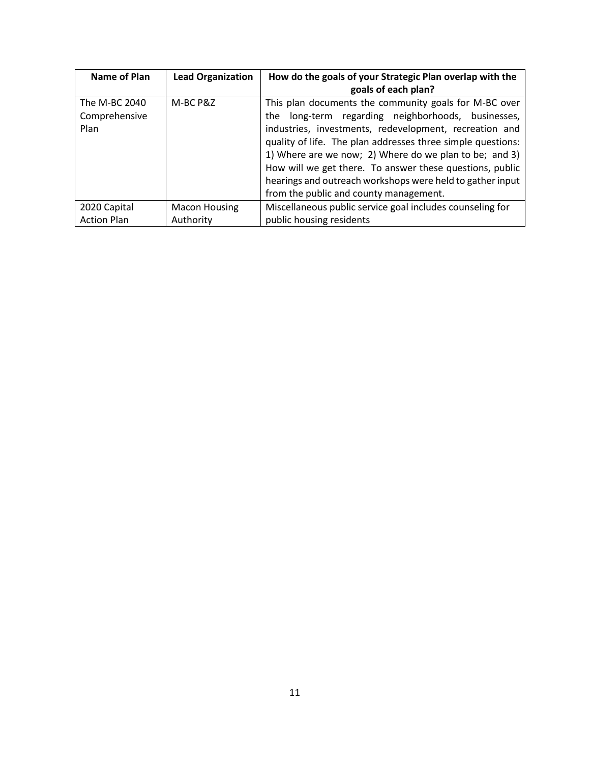| Name of Plan | Lead Organization | How do the goals of your Strategic Plan overlap with the goals of each plan? |
|---|---|---|
| The M-BC 2040 Comprehensive Plan | M-BC P&Z | This plan documents the community goals for M-BC over the long-term regarding neighborhoods, businesses, industries, investments, redevelopment, recreation and quality of life. The plan addresses three simple questions: 1) Where are we now; 2) Where do we plan to be; and 3) How will we get there. To answer these questions, public hearings and outreach workshops were held to gather input from the public and county management. |
| 2020 Capital Action Plan | Macon Housing Authority | Miscellaneous public service goal includes counseling for public housing residents |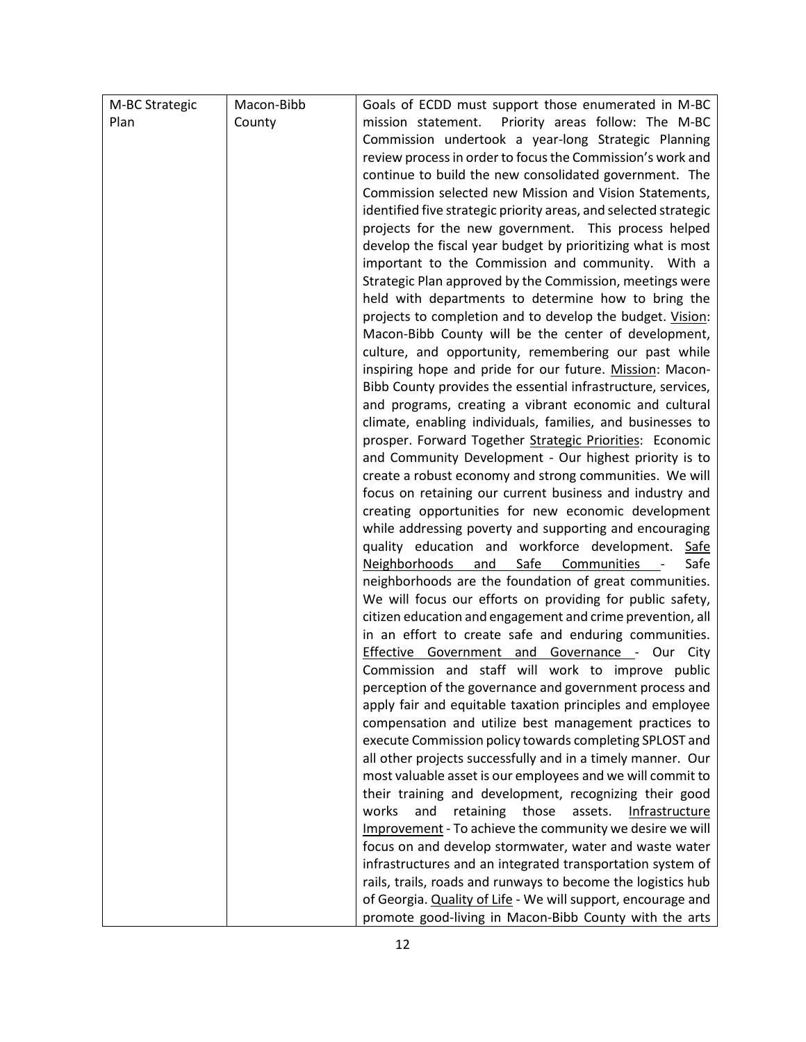| | | |
|---|---|---|
| M-BC Strategic Plan | Macon-Bibb County | Goals of ECDD must support those enumerated in M-BC mission statement. Priority areas follow: The M-BC Commission undertook a year-long Strategic Planning review process in order to focus the Commission's work and continue to build the new consolidated government. The Commission selected new Mission and Vision Statements, identified five strategic priority areas, and selected strategic projects for the new government. This process helped develop the fiscal year budget by prioritizing what is most important to the Commission and community. With a Strategic Plan approved by the Commission, meetings were held with departments to determine how to bring the projects to completion and to develop the budget. Vision: Macon-Bibb County will be the center of development, culture, and opportunity, remembering our past while inspiring hope and pride for our future. Mission: Macon-Bibb County provides the essential infrastructure, services, and programs, creating a vibrant economic and cultural climate, enabling individuals, families, and businesses to prosper. Forward Together Strategic Priorities: Economic and Community Development - Our highest priority is to create a robust economy and strong communities. We will focus on retaining our current business and industry and creating opportunities for new economic development while addressing poverty and supporting and encouraging quality education and workforce development. Safe Neighborhoods and Safe Communities - Safe neighborhoods are the foundation of great communities. We will focus our efforts on providing for public safety, citizen education and engagement and crime prevention, all in an effort to create safe and enduring communities. Effective Government and Governance - Our City Commission and staff will work to improve public perception of the governance and government process and apply fair and equitable taxation principles and employee compensation and utilize best management practices to execute Commission policy towards completing SPLOST and all other projects successfully and in a timely manner. Our most valuable asset is our employees and we will commit to their training and development, recognizing their good works and retaining those assets. Infrastructure Improvement - To achieve the community we desire we will focus on and develop stormwater, water and waste water infrastructures and an integrated transportation system of rails, trails, roads and runways to become the logistics hub of Georgia. Quality of Life - We will support, encourage and promote good-living in Macon-Bibb County with the arts |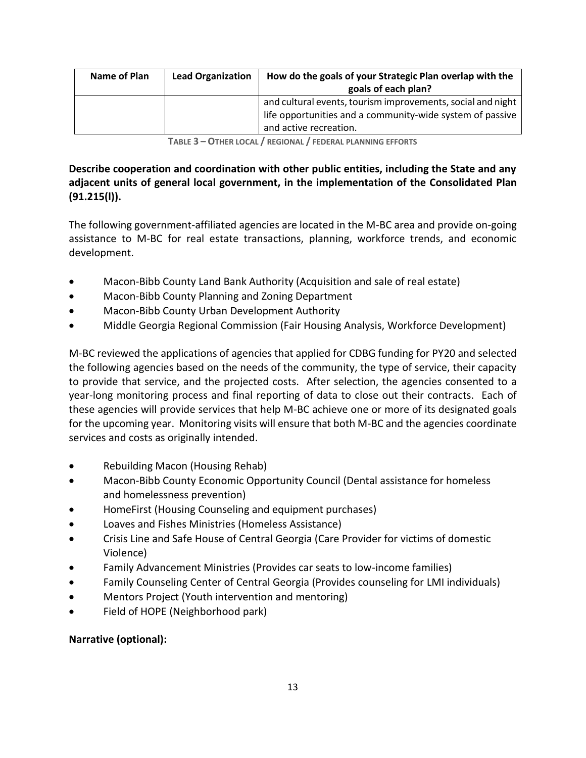| Name of Plan | Lead Organization | How do the goals of your Strategic Plan overlap with the goals of each plan? |
|---|---|---|
| | | and cultural events, tourism improvements, social and night life opportunities and a community-wide system of passive and active recreation. |

**TABLE 3 – OTHER LOCAL / REGIONAL / FEDERAL PLANNING EFFORTS**

**Describe cooperation and coordination with other public entities, including the State and any adjacent units of general local government, in the implementation of the Consolidated Plan (91.215(l)).**

The following government-affiliated agencies are located in the M-BC area and provide on-going assistance to M-BC for real estate transactions, planning, workforce trends, and economic development.

- Macon-Bibb County Land Bank Authority (Acquisition and sale of real estate)
- Macon-Bibb County Planning and Zoning Department
- Macon-Bibb County Urban Development Authority
- Middle Georgia Regional Commission (Fair Housing Analysis, Workforce Development)

M-BC reviewed the applications of agencies that applied for CDBG funding for PY20 and selected the following agencies based on the needs of the community, the type of service, their capacity to provide that service, and the projected costs. After selection, the agencies consented to a year-long monitoring process and final reporting of data to close out their contracts. Each of these agencies will provide services that help M-BC achieve one or more of its designated goals for the upcoming year. Monitoring visits will ensure that both M-BC and the agencies coordinate services and costs as originally intended.

- Rebuilding Macon (Housing Rehab)
- Macon-Bibb County Economic Opportunity Council (Dental assistance for homeless and homelessness prevention)
- HomeFirst (Housing Counseling and equipment purchases)
- Loaves and Fishes Ministries (Homeless Assistance)
- Crisis Line and Safe House of Central Georgia (Care Provider for victims of domestic Violence)
- Family Advancement Ministries (Provides car seats to low-income families)
- Family Counseling Center of Central Georgia (Provides counseling for LMI individuals)
- Mentors Project (Youth intervention and mentoring)
- Field of HOPE (Neighborhood park)

**Narrative (optional):**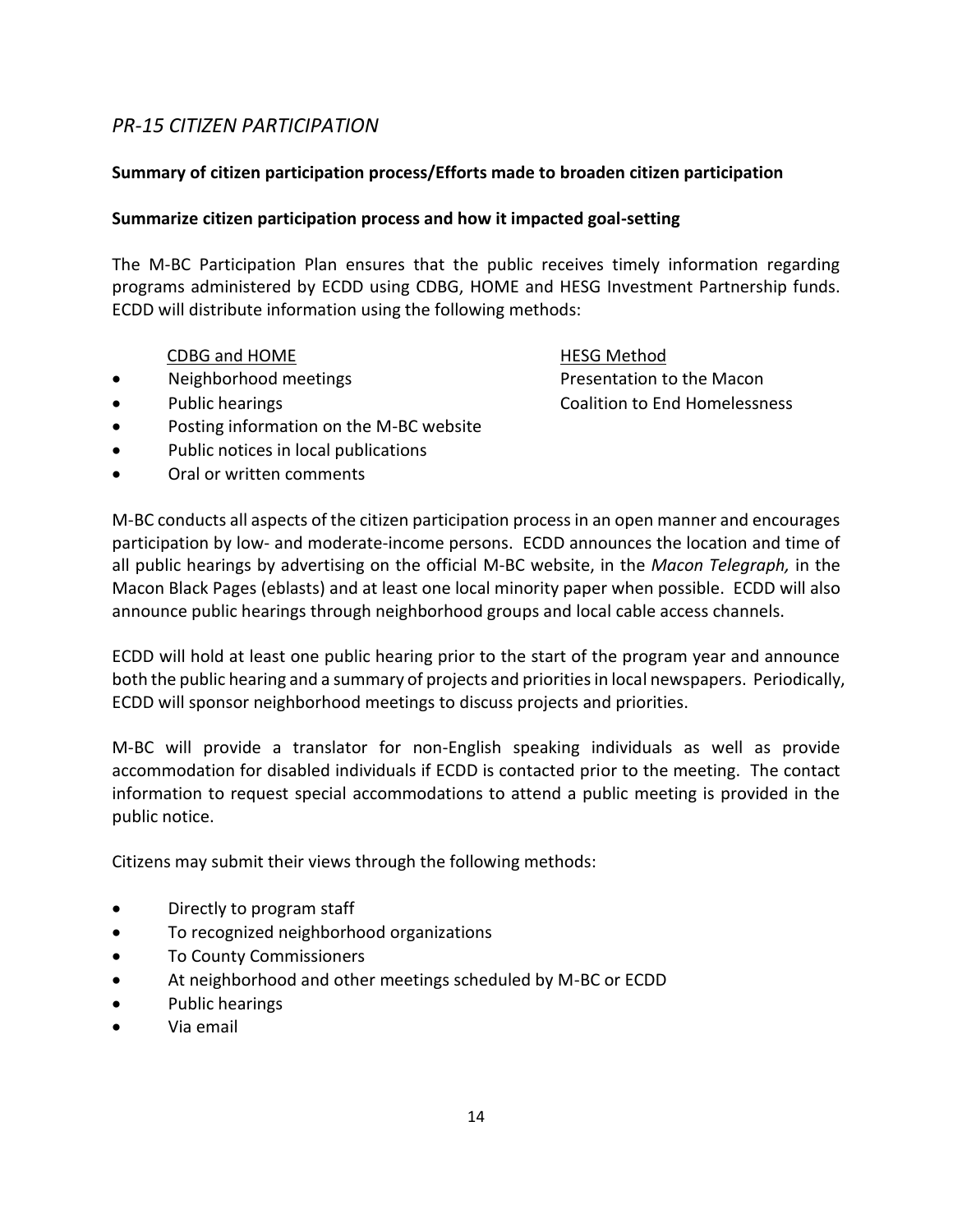## *PR-15 CITIZEN PARTICIPATION*

**Summary of citizen participation process/Efforts made to broaden citizen participation**

**Summarize citizen participation process and how it impacted goal-setting**

The M-BC Participation Plan ensures that the public receives timely information regarding programs administered by ECDD using CDBG, HOME and HESG Investment Partnership funds. ECDD will distribute information using the following methods:

CDBG and HOME

- Neighborhood meetings
- Public hearings
- Posting information on the M-BC website
- Public notices in local publications
- Oral or written comments

HESG Method

Presentation to the Macon Coalition to End Homelessness

M-BC conducts all aspects of the citizen participation process in an open manner and encourages participation by low- and moderate-income persons. ECDD announces the location and time of all public hearings by advertising on the official M-BC website, in the *Macon Telegraph,* in the Macon Black Pages (eblasts) and at least one local minority paper when possible. ECDD will also announce public hearings through neighborhood groups and local cable access channels.

ECDD will hold at least one public hearing prior to the start of the program year and announce both the public hearing and a summary of projects and priorities in local newspapers. Periodically, ECDD will sponsor neighborhood meetings to discuss projects and priorities.

M-BC will provide a translator for non-English speaking individuals as well as provide accommodation for disabled individuals if ECDD is contacted prior to the meeting. The contact information to request special accommodations to attend a public meeting is provided in the public notice.

Citizens may submit their views through the following methods:

- Directly to program staff
- To recognized neighborhood organizations
- To County Commissioners
- At neighborhood and other meetings scheduled by M-BC or ECDD
- Public hearings
- Via email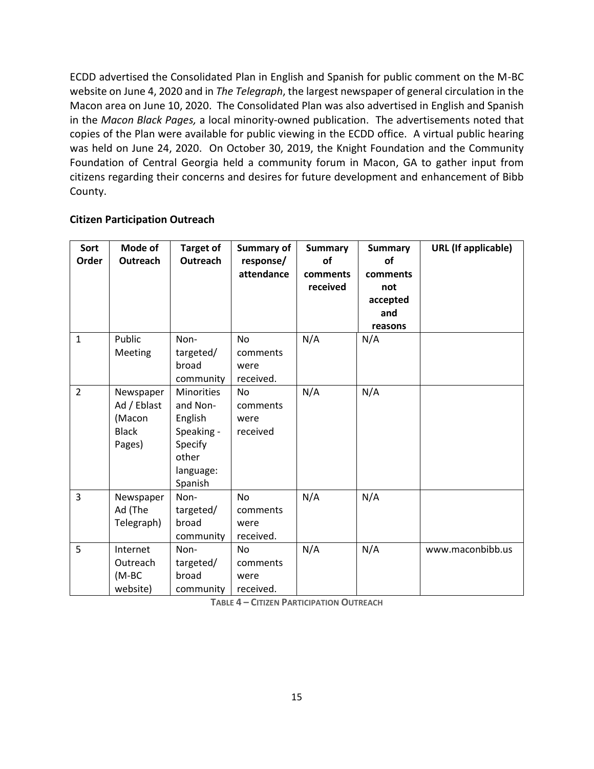ECDD advertised the Consolidated Plan in English and Spanish for public comment on the M-BC website on June 4, 2020 and in *The Telegraph*, the largest newspaper of general circulation in the Macon area on June 10, 2020. The Consolidated Plan was also advertised in English and Spanish in the *Macon Black Pages,* a local minority-owned publication. The advertisements noted that copies of the Plan were available for public viewing in the ECDD office. A virtual public hearing was held on June 24, 2020. On October 30, 2019, the Knight Foundation and the Community Foundation of Central Georgia held a community forum in Macon, GA to gather input from citizens regarding their concerns and desires for future development and enhancement of Bibb County.

## Citizen Participation Outreach

| Sort Order | Mode of Outreach | Target of Outreach | Summary of response/ attendance | Summary of comments received | Summary of comments not accepted and reasons | URL (If applicable) |
|---|---|---|---|---|---|---|
| 1 | Public Meeting | Non-targeted/ broad community | No comments were received. | N/A | N/A | |
| 2 | Newspaper Ad / Eblast (Macon Black Pages) | Minorities and Non-English Speaking - Specify other language: Spanish | No comments were received | N/A | N/A | |
| 3 | Newspaper Ad (The Telegraph) | Non-targeted/ broad community | No comments were received. | N/A | N/A | |
| 5 | Internet Outreach (M-BC website) | Non-targeted/ broad community | No comments were received. | N/A | N/A | www.maconbibb.us |

**TABLE 4 – CITIZEN PARTICIPATION OUTREACH**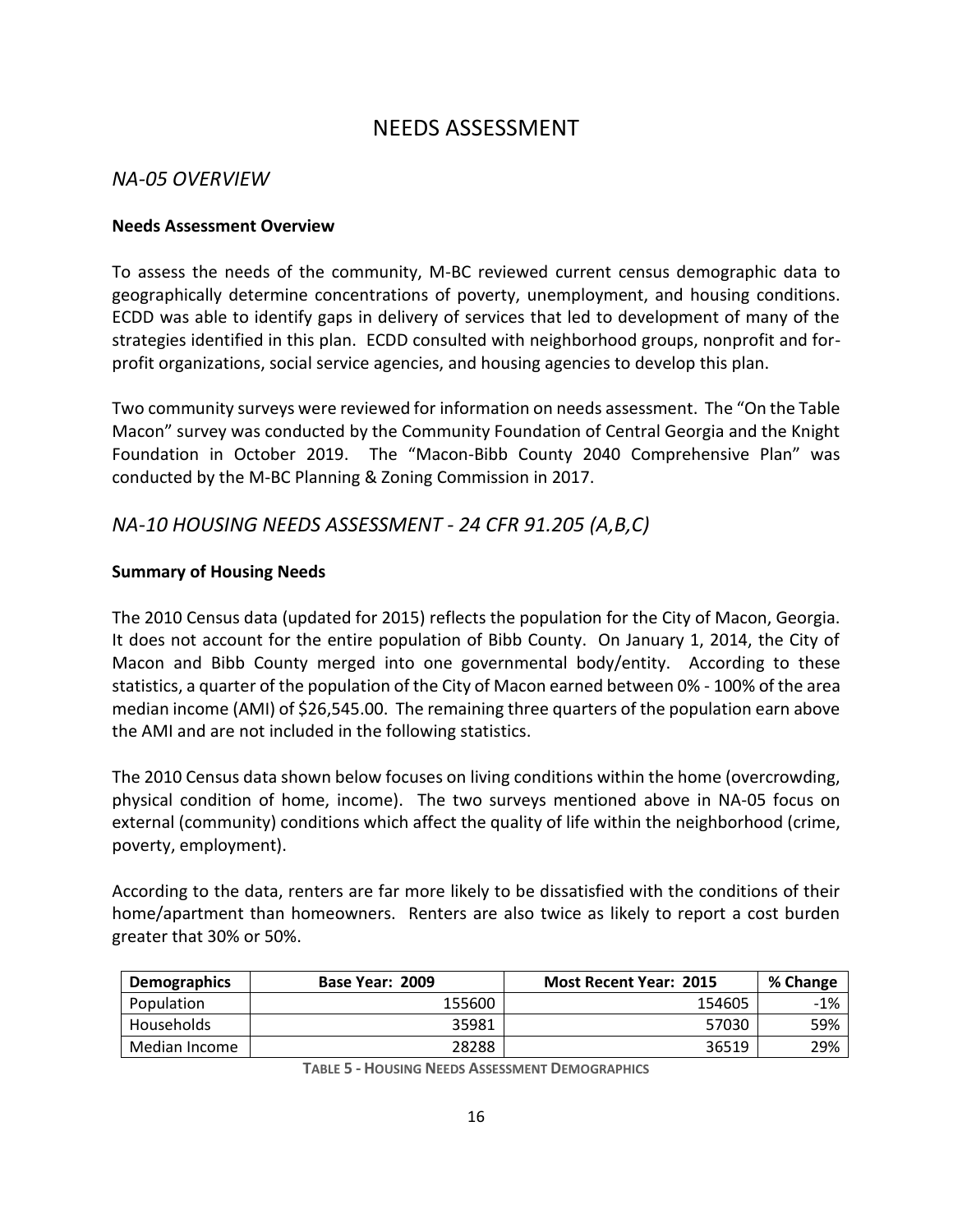# NEEDS ASSESSMENT

## *NA-05 OVERVIEW*

**Needs Assessment Overview**

To assess the needs of the community, M-BC reviewed current census demographic data to geographically determine concentrations of poverty, unemployment, and housing conditions. ECDD was able to identify gaps in delivery of services that led to development of many of the strategies identified in this plan. ECDD consulted with neighborhood groups, nonprofit and for-profit organizations, social service agencies, and housing agencies to develop this plan.

Two community surveys were reviewed for information on needs assessment. The "On the Table Macon" survey was conducted by the Community Foundation of Central Georgia and the Knight Foundation in October 2019. The "Macon-Bibb County 2040 Comprehensive Plan" was conducted by the M-BC Planning & Zoning Commission in 2017.

## *NA-10 HOUSING NEEDS ASSESSMENT - 24 CFR 91.205 (A,B,C)*

**Summary of Housing Needs**

The 2010 Census data (updated for 2015) reflects the population for the City of Macon, Georgia. It does not account for the entire population of Bibb County. On January 1, 2014, the City of Macon and Bibb County merged into one governmental body/entity. According to these statistics, a quarter of the population of the City of Macon earned between 0% - 100% of the area median income (AMI) of $26,545.00. The remaining three quarters of the population earn above the AMI and are not included in the following statistics.

The 2010 Census data shown below focuses on living conditions within the home (overcrowding, physical condition of home, income). The two surveys mentioned above in NA-05 focus on external (community) conditions which affect the quality of life within the neighborhood (crime, poverty, employment).

According to the data, renters are far more likely to be dissatisfied with the conditions of their home/apartment than homeowners. Renters are also twice as likely to report a cost burden greater that 30% or 50%.

| Demographics | Base Year: 2009 | Most Recent Year: 2015 | % Change |
|---|---|---|---|
| Population | 155600 | 154605 | -1% |
| Households | 35981 | 57030 | 59% |
| Median Income | 28288 | 36519 | 29% |

**TABLE 5 - HOUSING NEEDS ASSESSMENT DEMOGRAPHICS**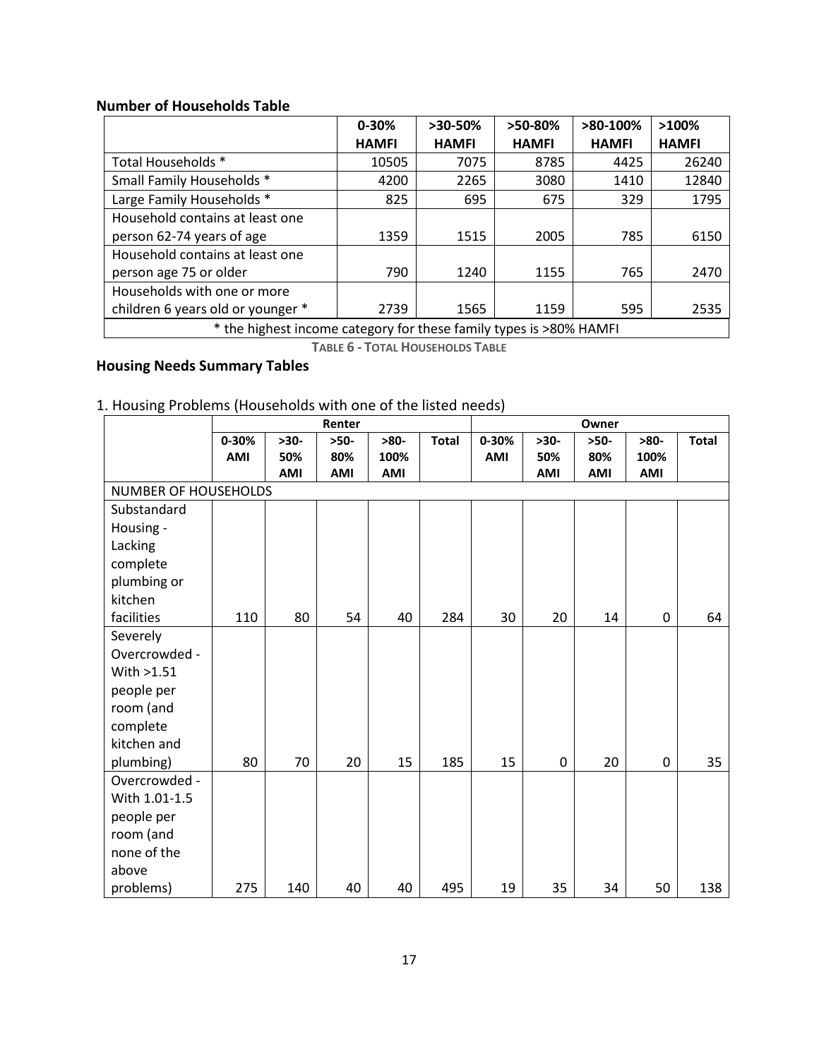**Number of Households Table**

| | 0-30% HAMFI | >30-50% HAMFI | >50-80% HAMFI | >80-100% HAMFI | >100% HAMFI |
|---|---|---|---|---|---|
| Total Households * | 10505 | 7075 | 8785 | 4425 | 26240 |
| Small Family Households * | 4200 | 2265 | 3080 | 1410 | 12840 |
| Large Family Households * | 825 | 695 | 675 | 329 | 1795 |
| Household contains at least one person 62-74 years of age | 1359 | 1515 | 2005 | 785 | 6150 |
| Household contains at least one person age 75 or older | 790 | 1240 | 1155 | 765 | 2470 |
| Households with one or more children 6 years old or younger * | 2739 | 1565 | 1159 | 595 | 2535 |
| * the highest income category for these family types is >80% HAMFI | | | | | |

**TABLE 6 - TOTAL HOUSEHOLDS TABLE**

## Housing Needs Summary Tables

1. Housing Problems (Households with one of the listed needs)

| | Renter | | | | | Owner | | | | |
|---|---|---|---|---|---|---|---|---|---|---|
| | 0-30% AMI | >30-50% AMI | >50-80% AMI | >80-100% AMI | Total | 0-30% AMI | >30-50% AMI | >50-80% AMI | >80-100% AMI | Total |
| NUMBER OF HOUSEHOLDS | | | | | | | | | | |
| Substandard Housing - Lacking complete plumbing or kitchen facilities | 110 | 80 | 54 | 40 | 284 | 30 | 20 | 14 | 0 | 64 |
| Severely Overcrowded - With >1.51 people per room (and complete kitchen and plumbing) | 80 | 70 | 20 | 15 | 185 | 15 | 0 | 20 | 0 | 35 |
| Overcrowded - With 1.01-1.5 people per room (and none of the above problems) | 275 | 140 | 40 | 40 | 495 | 19 | 35 | 34 | 50 | 138 |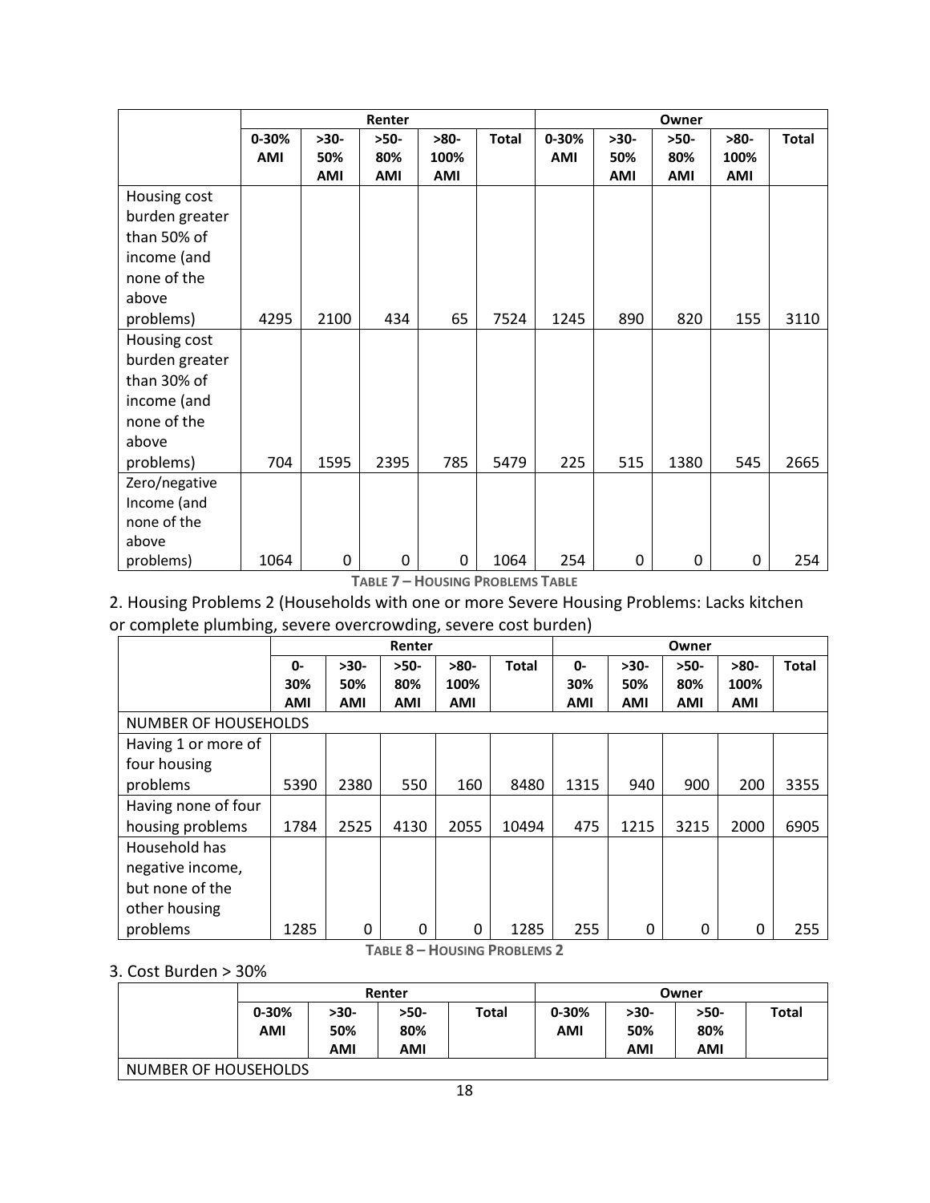| | Renter | | | | | Owner | | | | |
|---|---|---|---|---|---|---|---|---|---|---|
| | 0-30% AMI | >30-50% AMI | >50-80% AMI | >80-100% AMI | Total | 0-30% AMI | >30-50% AMI | >50-80% AMI | >80-100% AMI | Total |
| Housing cost burden greater than 50% of income (and none of the above problems) | 4295 | 2100 | 434 | 65 | 7524 | 1245 | 890 | 820 | 155 | 3110 |
| Housing cost burden greater than 30% of income (and none of the above problems) | 704 | 1595 | 2395 | 785 | 5479 | 225 | 515 | 1380 | 545 | 2665 |
| Zero/negative Income (and none of the above problems) | 1064 | 0 | 0 | 0 | 1064 | 254 | 0 | 0 | 0 | 254 |

**Table 7 – Housing Problems Table**

2. Housing Problems 2 (Households with one or more Severe Housing Problems: Lacks kitchen or complete plumbing, severe overcrowding, severe cost burden)

| | Renter | | | | | Owner | | | | |
|---|---|---|---|---|---|---|---|---|---|---|
| | 0-30% AMI | >30-50% AMI | >50-80% AMI | >80-100% AMI | Total | 0-30% AMI | >30-50% AMI | >50-80% AMI | >80-100% AMI | Total |
| NUMBER OF HOUSEHOLDS | | | | | | | | | | |
| Having 1 or more of four housing problems | 5390 | 2380 | 550 | 160 | 8480 | 1315 | 940 | 900 | 200 | 3355 |
| Having none of four housing problems | 1784 | 2525 | 4130 | 2055 | 10494 | 475 | 1215 | 3215 | 2000 | 6905 |
| Household has negative income, but none of the other housing problems | 1285 | 0 | 0 | 0 | 1285 | 255 | 0 | 0 | 0 | 255 |

**Table 8 – Housing Problems 2**

3. Cost Burden > 30%

| | Renter | | | | Owner | | | |
|---|---|---|---|---|---|---|---|---|
| | 0-30% AMI | >30-50% AMI | >50-80% AMI | Total | 0-30% AMI | >30-50% AMI | >50-80% AMI | Total |
| NUMBER OF HOUSEHOLDS | | | | | | | | |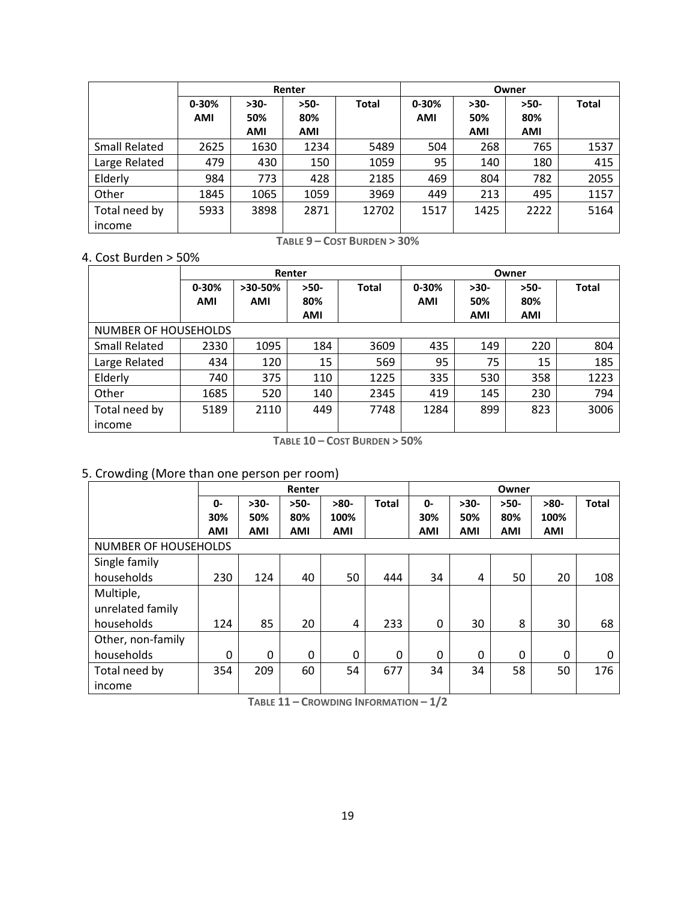| | Renter | | | | Owner | | | |
|---|---|---|---|---|---|---|---|---|
| | 0-30% AMI | >30-50% AMI | >50-80% AMI | Total | 0-30% AMI | >30-50% AMI | >50-80% AMI | Total |
| Small Related | 2625 | 1630 | 1234 | 5489 | 504 | 268 | 765 | 1537 |
| Large Related | 479 | 430 | 150 | 1059 | 95 | 140 | 180 | 415 |
| Elderly | 984 | 773 | 428 | 2185 | 469 | 804 | 782 | 2055 |
| Other | 1845 | 1065 | 1059 | 3969 | 449 | 213 | 495 | 1157 |
| Total need by income | 5933 | 3898 | 2871 | 12702 | 1517 | 1425 | 2222 | 5164 |

**Table 9 – Cost Burden > 30%**

4. Cost Burden > 50%

| | Renter | | | | Owner | | | |
|---|---|---|---|---|---|---|---|---|
| | 0-30% AMI | >30-50% AMI | >50-80% AMI | Total | 0-30% AMI | >30-50% AMI | >50-80% AMI | Total |
| NUMBER OF HOUSEHOLDS | | | | | | | | |
| Small Related | 2330 | 1095 | 184 | 3609 | 435 | 149 | 220 | 804 |
| Large Related | 434 | 120 | 15 | 569 | 95 | 75 | 15 | 185 |
| Elderly | 740 | 375 | 110 | 1225 | 335 | 530 | 358 | 1223 |
| Other | 1685 | 520 | 140 | 2345 | 419 | 145 | 230 | 794 |
| Total need by income | 5189 | 2110 | 449 | 7748 | 1284 | 899 | 823 | 3006 |

**Table 10 – Cost Burden > 50%**

5. Crowding (More than one person per room)

| | Renter | | | | | Owner | | | | |
|---|---|---|---|---|---|---|---|---|---|---|
| | 0-30% AMI | >30-50% AMI | >50-80% AMI | >80-100% AMI | Total | 0-30% AMI | >30-50% AMI | >50-80% AMI | >80-100% AMI | Total |
| NUMBER OF HOUSEHOLDS | | | | | | | | | | |
| Single family households | 230 | 124 | 40 | 50 | 444 | 34 | 4 | 50 | 20 | 108 |
| Multiple, unrelated family households | 124 | 85 | 20 | 4 | 233 | 0 | 30 | 8 | 30 | 68 |
| Other, non-family households | 0 | 0 | 0 | 0 | 0 | 0 | 0 | 0 | 0 | 0 |
| Total need by income | 354 | 209 | 60 | 54 | 677 | 34 | 34 | 58 | 50 | 176 |

**Table 11 – Crowding Information – 1/2**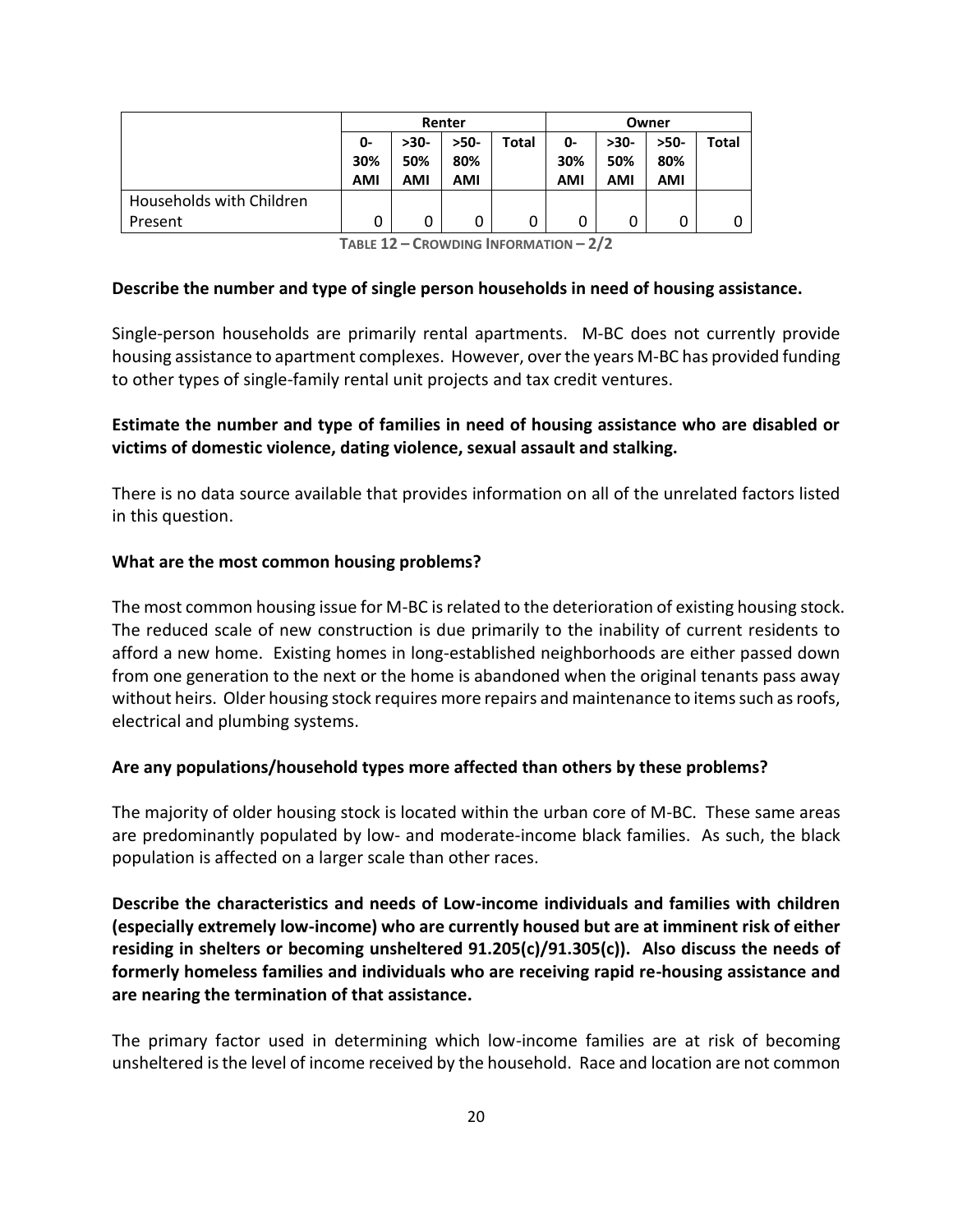| | Renter | | | | Owner | | | |
|---|---|---|---|---|---|---|---|---|
| | 0-30% AMI | >30-50% AMI | >50-80% AMI | Total | 0-30% AMI | >30-50% AMI | >50-80% AMI | Total |
| Households with Children Present | 0 | 0 | 0 | 0 | 0 | 0 | 0 | 0 |

**Table 12 – Crowding Information – 2/2**

**Describe the number and type of single person households in need of housing assistance.**

Single-person households are primarily rental apartments. M-BC does not currently provide housing assistance to apartment complexes. However, over the years M-BC has provided funding to other types of single-family rental unit projects and tax credit ventures.

**Estimate the number and type of families in need of housing assistance who are disabled or victims of domestic violence, dating violence, sexual assault and stalking.**

There is no data source available that provides information on all of the unrelated factors listed in this question.

**What are the most common housing problems?**

The most common housing issue for M-BC is related to the deterioration of existing housing stock. The reduced scale of new construction is due primarily to the inability of current residents to afford a new home. Existing homes in long-established neighborhoods are either passed down from one generation to the next or the home is abandoned when the original tenants pass away without heirs. Older housing stock requires more repairs and maintenance to items such as roofs, electrical and plumbing systems.

**Are any populations/household types more affected than others by these problems?**

The majority of older housing stock is located within the urban core of M-BC. These same areas are predominantly populated by low- and moderate-income black families. As such, the black population is affected on a larger scale than other races.

**Describe the characteristics and needs of Low-income individuals and families with children (especially extremely low-income) who are currently housed but are at imminent risk of either residing in shelters or becoming unsheltered 91.205(c)/91.305(c)). Also discuss the needs of formerly homeless families and individuals who are receiving rapid re-housing assistance and are nearing the termination of that assistance.**

The primary factor used in determining which low-income families are at risk of becoming unsheltered is the level of income received by the household. Race and location are not common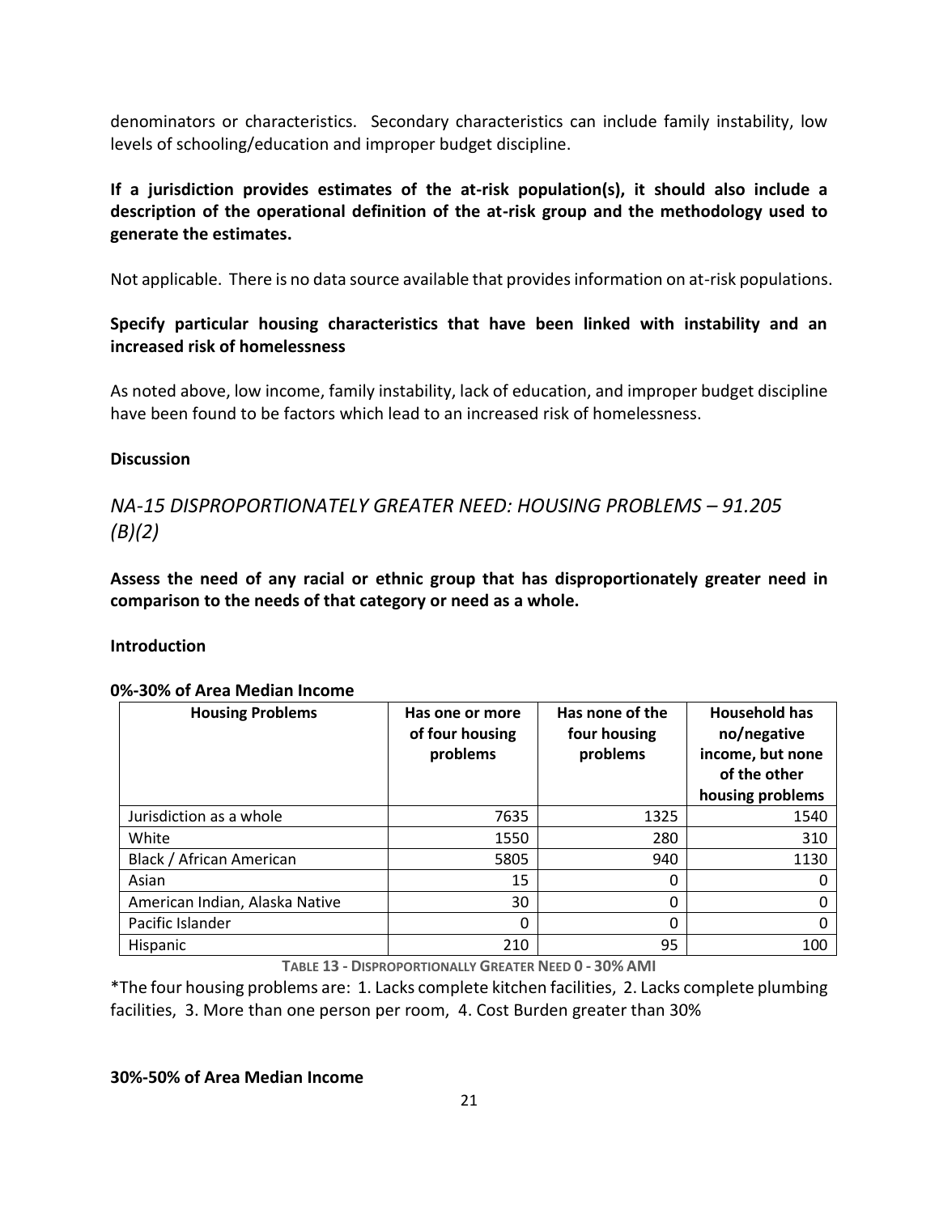denominators or characteristics. Secondary characteristics can include family instability, low levels of schooling/education and improper budget discipline.

**If a jurisdiction provides estimates of the at-risk population(s), it should also include a description of the operational definition of the at-risk group and the methodology used to generate the estimates.**

Not applicable. There is no data source available that provides information on at-risk populations.

**Specify particular housing characteristics that have been linked with instability and an increased risk of homelessness**

As noted above, low income, family instability, lack of education, and improper budget discipline have been found to be factors which lead to an increased risk of homelessness.

**Discussion**

## *NA-15 DISPROPORTIONATELY GREATER NEED: HOUSING PROBLEMS – 91.205 (B)(2)*

**Assess the need of any racial or ethnic group that has disproportionately greater need in comparison to the needs of that category or need as a whole.**

**Introduction**

**0%-30% of Area Median Income**

| Housing Problems | Has one or more of four housing problems | Has none of the four housing problems | Household has no/negative income, but none of the other housing problems |
|---|---|---|---|
| Jurisdiction as a whole | 7635 | 1325 | 1540 |
| White | 1550 | 280 | 310 |
| Black / African American | 5805 | 940 | 1130 |
| Asian | 15 | 0 | 0 |
| American Indian, Alaska Native | 30 | 0 | 0 |
| Pacific Islander | 0 | 0 | 0 |
| Hispanic | 210 | 95 | 100 |

TABLE 13 - DISPROPORTIONALLY GREATER NEED 0 - 30% AMI

*The four housing problems are: 1. Lacks complete kitchen facilities, 2. Lacks complete plumbing facilities, 3. More than one person per room, 4. Cost Burden greater than 30%

**30%-50% of Area Median Income**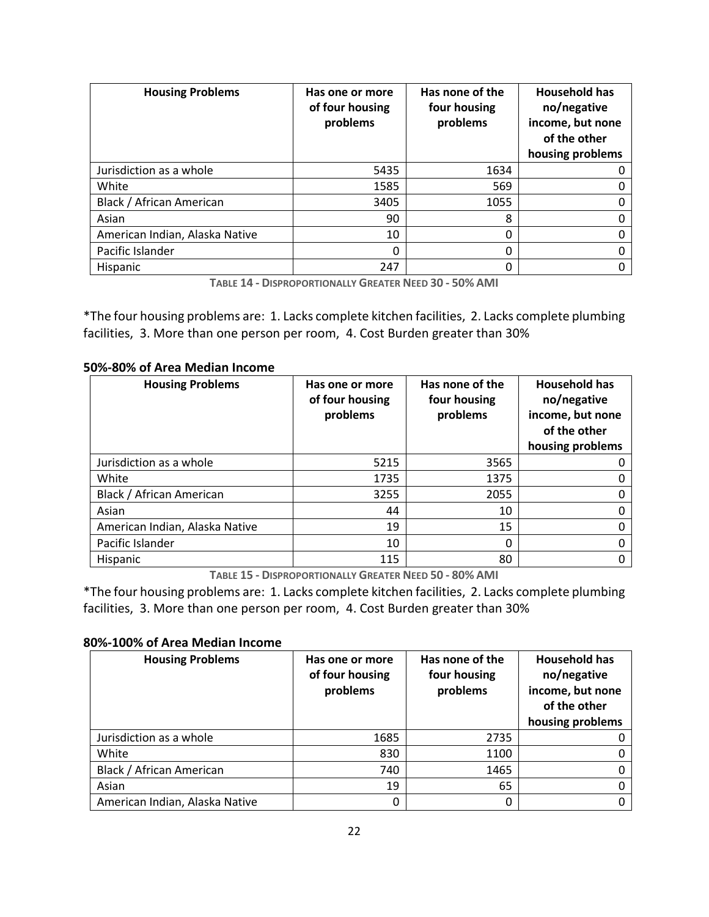| Housing Problems | Has one or more of four housing problems | Has none of the four housing problems | Household has no/negative income, but none of the other housing problems |
|---|---|---|---|
| Jurisdiction as a whole | 5435 | 1634 | 0 |
| White | 1585 | 569 | 0 |
| Black / African American | 3405 | 1055 | 0 |
| Asian | 90 | 8 | 0 |
| American Indian, Alaska Native | 10 | 0 | 0 |
| Pacific Islander | 0 | 0 | 0 |
| Hispanic | 247 | 0 | 0 |

**Table 14 - Disproportionally Greater Need 30 - 50% AMI**

*The four housing problems are: 1. Lacks complete kitchen facilities, 2. Lacks complete plumbing facilities, 3. More than one person per room, 4. Cost Burden greater than 30%

**50%-80% of Area Median Income**

| Housing Problems | Has one or more of four housing problems | Has none of the four housing problems | Household has no/negative income, but none of the other housing problems |
|---|---|---|---|
| Jurisdiction as a whole | 5215 | 3565 | 0 |
| White | 1735 | 1375 | 0 |
| Black / African American | 3255 | 2055 | 0 |
| Asian | 44 | 10 | 0 |
| American Indian, Alaska Native | 19 | 15 | 0 |
| Pacific Islander | 10 | 0 | 0 |
| Hispanic | 115 | 80 | 0 |

**Table 15 - Disproportionally Greater Need 50 - 80% AMI**

*The four housing problems are: 1. Lacks complete kitchen facilities, 2. Lacks complete plumbing facilities, 3. More than one person per room, 4. Cost Burden greater than 30%

**80%-100% of Area Median Income**

| Housing Problems | Has one or more of four housing problems | Has none of the four housing problems | Household has no/negative income, but none of the other housing problems |
|---|---|---|---|
| Jurisdiction as a whole | 1685 | 2735 | 0 |
| White | 830 | 1100 | 0 |
| Black / African American | 740 | 1465 | 0 |
| Asian | 19 | 65 | 0 |
| American Indian, Alaska Native | 0 | 0 | 0 |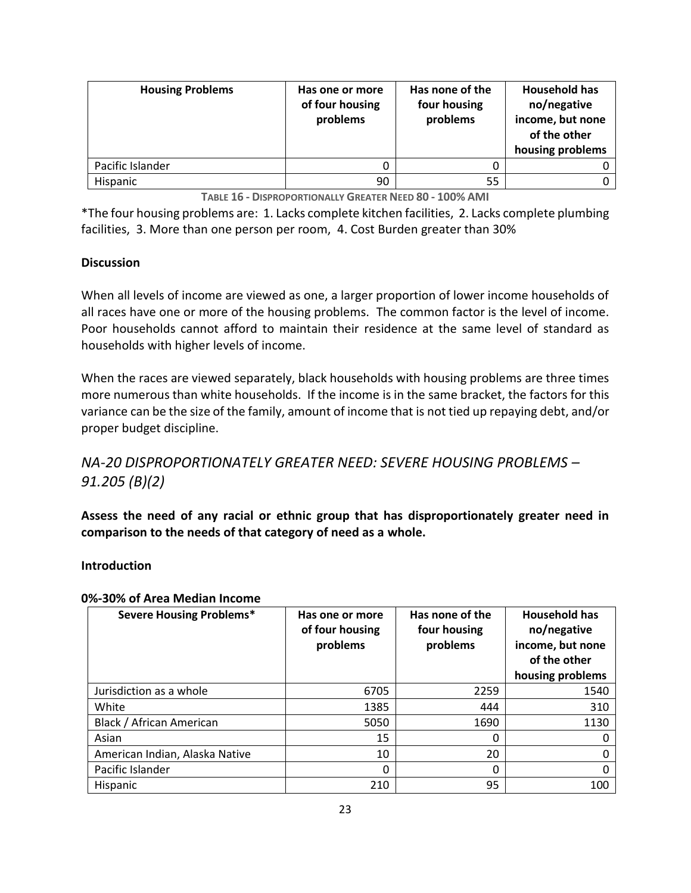| Housing Problems | Has one or more of four housing problems | Has none of the four housing problems | Household has no/negative income, but none of the other housing problems |
|---|---|---|---|
| Pacific Islander | 0 | 0 | 0 |
| Hispanic | 90 | 55 | 0 |

**TABLE 16 - DISPROPORTIONALLY GREATER NEED 80 - 100% AMI**

*The four housing problems are: 1. Lacks complete kitchen facilities, 2. Lacks complete plumbing facilities, 3. More than one person per room, 4. Cost Burden greater than 30%

**Discussion**

When all levels of income are viewed as one, a larger proportion of lower income households of all races have one or more of the housing problems. The common factor is the level of income. Poor households cannot afford to maintain their residence at the same level of standard as households with higher levels of income.

When the races are viewed separately, black households with housing problems are three times more numerous than white households. If the income is in the same bracket, the factors for this variance can be the size of the family, amount of income that is not tied up repaying debt, and/or proper budget discipline.

## *NA-20 DISPROPORTIONATELY GREATER NEED: SEVERE HOUSING PROBLEMS – 91.205 (B)(2)*

**Assess the need of any racial or ethnic group that has disproportionately greater need in comparison to the needs of that category of need as a whole.**

**Introduction**

**0%-30% of Area Median Income**

| Severe Housing Problems* | Has one or more of four housing problems | Has none of the four housing problems | Household has no/negative income, but none of the other housing problems |
|---|---|---|---|
| Jurisdiction as a whole | 6705 | 2259 | 1540 |
| White | 1385 | 444 | 310 |
| Black / African American | 5050 | 1690 | 1130 |
| Asian | 15 | 0 | 0 |
| American Indian, Alaska Native | 10 | 20 | 0 |
| Pacific Islander | 0 | 0 | 0 |
| Hispanic | 210 | 95 | 100 |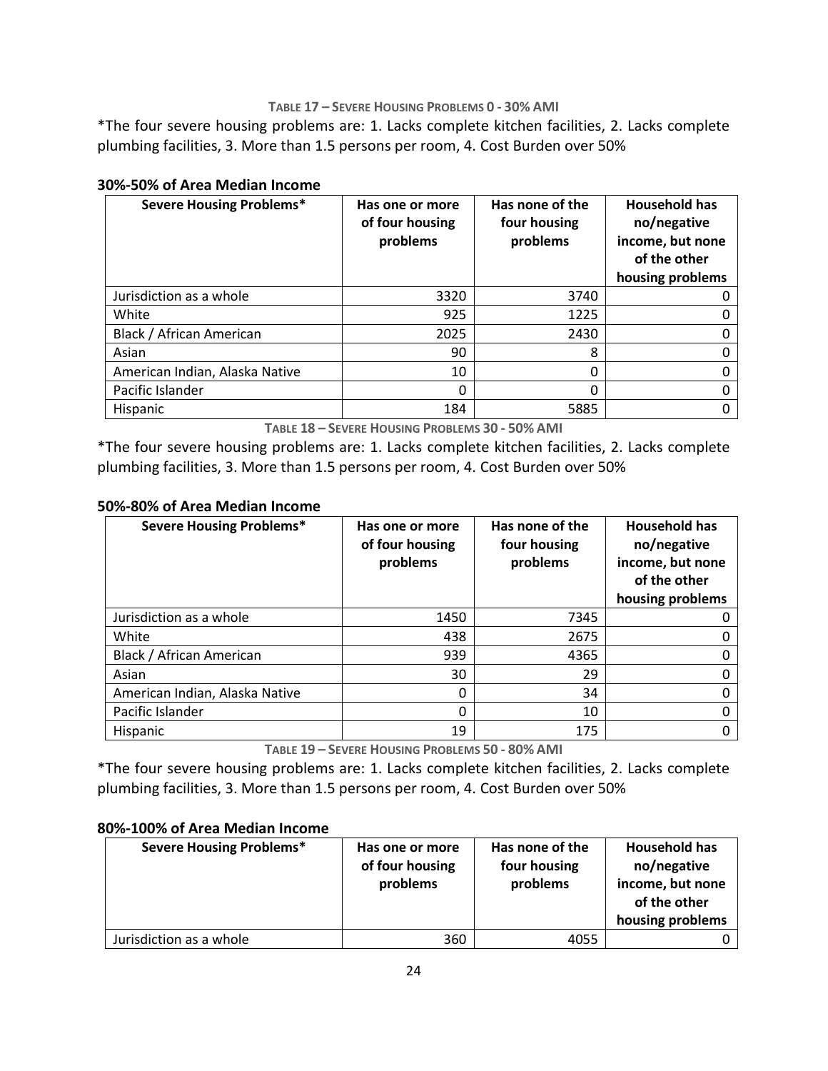**Table 17 – Severe Housing Problems 0 - 30% AMI**

*The four severe housing problems are: 1. Lacks complete kitchen facilities, 2. Lacks complete plumbing facilities, 3. More than 1.5 persons per room, 4. Cost Burden over 50%

**30%-50% of Area Median Income**

| Severe Housing Problems* | Has one or more of four housing problems | Has none of the four housing problems | Household has no/negative income, but none of the other housing problems |
|---|---|---|---|
| Jurisdiction as a whole | 3320 | 3740 | 0 |
| White | 925 | 1225 | 0 |
| Black / African American | 2025 | 2430 | 0 |
| Asian | 90 | 8 | 0 |
| American Indian, Alaska Native | 10 | 0 | 0 |
| Pacific Islander | 0 | 0 | 0 |
| Hispanic | 184 | 5885 | 0 |

**Table 18 – Severe Housing Problems 30 - 50% AMI**

*The four severe housing problems are: 1. Lacks complete kitchen facilities, 2. Lacks complete plumbing facilities, 3. More than 1.5 persons per room, 4. Cost Burden over 50%

**50%-80% of Area Median Income**

| Severe Housing Problems* | Has one or more of four housing problems | Has none of the four housing problems | Household has no/negative income, but none of the other housing problems |
|---|---|---|---|
| Jurisdiction as a whole | 1450 | 7345 | 0 |
| White | 438 | 2675 | 0 |
| Black / African American | 939 | 4365 | 0 |
| Asian | 30 | 29 | 0 |
| American Indian, Alaska Native | 0 | 34 | 0 |
| Pacific Islander | 0 | 10 | 0 |
| Hispanic | 19 | 175 | 0 |

**Table 19 – Severe Housing Problems 50 - 80% AMI**

*The four severe housing problems are: 1. Lacks complete kitchen facilities, 2. Lacks complete plumbing facilities, 3. More than 1.5 persons per room, 4. Cost Burden over 50%

**80%-100% of Area Median Income**

| Severe Housing Problems* | Has one or more of four housing problems | Has none of the four housing problems | Household has no/negative income, but none of the other housing problems |
|---|---|---|---|
| Jurisdiction as a whole | 360 | 4055 | 0 |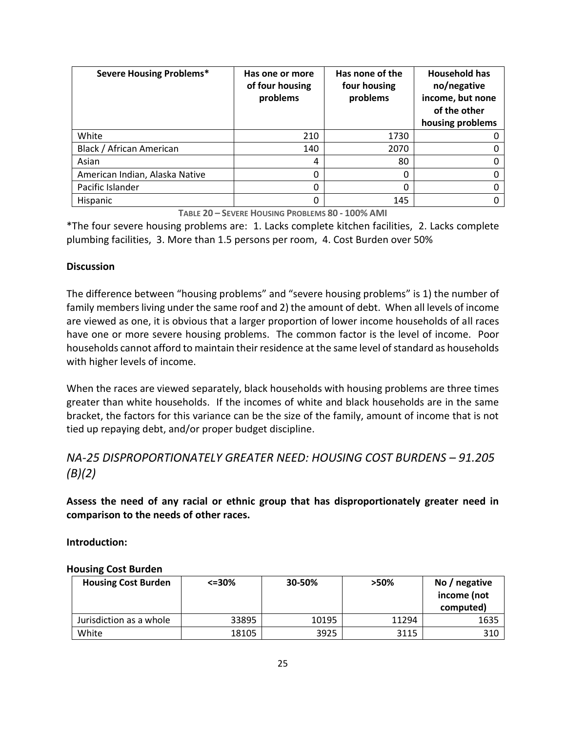| Severe Housing Problems* | Has one or more of four housing problems | Has none of the four housing problems | Household has no/negative income, but none of the other housing problems |
|---|---|---|---|
| White | 210 | 1730 | 0 |
| Black / African American | 140 | 2070 | 0 |
| Asian | 4 | 80 | 0 |
| American Indian, Alaska Native | 0 | 0 | 0 |
| Pacific Islander | 0 | 0 | 0 |
| Hispanic | 0 | 145 | 0 |

TABLE 20 – SEVERE HOUSING PROBLEMS 80 - 100% AMI

*The four severe housing problems are: 1. Lacks complete kitchen facilities, 2. Lacks complete plumbing facilities, 3. More than 1.5 persons per room, 4. Cost Burden over 50%

**Discussion**

The difference between "housing problems" and "severe housing problems" is 1) the number of family members living under the same roof and 2) the amount of debt. When all levels of income are viewed as one, it is obvious that a larger proportion of lower income households of all races have one or more severe housing problems. The common factor is the level of income. Poor households cannot afford to maintain their residence at the same level of standard as households with higher levels of income.

When the races are viewed separately, black households with housing problems are three times greater than white households. If the incomes of white and black households are in the same bracket, the factors for this variance can be the size of the family, amount of income that is not tied up repaying debt, and/or proper budget discipline.

## *NA-25 DISPROPORTIONATELY GREATER NEED: HOUSING COST BURDENS – 91.205 (B)(2)*

**Assess the need of any racial or ethnic group that has disproportionately greater need in comparison to the needs of other races.**

**Introduction:**

**Housing Cost Burden**

| Housing Cost Burden | <=30% | 30-50% | >50% | No / negative income (not computed) |
|---|---|---|---|---|
| Jurisdiction as a whole | 33895 | 10195 | 11294 | 1635 |
| White | 18105 | 3925 | 3115 | 310 |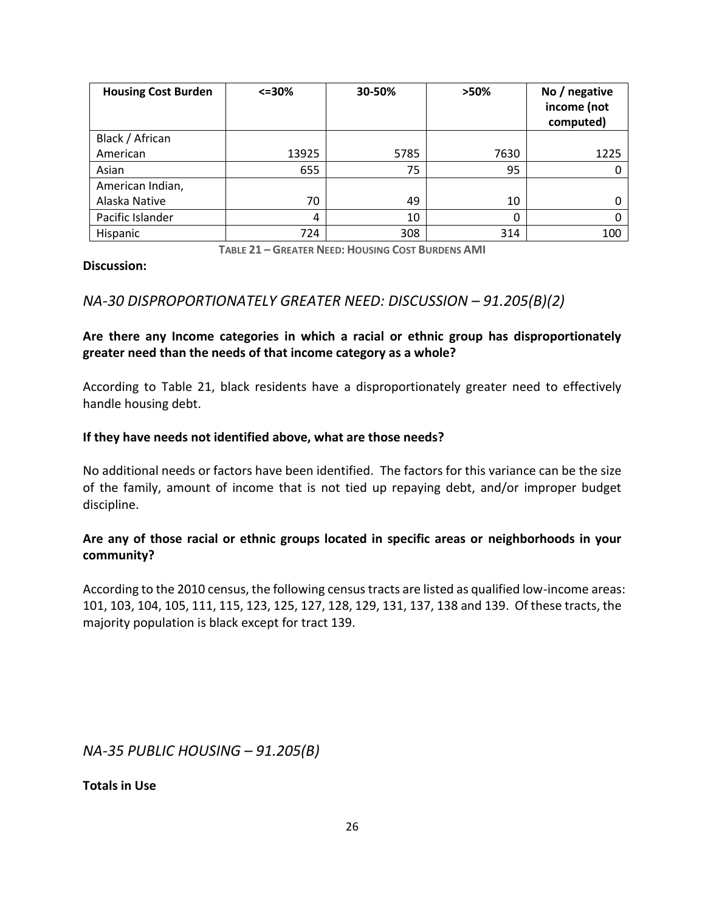| Housing Cost Burden | <=30% | 30-50% | >50% | No / negative income (not computed) |
|---|---|---|---|---|
| Black / African American | 13925 | 5785 | 7630 | 1225 |
| Asian | 655 | 75 | 95 | 0 |
| American Indian, Alaska Native | 70 | 49 | 10 | 0 |
| Pacific Islander | 4 | 10 | 0 | 0 |
| Hispanic | 724 | 308 | 314 | 100 |

**TABLE 21 – GREATER NEED: HOUSING COST BURDENS AMI**

**Discussion:**

## *NA-30 DISPROPORTIONATELY GREATER NEED: DISCUSSION – 91.205(B)(2)*

**Are there any Income categories in which a racial or ethnic group has disproportionately greater need than the needs of that income category as a whole?**

According to Table 21, black residents have a disproportionately greater need to effectively handle housing debt.

**If they have needs not identified above, what are those needs?**

No additional needs or factors have been identified. The factors for this variance can be the size of the family, amount of income that is not tied up repaying debt, and/or improper budget discipline.

**Are any of those racial or ethnic groups located in specific areas or neighborhoods in your community?**

According to the 2010 census, the following census tracts are listed as qualified low-income areas: 101, 103, 104, 105, 111, 115, 123, 125, 127, 128, 129, 131, 137, 138 and 139. Of these tracts, the majority population is black except for tract 139.

## *NA-35 PUBLIC HOUSING – 91.205(B)*

**Totals in Use**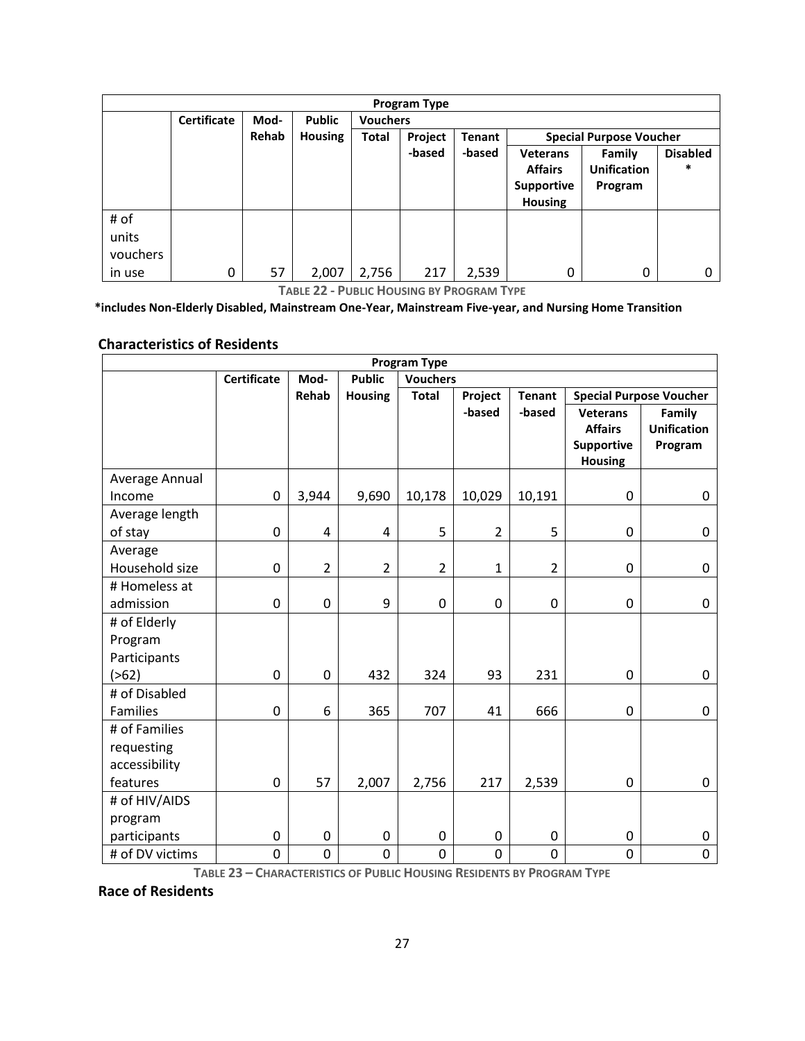| Program Type | | | | | | | | | |
|---|---|---|---|---|---|---|---|---|---|
| | Certificate | Mod-Rehab | Public Housing | Vouchers | | | | | |
| | | | | Total | Project-based | Tenant-based | Special Purpose Voucher | | |
| | | | | | | | Veterans Affairs Supportive Housing | Family Unification Program | Disabled * |
| # of units vouchers in use | 0 | 57 | 2,007 | 2,756 | 217 | 2,539 | 0 | 0 | 0 |

**Table 22 - Public Housing by Program Type**

**\*includes Non-Elderly Disabled, Mainstream One-Year, Mainstream Five-year, and Nursing Home Transition**

## Characteristics of Residents

| Program Type | | | | | | | | |
|---|---|---|---|---|---|---|---|---|
| | Certificate | Mod-Rehab | Public Housing | Vouchers | | | | |
| | | | | Total | Project-based | Tenant-based | Special Purpose Voucher | |
| | | | | | | | Veterans Affairs Supportive Housing | Family Unification Program |
| Average Annual Income | 0 | 3,944 | 9,690 | 10,178 | 10,029 | 10,191 | 0 | 0 |
| Average length of stay | 0 | 4 | 4 | 5 | 2 | 5 | 0 | 0 |
| Average Household size | 0 | 2 | 2 | 2 | 1 | 2 | 0 | 0 |
| # Homeless at admission | 0 | 0 | 9 | 0 | 0 | 0 | 0 | 0 |
| # of Elderly Program Participants (>62) | 0 | 0 | 432 | 324 | 93 | 231 | 0 | 0 |
| # of Disabled Families | 0 | 6 | 365 | 707 | 41 | 666 | 0 | 0 |
| # of Families requesting accessibility features | 0 | 57 | 2,007 | 2,756 | 217 | 2,539 | 0 | 0 |
| # of HIV/AIDS program participants | 0 | 0 | 0 | 0 | 0 | 0 | 0 | 0 |
| # of DV victims | 0 | 0 | 0 | 0 | 0 | 0 | 0 | 0 |

**Table 23 – Characteristics of Public Housing Residents by Program Type**

## Race of Residents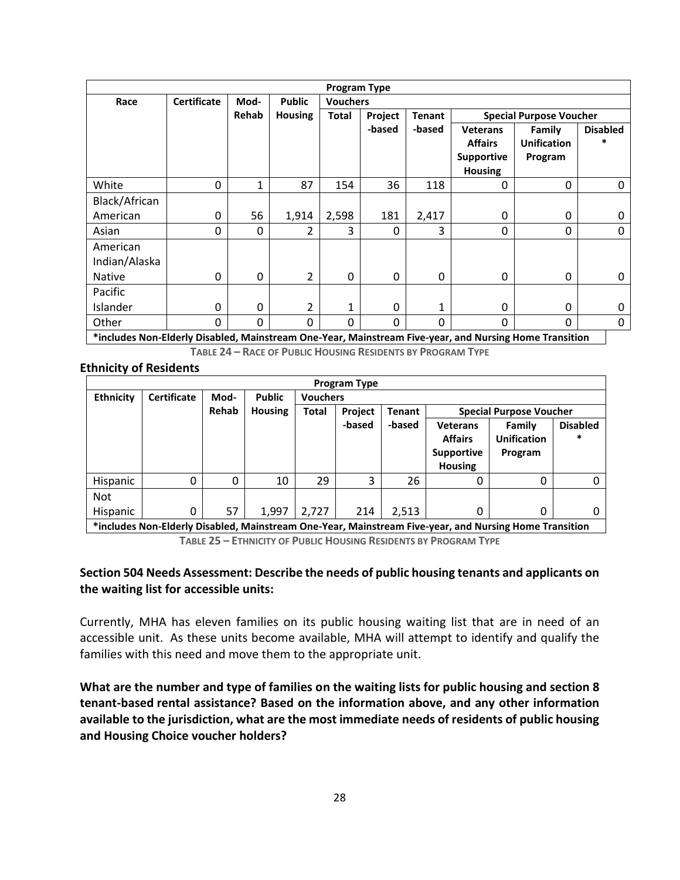| Program Type | | | | | | | | | |
|---|---|---|---|---|---|---|---|---|---|
| Race | Certificate | Mod-Rehab | Public Housing | Vouchers | | | | | |
| | | | | Total | Project -based | Tenant -based | Special Purpose Voucher | | |
| | | | | | | | Veterans Affairs Supportive Housing | Family Unification Program | Disabled * |
| White | 0 | 1 | 87 | 154 | 36 | 118 | 0 | 0 | 0 |
| Black/African American | 0 | 56 | 1,914 | 2,598 | 181 | 2,417 | 0 | 0 | 0 |
| Asian | 0 | 0 | 2 | 3 | 0 | 3 | 0 | 0 | 0 |
| American Indian/Alaska Native | 0 | 0 | 2 | 0 | 0 | 0 | 0 | 0 | 0 |
| Pacific Islander | 0 | 0 | 2 | 1 | 0 | 1 | 0 | 0 | 0 |
| Other | 0 | 0 | 0 | 0 | 0 | 0 | 0 | 0 | 0 |
| *includes Non-Elderly Disabled, Mainstream One-Year, Mainstream Five-year, and Nursing Home Transition | | | | | | | | | |

TABLE 24 – RACE OF PUBLIC HOUSING RESIDENTS BY PROGRAM TYPE

**Ethnicity of Residents**

| Program Type | | | | | | | | | |
|---|---|---|---|---|---|---|---|---|---|
| Ethnicity | Certificate | Mod-Rehab | Public Housing | Vouchers | | | | | |
| | | | | Total | Project -based | Tenant -based | Special Purpose Voucher | | |
| | | | | | | | Veterans Affairs Supportive Housing | Family Unification Program | Disabled * |
| Hispanic | 0 | 0 | 10 | 29 | 3 | 26 | 0 | 0 | 0 |
| Not Hispanic | 0 | 57 | 1,997 | 2,727 | 214 | 2,513 | 0 | 0 | 0 |
| *includes Non-Elderly Disabled, Mainstream One-Year, Mainstream Five-year, and Nursing Home Transition | | | | | | | | | |

TABLE 25 – ETHNICITY OF PUBLIC HOUSING RESIDENTS BY PROGRAM TYPE

**Section 504 Needs Assessment: Describe the needs of public housing tenants and applicants on the waiting list for accessible units:**

Currently, MHA has eleven families on its public housing waiting list that are in need of an accessible unit. As these units become available, MHA will attempt to identify and qualify the families with this need and move them to the appropriate unit.

**What are the number and type of families on the waiting lists for public housing and section 8 tenant-based rental assistance? Based on the information above, and any other information available to the jurisdiction, what are the most immediate needs of residents of public housing and Housing Choice voucher holders?**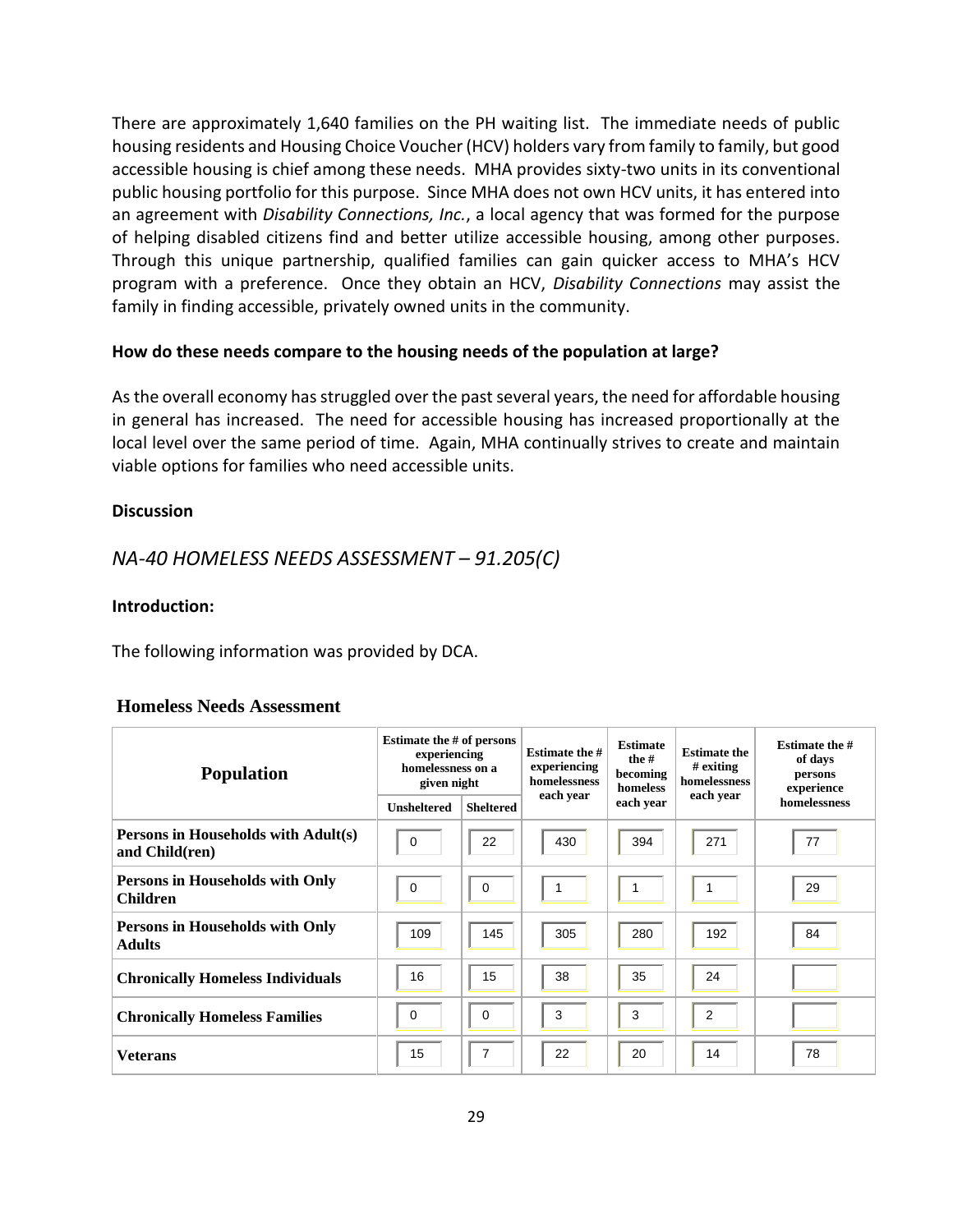There are approximately 1,640 families on the PH waiting list. The immediate needs of public housing residents and Housing Choice Voucher (HCV) holders vary from family to family, but good accessible housing is chief among these needs. MHA provides sixty-two units in its conventional public housing portfolio for this purpose. Since MHA does not own HCV units, it has entered into an agreement with *Disability Connections, Inc.*, a local agency that was formed for the purpose of helping disabled citizens find and better utilize accessible housing, among other purposes. Through this unique partnership, qualified families can gain quicker access to MHA's HCV program with a preference. Once they obtain an HCV, *Disability Connections* may assist the family in finding accessible, privately owned units in the community.

**How do these needs compare to the housing needs of the population at large?**

As the overall economy has struggled over the past several years, the need for affordable housing in general has increased. The need for accessible housing has increased proportionally at the local level over the same period of time. Again, MHA continually strives to create and maintain viable options for families who need accessible units.

**Discussion**

## *NA-40 HOMELESS NEEDS ASSESSMENT – 91.205(C)*

**Introduction:**

The following information was provided by DCA.

**Homeless Needs Assessment**

| Population | Estimate the # of persons experiencing homelessness on a given night | | Estimate the # experiencing homelessness each year | Estimate the # becoming homeless each year | Estimate the # exiting homelessness each year | Estimate the # of days persons experience homelessness |
|---|---|---|---|---|---|---|
| | Unsheltered | Sheltered | | | | |
| Persons in Households with Adult(s) and Child(ren) | 0 | 22 | 430 | 394 | 271 | 77 |
| Persons in Households with Only Children | 0 | 0 | 1 | 1 | 1 | 29 |
| Persons in Households with Only Adults | 109 | 145 | 305 | 280 | 192 | 84 |
| Chronically Homeless Individuals | 16 | 15 | 38 | 35 | 24 | |
| Chronically Homeless Families | 0 | 0 | 3 | 3 | 2 | |
| Veterans | 15 | 7 | 22 | 20 | 14 | 78 |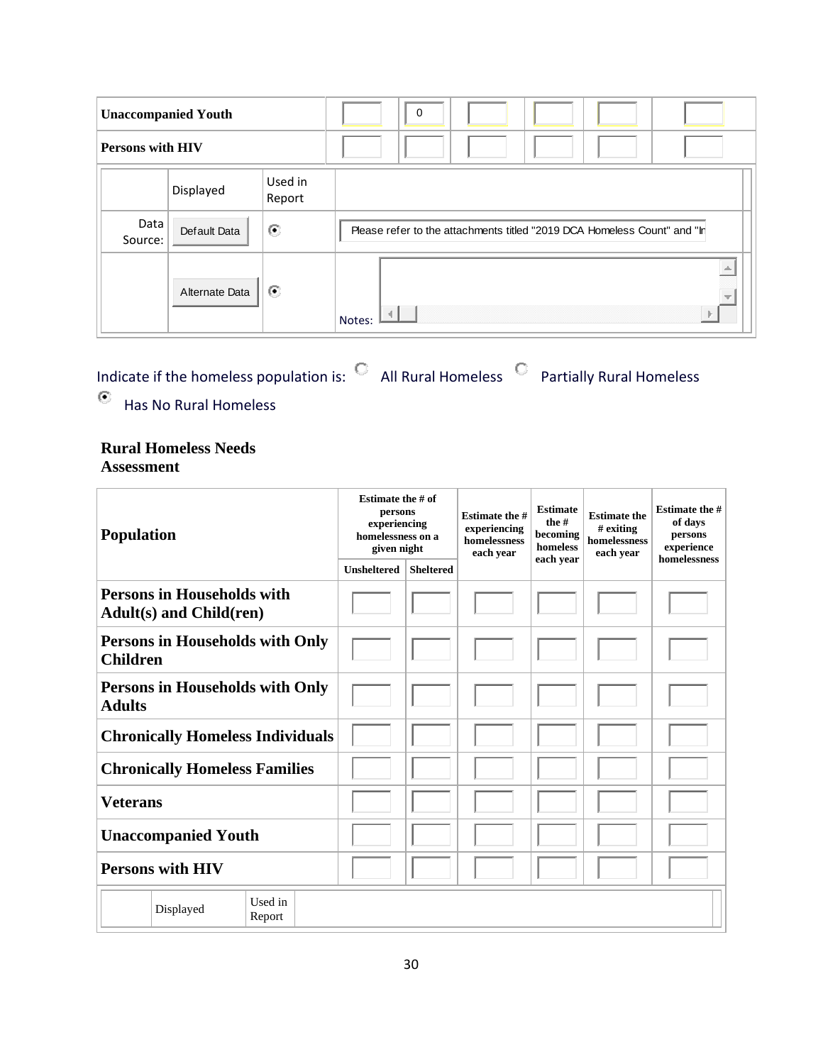| | | | | | | |
|---|---|---|---|---|---|---|
| **Unaccompanied Youth** | | 0 | | | | |
| **Persons with HIV** | | | | | | |

| | Displayed | Used in Report | |
|---|---|---|---|
| Data Source: | Default Data | ◉ | Please refer to the attachments titled "2019 DCA Homeless Count" and "Ir |
| | Alternate Data | ◉ | Notes: |

Indicate if the homeless population is: ○ All Rural Homeless ○ Partially Rural Homeless ◉ Has No Rural Homeless

**Rural Homeless Needs Assessment**

| Population | Estimate the # of persons experiencing homelessness on a given night | | Estimate the # experiencing homelessness each year | Estimate the # becoming homeless each year | Estimate the # exiting homelessness each year | Estimate the # of days persons experience homelessness |
|---|---|---|---|---|---|---|
| | Unsheltered | Sheltered | | | | |
| **Persons in Households with Adult(s) and Child(ren)** | | | | | | |
| **Persons in Households with Only Children** | | | | | | |
| **Persons in Households with Only Adults** | | | | | | |
| **Chronically Homeless Individuals** | | | | | | |
| **Chronically Homeless Families** | | | | | | |
| **Veterans** | | | | | | |
| **Unaccompanied Youth** | | | | | | |
| **Persons with HIV** | | | | | | |

| | Displayed | Used in Report | |
|---|---|---|---|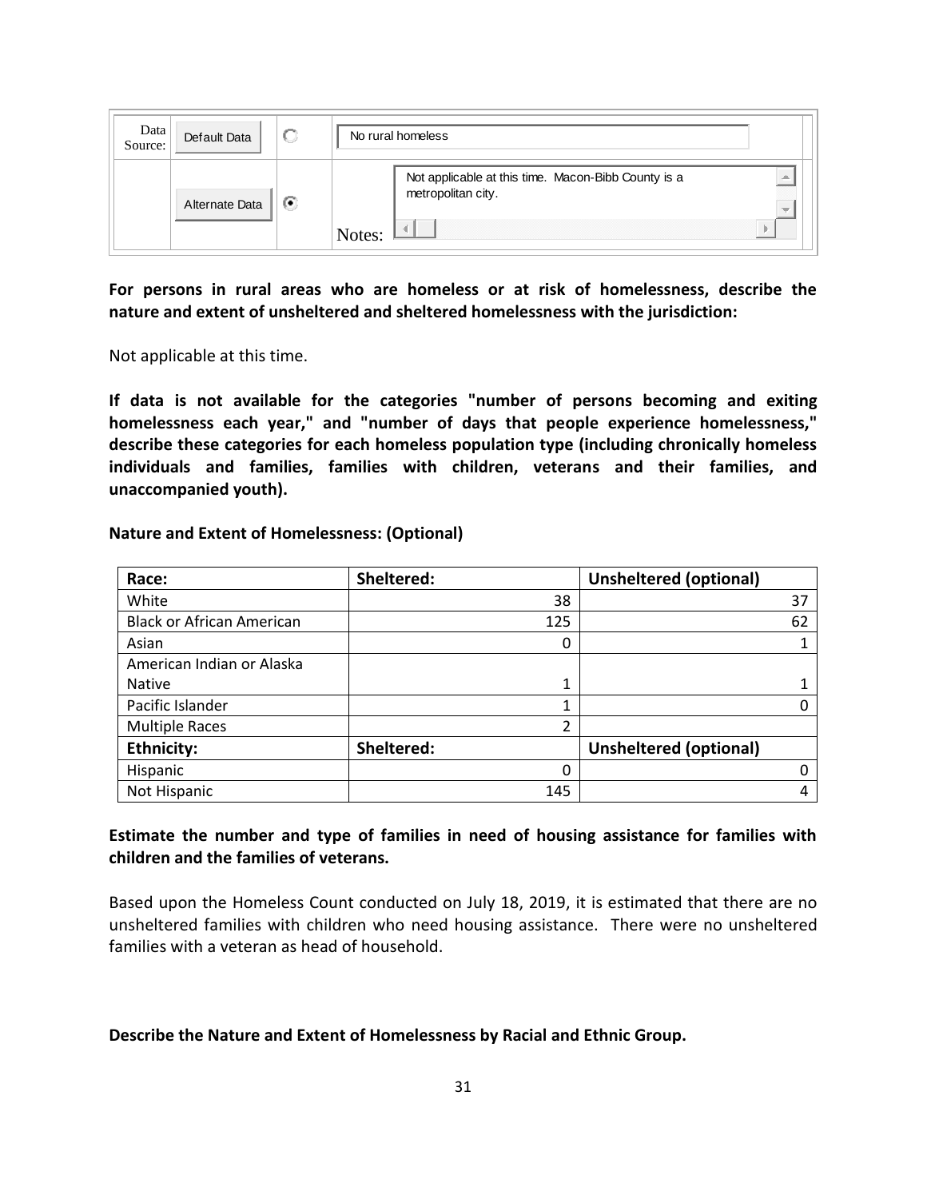| | | | |
|---|---|---|---|
| Data Source: | Default Data | ○ | No rural homeless |
| | Alternate Data | ● | Notes: Not applicable at this time. Macon-Bibb County is a metropolitan city. |

**For persons in rural areas who are homeless or at risk of homelessness, describe the nature and extent of unsheltered and sheltered homelessness with the jurisdiction:**

Not applicable at this time.

**If data is not available for the categories "number of persons becoming and exiting homelessness each year," and "number of days that people experience homelessness," describe these categories for each homeless population type (including chronically homeless individuals and families, families with children, veterans and their families, and unaccompanied youth).**

**Nature and Extent of Homelessness: (Optional)**

| Race: | Sheltered: | Unsheltered (optional) |
|---|---|---|
| White | 38 | 37 |
| Black or African American | 125 | 62 |
| Asian | 0 | 1 |
| American Indian or Alaska Native | 1 | 1 |
| Pacific Islander | 1 | 0 |
| Multiple Races | 2 | |
| **Ethnicity:** | **Sheltered:** | **Unsheltered (optional)** |
| Hispanic | 0 | 0 |
| Not Hispanic | 145 | 4 |

**Estimate the number and type of families in need of housing assistance for families with children and the families of veterans.**

Based upon the Homeless Count conducted on July 18, 2019, it is estimated that there are no unsheltered families with children who need housing assistance. There were no unsheltered families with a veteran as head of household.

**Describe the Nature and Extent of Homelessness by Racial and Ethnic Group.**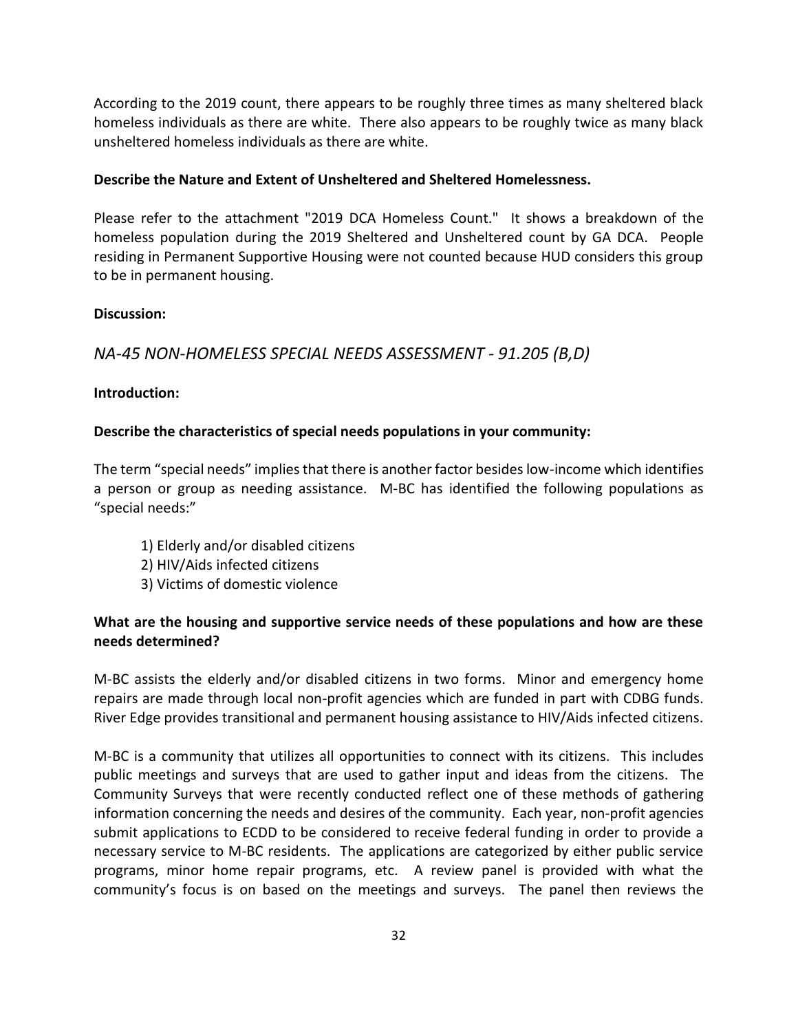According to the 2019 count, there appears to be roughly three times as many sheltered black homeless individuals as there are white. There also appears to be roughly twice as many black unsheltered homeless individuals as there are white.

**Describe the Nature and Extent of Unsheltered and Sheltered Homelessness.**

Please refer to the attachment "2019 DCA Homeless Count." It shows a breakdown of the homeless population during the 2019 Sheltered and Unsheltered count by GA DCA. People residing in Permanent Supportive Housing were not counted because HUD considers this group to be in permanent housing.

**Discussion:**

## *NA-45 NON-HOMELESS SPECIAL NEEDS ASSESSMENT - 91.205 (B,D)*

**Introduction:**

**Describe the characteristics of special needs populations in your community:**

The term "special needs" implies that there is another factor besides low-income which identifies a person or group as needing assistance. M-BC has identified the following populations as "special needs:"

1) Elderly and/or disabled citizens
2) HIV/Aids infected citizens
3) Victims of domestic violence

**What are the housing and supportive service needs of these populations and how are these needs determined?**

M-BC assists the elderly and/or disabled citizens in two forms. Minor and emergency home repairs are made through local non-profit agencies which are funded in part with CDBG funds. River Edge provides transitional and permanent housing assistance to HIV/Aids infected citizens.

M-BC is a community that utilizes all opportunities to connect with its citizens. This includes public meetings and surveys that are used to gather input and ideas from the citizens. The Community Surveys that were recently conducted reflect one of these methods of gathering information concerning the needs and desires of the community. Each year, non-profit agencies submit applications to ECDD to be considered to receive federal funding in order to provide a necessary service to M-BC residents. The applications are categorized by either public service programs, minor home repair programs, etc. A review panel is provided with what the community's focus is on based on the meetings and surveys. The panel then reviews the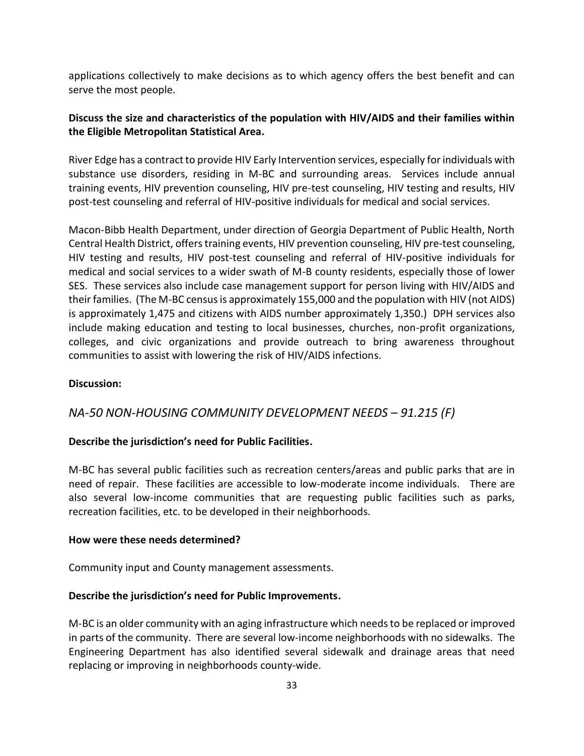applications collectively to make decisions as to which agency offers the best benefit and can serve the most people.

**Discuss the size and characteristics of the population with HIV/AIDS and their families within the Eligible Metropolitan Statistical Area.**

River Edge has a contract to provide HIV Early Intervention services, especially for individuals with substance use disorders, residing in M-BC and surrounding areas. Services include annual training events, HIV prevention counseling, HIV pre-test counseling, HIV testing and results, HIV post-test counseling and referral of HIV-positive individuals for medical and social services.

Macon-Bibb Health Department, under direction of Georgia Department of Public Health, North Central Health District, offers training events, HIV prevention counseling, HIV pre-test counseling, HIV testing and results, HIV post-test counseling and referral of HIV-positive individuals for medical and social services to a wider swath of M-B county residents, especially those of lower SES. These services also include case management support for person living with HIV/AIDS and their families. (The M-BC census is approximately 155,000 and the population with HIV (not AIDS) is approximately 1,475 and citizens with AIDS number approximately 1,350.) DPH services also include making education and testing to local businesses, churches, non-profit organizations, colleges, and civic organizations and provide outreach to bring awareness throughout communities to assist with lowering the risk of HIV/AIDS infections.

**Discussion:**

## *NA-50 NON-HOUSING COMMUNITY DEVELOPMENT NEEDS – 91.215 (F)*

**Describe the jurisdiction's need for Public Facilities.**

M-BC has several public facilities such as recreation centers/areas and public parks that are in need of repair. These facilities are accessible to low-moderate income individuals. There are also several low-income communities that are requesting public facilities such as parks, recreation facilities, etc. to be developed in their neighborhoods.

**How were these needs determined?**

Community input and County management assessments.

**Describe the jurisdiction's need for Public Improvements.**

M-BC is an older community with an aging infrastructure which needs to be replaced or improved in parts of the community. There are several low-income neighborhoods with no sidewalks. The Engineering Department has also identified several sidewalk and drainage areas that need replacing or improving in neighborhoods county-wide.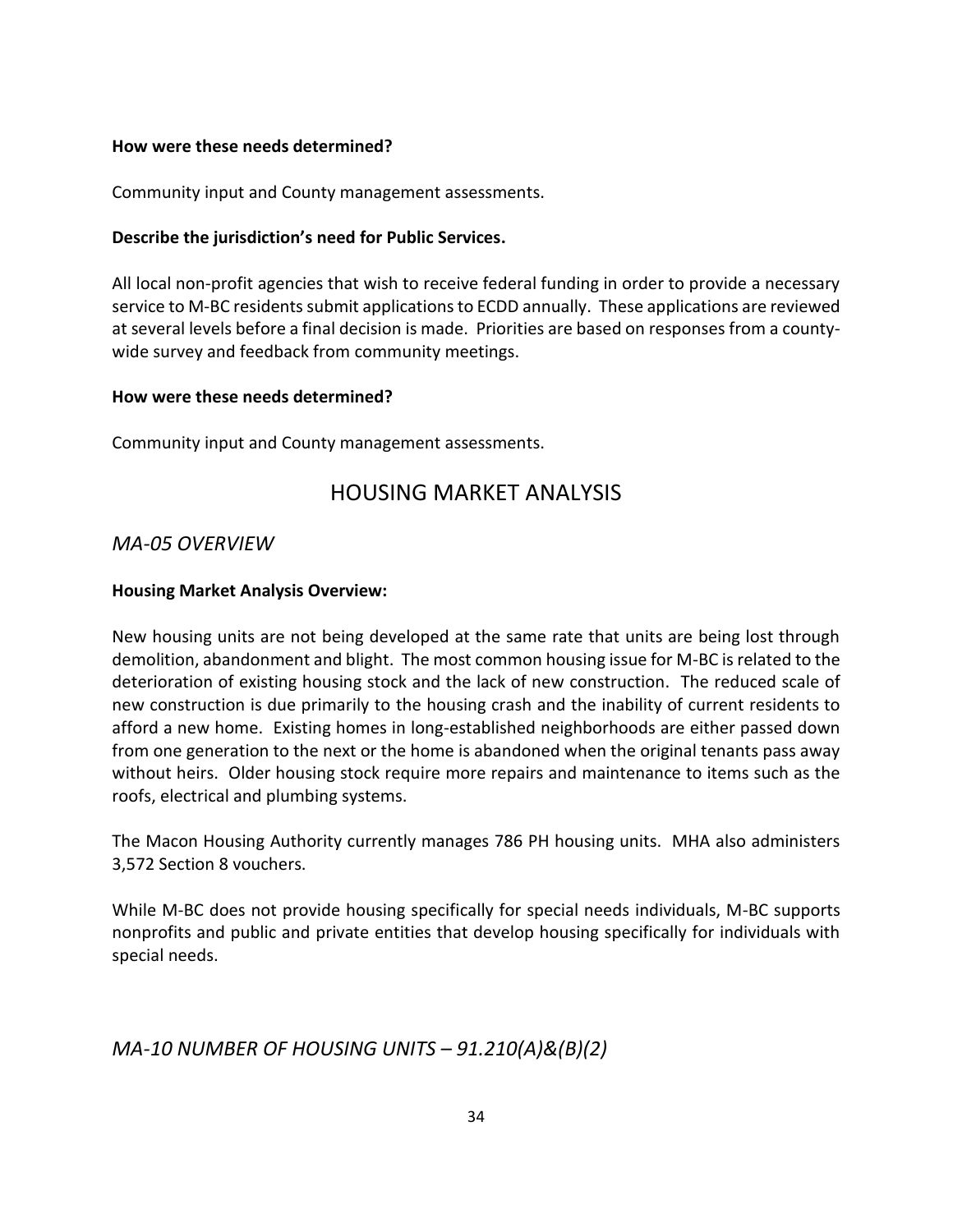**How were these needs determined?**

Community input and County management assessments.

**Describe the jurisdiction's need for Public Services.**

All local non-profit agencies that wish to receive federal funding in order to provide a necessary service to M-BC residents submit applications to ECDD annually. These applications are reviewed at several levels before a final decision is made. Priorities are based on responses from a county-wide survey and feedback from community meetings.

**How were these needs determined?**

Community input and County management assessments.

# HOUSING MARKET ANALYSIS

## *MA-05 OVERVIEW*

**Housing Market Analysis Overview:**

New housing units are not being developed at the same rate that units are being lost through demolition, abandonment and blight. The most common housing issue for M-BC is related to the deterioration of existing housing stock and the lack of new construction. The reduced scale of new construction is due primarily to the housing crash and the inability of current residents to afford a new home. Existing homes in long-established neighborhoods are either passed down from one generation to the next or the home is abandoned when the original tenants pass away without heirs. Older housing stock require more repairs and maintenance to items such as the roofs, electrical and plumbing systems.

The Macon Housing Authority currently manages 786 PH housing units. MHA also administers 3,572 Section 8 vouchers.

While M-BC does not provide housing specifically for special needs individuals, M-BC supports nonprofits and public and private entities that develop housing specifically for individuals with special needs.

## *MA-10 NUMBER OF HOUSING UNITS – 91.210(A)&(B)(2)*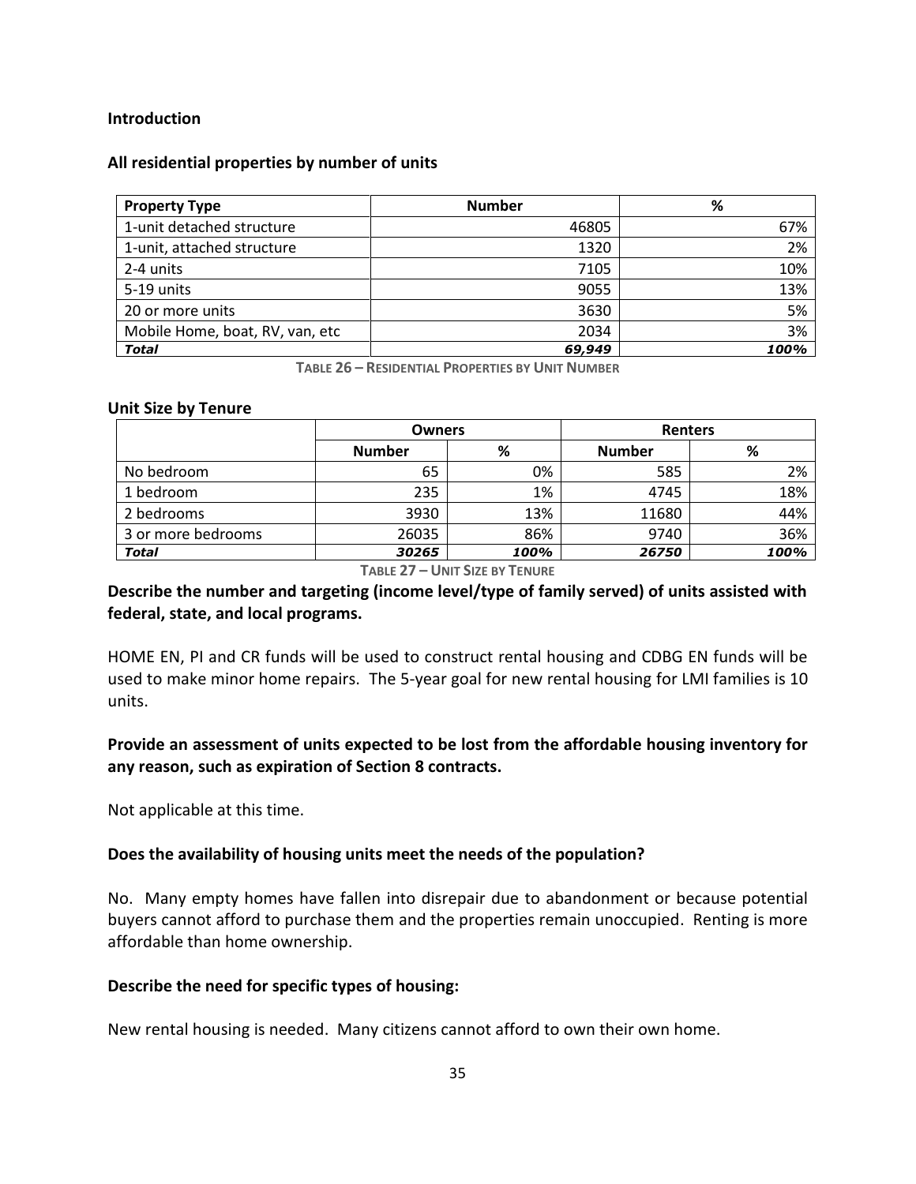**Introduction**

**All residential properties by number of units**

| Property Type | Number | % |
|---|---|---|
| 1-unit detached structure | 46805 | 67% |
| 1-unit, attached structure | 1320 | 2% |
| 2-4 units | 7105 | 10% |
| 5-19 units | 9055 | 13% |
| 20 or more units | 3630 | 5% |
| Mobile Home, boat, RV, van, etc | 2034 | 3% |
| ***Total*** | ***69,949*** | ***100%*** |

**Table 26 – Residential Properties by Unit Number**

**Unit Size by Tenure**

| | Owners | | Renters | |
|---|---|---|---|---|
| | Number | % | Number | % |
| No bedroom | 65 | 0% | 585 | 2% |
| 1 bedroom | 235 | 1% | 4745 | 18% |
| 2 bedrooms | 3930 | 13% | 11680 | 44% |
| 3 or more bedrooms | 26035 | 86% | 9740 | 36% |
| ***Total*** | ***30265*** | ***100%*** | ***26750*** | ***100%*** |

**Table 27 – Unit Size by Tenure**

**Describe the number and targeting (income level/type of family served) of units assisted with federal, state, and local programs.**

HOME EN, PI and CR funds will be used to construct rental housing and CDBG EN funds will be used to make minor home repairs. The 5-year goal for new rental housing for LMI families is 10 units.

**Provide an assessment of units expected to be lost from the affordable housing inventory for any reason, such as expiration of Section 8 contracts.**

Not applicable at this time.

**Does the availability of housing units meet the needs of the population?**

No. Many empty homes have fallen into disrepair due to abandonment or because potential buyers cannot afford to purchase them and the properties remain unoccupied. Renting is more affordable than home ownership.

**Describe the need for specific types of housing:**

New rental housing is needed. Many citizens cannot afford to own their own home.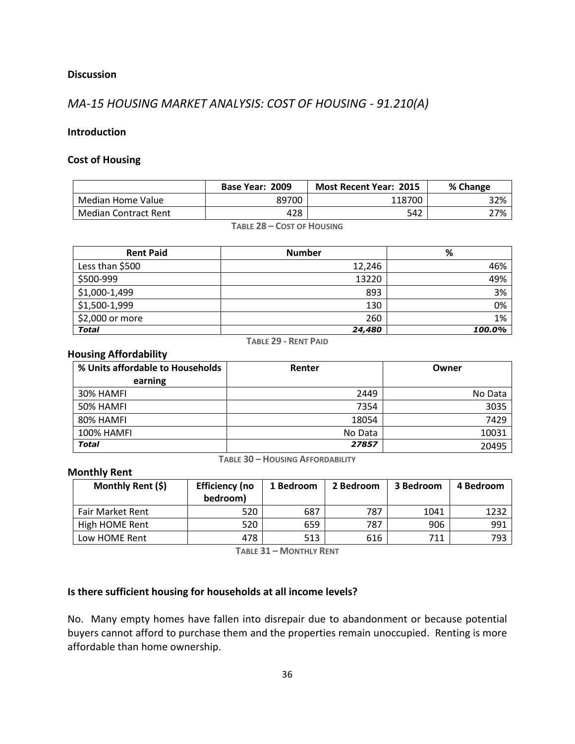**Discussion**

## *MA-15 HOUSING MARKET ANALYSIS: COST OF HOUSING - 91.210(A)*

**Introduction**

**Cost of Housing**

| | Base Year: 2009 | Most Recent Year: 2015 | % Change |
|---|---|---|---|
| Median Home Value | 89700 | 118700 | 32% |
| Median Contract Rent | 428 | 542 | 27% |

**TABLE 28 – COST OF HOUSING**

| Rent Paid | Number | % |
|---|---|---|
| Less than $500 | 12,246 | 46% |
| $500-999 | 13220 | 49% |
| $1,000-1,499 | 893 | 3% |
| $1,500-1,999 | 130 | 0% |
| $2,000 or more | 260 | 1% |
| ***Total*** | ***24,480*** | ***100.0%*** |

**TABLE 29 - RENT PAID**

### Housing Affordability

| % Units affordable to Households earning | Renter | Owner |
|---|---|---|
| 30% HAMFI | 2449 | No Data |
| 50% HAMFI | 7354 | 3035 |
| 80% HAMFI | 18054 | 7429 |
| 100% HAMFI | No Data | 10031 |
| ***Total*** | ***27857*** | 20495 |

**TABLE 30 – HOUSING AFFORDABILITY**

### Monthly Rent

| Monthly Rent ($) | Efficiency (no bedroom) | 1 Bedroom | 2 Bedroom | 3 Bedroom | 4 Bedroom |
|---|---|---|---|---|---|
| Fair Market Rent | 520 | 687 | 787 | 1041 | 1232 |
| High HOME Rent | 520 | 659 | 787 | 906 | 991 |
| Low HOME Rent | 478 | 513 | 616 | 711 | 793 |

**TABLE 31 – MONTHLY RENT**

**Is there sufficient housing for households at all income levels?**

No. Many empty homes have fallen into disrepair due to abandonment or because potential buyers cannot afford to purchase them and the properties remain unoccupied. Renting is more affordable than home ownership.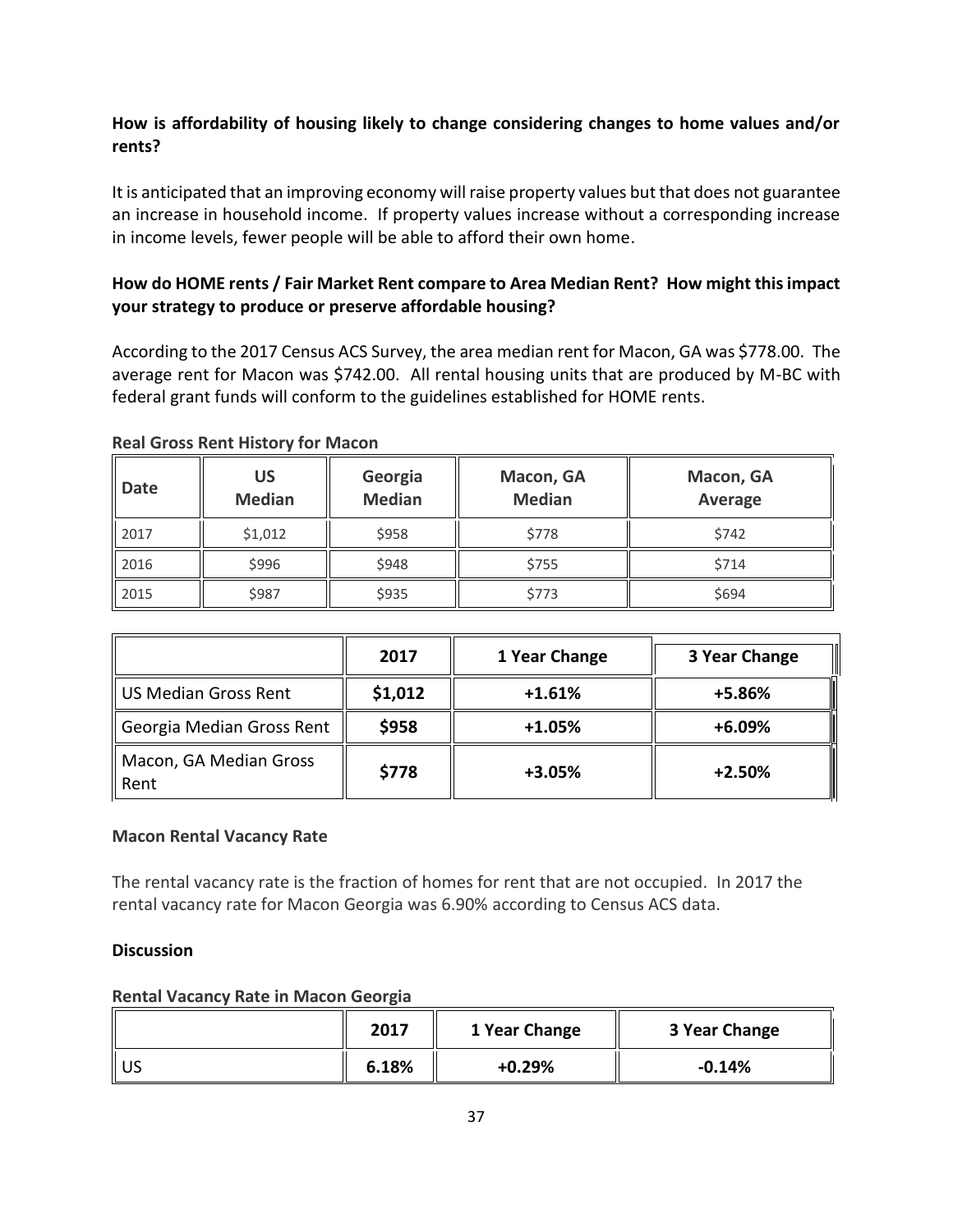**How is affordability of housing likely to change considering changes to home values and/or rents?**

It is anticipated that an improving economy will raise property values but that does not guarantee an increase in household income. If property values increase without a corresponding increase in income levels, fewer people will be able to afford their own home.

**How do HOME rents / Fair Market Rent compare to Area Median Rent? How might this impact your strategy to produce or preserve affordable housing?**

According to the 2017 Census ACS Survey, the area median rent for Macon, GA was $778.00. The average rent for Macon was $742.00. All rental housing units that are produced by M-BC with federal grant funds will conform to the guidelines established for HOME rents.

**Real Gross Rent History for Macon**

| Date | US Median | Georgia Median | Macon, GA Median | Macon, GA Average |
|---|---|---|---|---|
| 2017 | $1,012 | $958 | $778 | $742 |
| 2016 | $996 | $948 | $755 | $714 |
| 2015 | $987 | $935 | $773 | $694 |

| | 2017 | 1 Year Change | 3 Year Change |
|---|---|---|---|
| US Median Gross Rent | **$1,012** | **+1.61%** | **+5.86%** |
| Georgia Median Gross Rent | **$958** | **+1.05%** | **+6.09%** |
| Macon, GA Median Gross Rent | **$778** | **+3.05%** | **+2.50%** |

**Macon Rental Vacancy Rate**

The rental vacancy rate is the fraction of homes for rent that are not occupied. In 2017 the rental vacancy rate for Macon Georgia was 6.90% according to Census ACS data.

**Discussion**

**Rental Vacancy Rate in Macon Georgia**

| | 2017 | 1 Year Change | 3 Year Change |
|---|---|---|---|
| US | **6.18%** | **+0.29%** | **-0.14%** |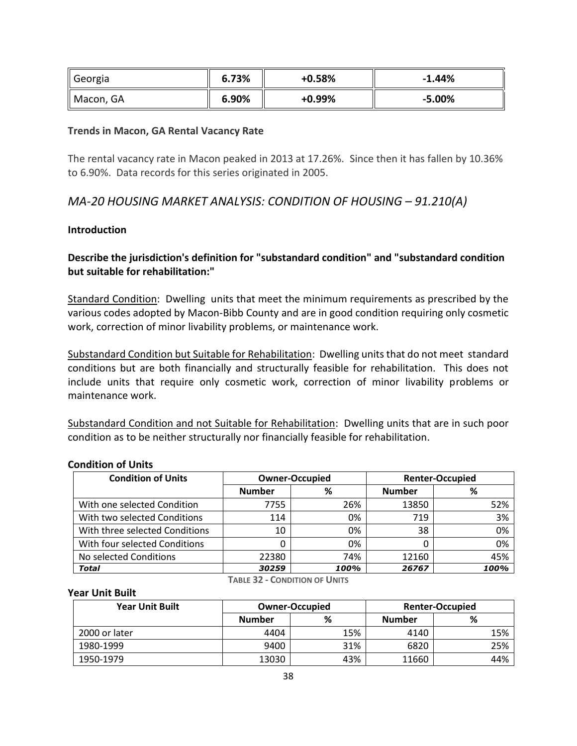| | | | |
|---|---|---|---|
| Georgia | **6.73%** | **+0.58%** | **-1.44%** |
| Macon, GA | **6.90%** | **+0.99%** | **-5.00%** |

**Trends in Macon, GA Rental Vacancy Rate**

The rental vacancy rate in Macon peaked in 2013 at 17.26%. Since then it has fallen by 10.36% to 6.90%. Data records for this series originated in 2005.

## *MA-20 HOUSING MARKET ANALYSIS: CONDITION OF HOUSING – 91.210(A)*

**Introduction**

**Describe the jurisdiction's definition for "substandard condition" and "substandard condition but suitable for rehabilitation:"**

Standard Condition: Dwelling units that meet the minimum requirements as prescribed by the various codes adopted by Macon-Bibb County and are in good condition requiring only cosmetic work, correction of minor livability problems, or maintenance work.

Substandard Condition but Suitable for Rehabilitation: Dwelling units that do not meet standard conditions but are both financially and structurally feasible for rehabilitation. This does not include units that require only cosmetic work, correction of minor livability problems or maintenance work.

Substandard Condition and not Suitable for Rehabilitation: Dwelling units that are in such poor condition as to be neither structurally nor financially feasible for rehabilitation.

**Condition of Units**

| Condition of Units | Owner-Occupied | | Renter-Occupied | |
|---|---|---|---|---|
| | Number | % | Number | % |
| With one selected Condition | 7755 | 26% | 13850 | 52% |
| With two selected Conditions | 114 | 0% | 719 | 3% |
| With three selected Conditions | 10 | 0% | 38 | 0% |
| With four selected Conditions | 0 | 0% | 0 | 0% |
| No selected Conditions | 22380 | 74% | 12160 | 45% |
| ***Total*** | ***30259*** | ***100%*** | ***26767*** | ***100%*** |

TABLE 32 - CONDITION OF UNITS

**Year Unit Built**

| Year Unit Built | Owner-Occupied | | Renter-Occupied | |
|---|---|---|---|---|
| | Number | % | Number | % |
| 2000 or later | 4404 | 15% | 4140 | 15% |
| 1980-1999 | 9400 | 31% | 6820 | 25% |
| 1950-1979 | 13030 | 43% | 11660 | 44% |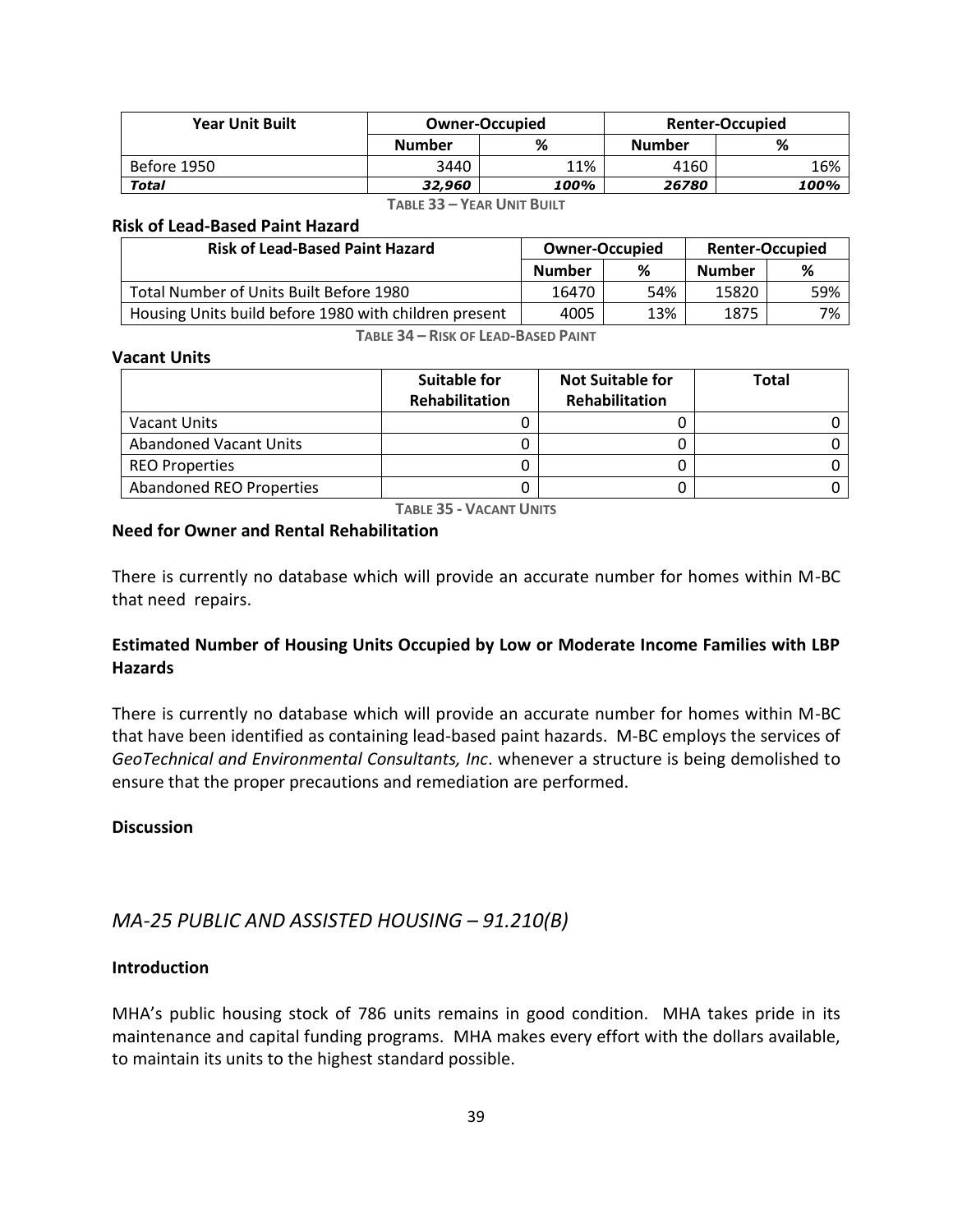| Year Unit Built | Owner-Occupied | | Renter-Occupied | |
|---|---|---|---|---|
| | Number | % | Number | % |
| Before 1950 | 3440 | 11% | 4160 | 16% |
| ***Total*** | ***32,960*** | ***100%*** | ***26780*** | ***100%*** |

**Table 33 – Year Unit Built**

**Risk of Lead-Based Paint Hazard**

| Risk of Lead-Based Paint Hazard | Owner-Occupied | | Renter-Occupied | |
|---|---|---|---|---|
| | Number | % | Number | % |
| Total Number of Units Built Before 1980 | 16470 | 54% | 15820 | 59% |
| Housing Units build before 1980 with children present | 4005 | 13% | 1875 | 7% |

**Table 34 – Risk of Lead-Based Paint**

**Vacant Units**

| | Suitable for Rehabilitation | Not Suitable for Rehabilitation | Total |
|---|---|---|---|
| Vacant Units | 0 | 0 | 0 |
| Abandoned Vacant Units | 0 | 0 | 0 |
| REO Properties | 0 | 0 | 0 |
| Abandoned REO Properties | 0 | 0 | 0 |

**Table 35 - Vacant Units**

**Need for Owner and Rental Rehabilitation**

There is currently no database which will provide an accurate number for homes within M-BC that need repairs.

**Estimated Number of Housing Units Occupied by Low or Moderate Income Families with LBP Hazards**

There is currently no database which will provide an accurate number for homes within M-BC that have been identified as containing lead-based paint hazards. M-BC employs the services of *GeoTechnical and Environmental Consultants, Inc*. whenever a structure is being demolished to ensure that the proper precautions and remediation are performed.

**Discussion**

## *MA-25 PUBLIC AND ASSISTED HOUSING – 91.210(B)*

**Introduction**

MHA's public housing stock of 786 units remains in good condition. MHA takes pride in its maintenance and capital funding programs. MHA makes every effort with the dollars available, to maintain its units to the highest standard possible.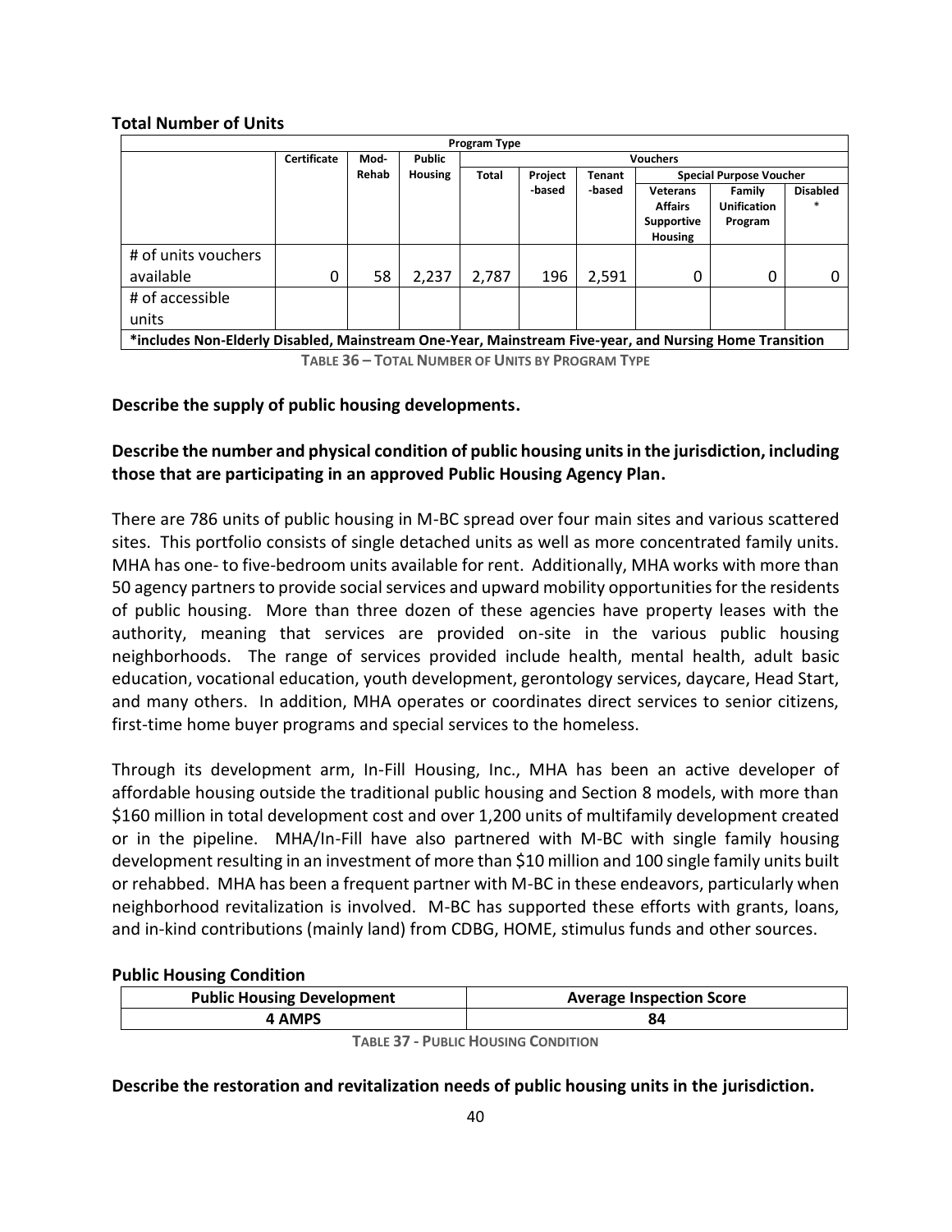**Total Number of Units**

| Program Type | | | | | | | | | |
|---|---|---|---|---|---|---|---|---|---|
| | Certificate | Mod-Rehab | Public Housing | Vouchers | | | | | |
| | | | | Total | Project -based | Tenant -based | Special Purpose Voucher | | |
| | | | | | | | Veterans Affairs Supportive Housing | Family Unification Program | Disabled * |
| # of units vouchers available | 0 | 58 | 2,237 | 2,787 | 196 | 2,591 | 0 | 0 | 0 |
| # of accessible units | | | | | | | | | |
| *includes Non-Elderly Disabled, Mainstream One-Year, Mainstream Five-year, and Nursing Home Transition | | | | | | | | | |

TABLE 36 – TOTAL NUMBER OF UNITS BY PROGRAM TYPE

**Describe the supply of public housing developments.**

**Describe the number and physical condition of public housing units in the jurisdiction, including those that are participating in an approved Public Housing Agency Plan.**

There are 786 units of public housing in M-BC spread over four main sites and various scattered sites. This portfolio consists of single detached units as well as more concentrated family units. MHA has one- to five-bedroom units available for rent. Additionally, MHA works with more than 50 agency partners to provide social services and upward mobility opportunities for the residents of public housing. More than three dozen of these agencies have property leases with the authority, meaning that services are provided on-site in the various public housing neighborhoods. The range of services provided include health, mental health, adult basic education, vocational education, youth development, gerontology services, daycare, Head Start, and many others. In addition, MHA operates or coordinates direct services to senior citizens, first-time home buyer programs and special services to the homeless.

Through its development arm, In-Fill Housing, Inc., MHA has been an active developer of affordable housing outside the traditional public housing and Section 8 models, with more than $160 million in total development cost and over 1,200 units of multifamily development created or in the pipeline. MHA/In-Fill have also partnered with M-BC with single family housing development resulting in an investment of more than $10 million and 100 single family units built or rehabbed. MHA has been a frequent partner with M-BC in these endeavors, particularly when neighborhood revitalization is involved. M-BC has supported these efforts with grants, loans, and in-kind contributions (mainly land) from CDBG, HOME, stimulus funds and other sources.

**Public Housing Condition**

| Public Housing Development | Average Inspection Score |
|---|---|
| 4 AMPS | 84 |

TABLE 37 - PUBLIC HOUSING CONDITION

**Describe the restoration and revitalization needs of public housing units in the jurisdiction.**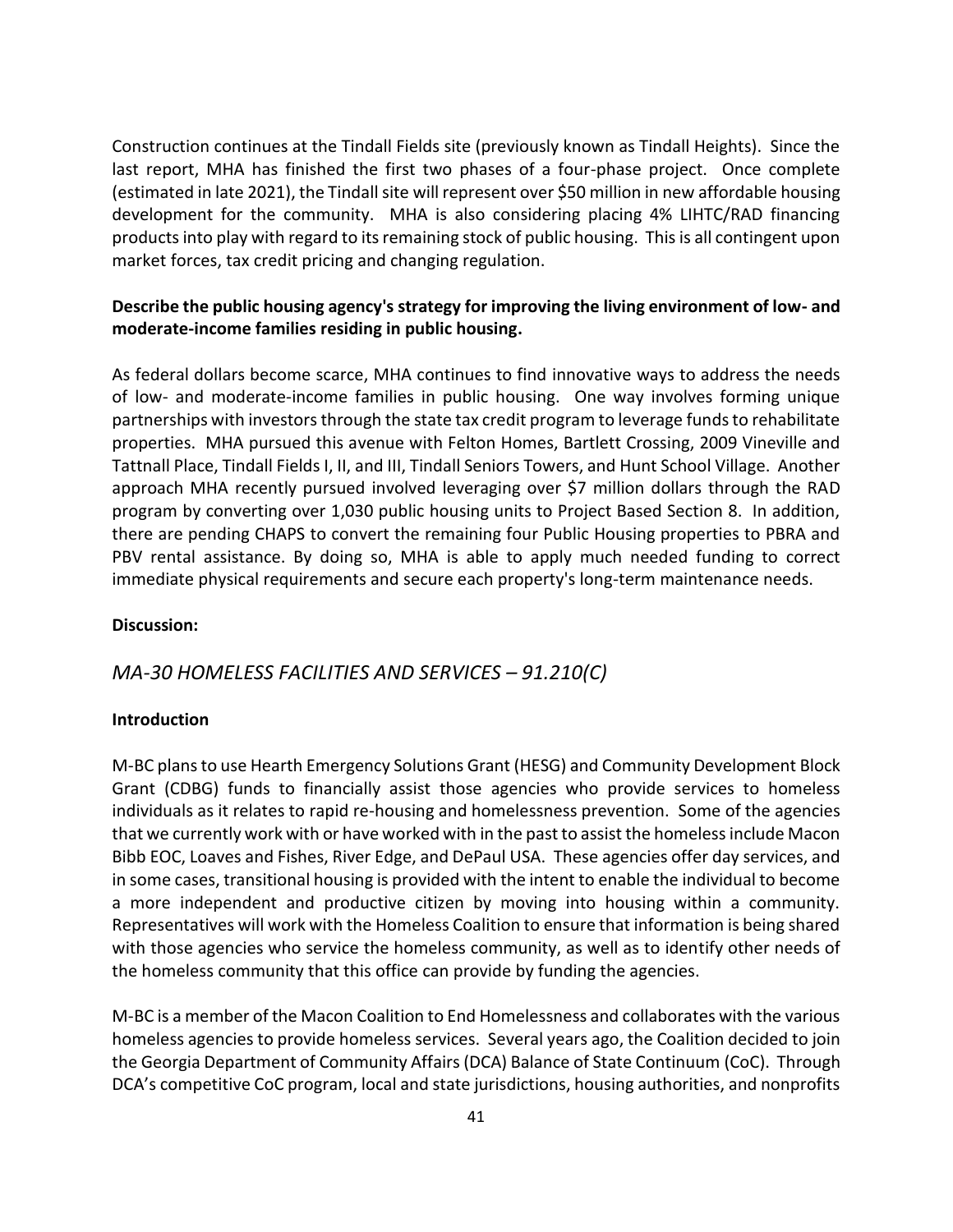Construction continues at the Tindall Fields site (previously known as Tindall Heights). Since the last report, MHA has finished the first two phases of a four-phase project. Once complete (estimated in late 2021), the Tindall site will represent over $50 million in new affordable housing development for the community. MHA is also considering placing 4% LIHTC/RAD financing products into play with regard to its remaining stock of public housing. This is all contingent upon market forces, tax credit pricing and changing regulation.

**Describe the public housing agency's strategy for improving the living environment of low- and moderate-income families residing in public housing.**

As federal dollars become scarce, MHA continues to find innovative ways to address the needs of low- and moderate-income families in public housing. One way involves forming unique partnerships with investors through the state tax credit program to leverage funds to rehabilitate properties. MHA pursued this avenue with Felton Homes, Bartlett Crossing, 2009 Vineville and Tattnall Place, Tindall Fields I, II, and III, Tindall Seniors Towers, and Hunt School Village. Another approach MHA recently pursued involved leveraging over $7 million dollars through the RAD program by converting over 1,030 public housing units to Project Based Section 8. In addition, there are pending CHAPS to convert the remaining four Public Housing properties to PBRA and PBV rental assistance. By doing so, MHA is able to apply much needed funding to correct immediate physical requirements and secure each property's long-term maintenance needs.

**Discussion:**

## *MA-30 HOMELESS FACILITIES AND SERVICES – 91.210(C)*

**Introduction**

M-BC plans to use Hearth Emergency Solutions Grant (HESG) and Community Development Block Grant (CDBG) funds to financially assist those agencies who provide services to homeless individuals as it relates to rapid re-housing and homelessness prevention. Some of the agencies that we currently work with or have worked with in the past to assist the homeless include Macon Bibb EOC, Loaves and Fishes, River Edge, and DePaul USA. These agencies offer day services, and in some cases, transitional housing is provided with the intent to enable the individual to become a more independent and productive citizen by moving into housing within a community. Representatives will work with the Homeless Coalition to ensure that information is being shared with those agencies who service the homeless community, as well as to identify other needs of the homeless community that this office can provide by funding the agencies.

M-BC is a member of the Macon Coalition to End Homelessness and collaborates with the various homeless agencies to provide homeless services. Several years ago, the Coalition decided to join the Georgia Department of Community Affairs (DCA) Balance of State Continuum (CoC). Through DCA's competitive CoC program, local and state jurisdictions, housing authorities, and nonprofits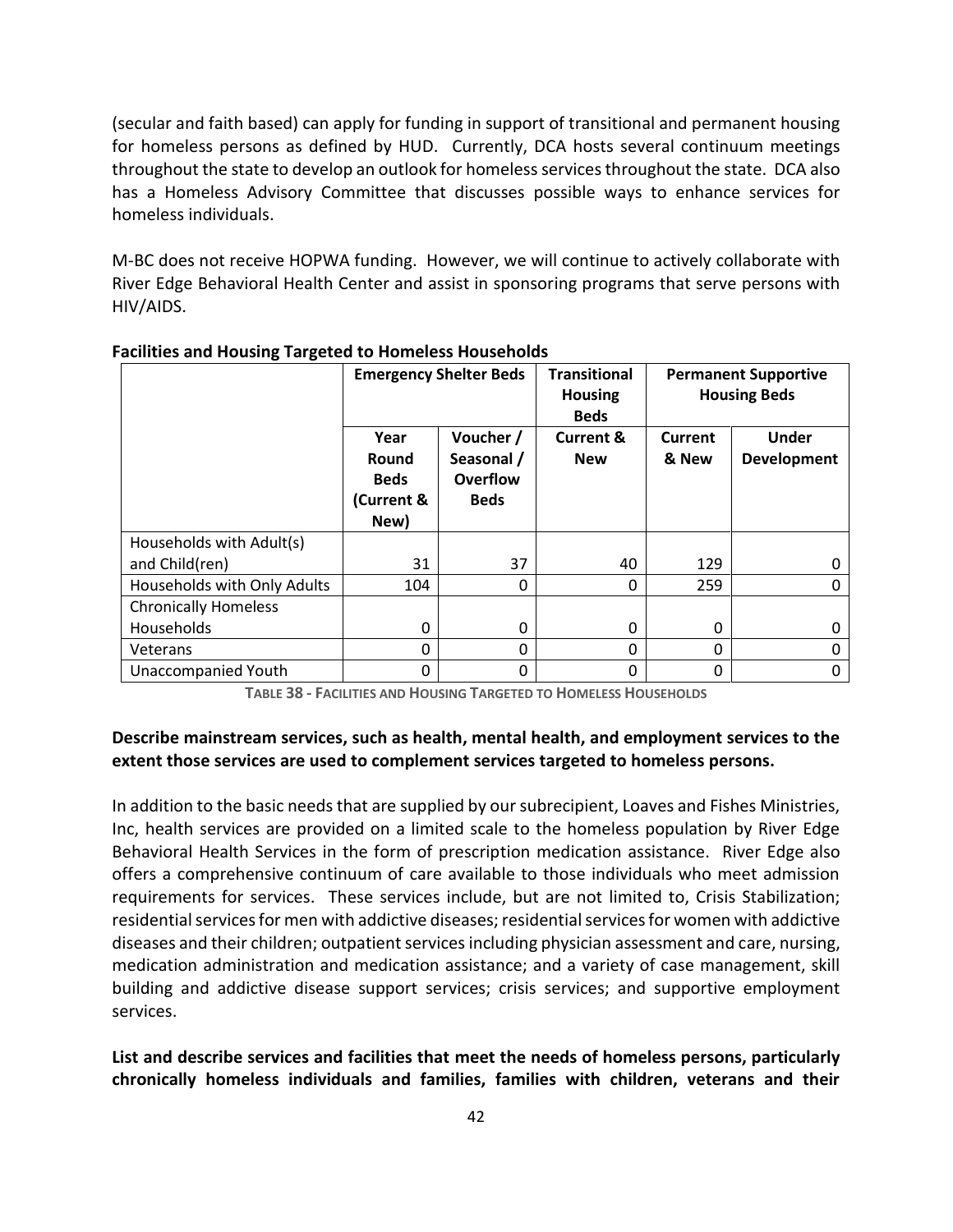(secular and faith based) can apply for funding in support of transitional and permanent housing for homeless persons as defined by HUD. Currently, DCA hosts several continuum meetings throughout the state to develop an outlook for homeless services throughout the state. DCA also has a Homeless Advisory Committee that discusses possible ways to enhance services for homeless individuals.

M-BC does not receive HOPWA funding. However, we will continue to actively collaborate with River Edge Behavioral Health Center and assist in sponsoring programs that serve persons with HIV/AIDS.

**Facilities and Housing Targeted to Homeless Households**

| | Emergency Shelter Beds | | Transitional Housing Beds | Permanent Supportive Housing Beds | |
|---|---|---|---|---|---|
| | Year Round Beds (Current & New) | Voucher / Seasonal / Overflow Beds | Current & New | Current & New | Under Development |
| Households with Adult(s) and Child(ren) | 31 | 37 | 40 | 129 | 0 |
| Households with Only Adults | 104 | 0 | 0 | 259 | 0 |
| Chronically Homeless Households | 0 | 0 | 0 | 0 | 0 |
| Veterans | 0 | 0 | 0 | 0 | 0 |
| Unaccompanied Youth | 0 | 0 | 0 | 0 | 0 |

**Table 38 - Facilities and Housing Targeted to Homeless Households**

**Describe mainstream services, such as health, mental health, and employment services to the extent those services are used to complement services targeted to homeless persons.**

In addition to the basic needs that are supplied by our subrecipient, Loaves and Fishes Ministries, Inc, health services are provided on a limited scale to the homeless population by River Edge Behavioral Health Services in the form of prescription medication assistance. River Edge also offers a comprehensive continuum of care available to those individuals who meet admission requirements for services. These services include, but are not limited to, Crisis Stabilization; residential services for men with addictive diseases; residential services for women with addictive diseases and their children; outpatient services including physician assessment and care, nursing, medication administration and medication assistance; and a variety of case management, skill building and addictive disease support services; crisis services; and supportive employment services.

**List and describe services and facilities that meet the needs of homeless persons, particularly chronically homeless individuals and families, families with children, veterans and their**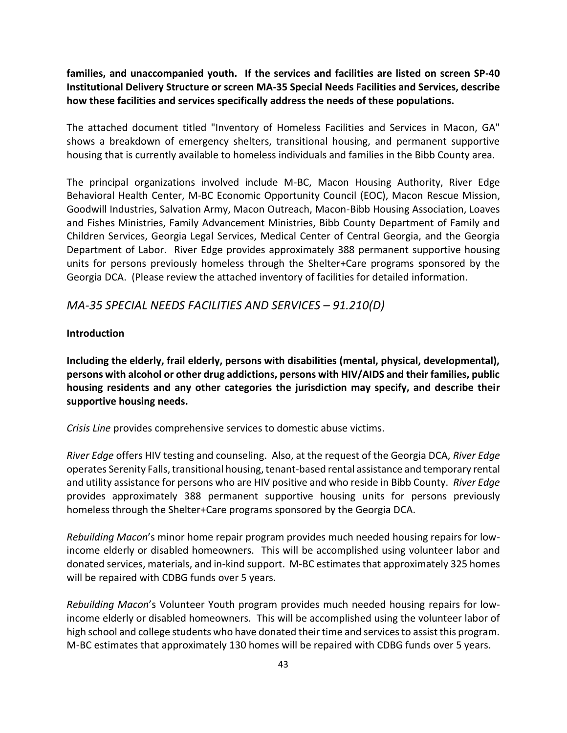**families, and unaccompanied youth. If the services and facilities are listed on screen SP-40 Institutional Delivery Structure or screen MA-35 Special Needs Facilities and Services, describe how these facilities and services specifically address the needs of these populations.**

The attached document titled "Inventory of Homeless Facilities and Services in Macon, GA" shows a breakdown of emergency shelters, transitional housing, and permanent supportive housing that is currently available to homeless individuals and families in the Bibb County area.

The principal organizations involved include M-BC, Macon Housing Authority, River Edge Behavioral Health Center, M-BC Economic Opportunity Council (EOC), Macon Rescue Mission, Goodwill Industries, Salvation Army, Macon Outreach, Macon-Bibb Housing Association, Loaves and Fishes Ministries, Family Advancement Ministries, Bibb County Department of Family and Children Services, Georgia Legal Services, Medical Center of Central Georgia, and the Georgia Department of Labor. River Edge provides approximately 388 permanent supportive housing units for persons previously homeless through the Shelter+Care programs sponsored by the Georgia DCA. (Please review the attached inventory of facilities for detailed information.

## *MA-35 SPECIAL NEEDS FACILITIES AND SERVICES – 91.210(D)*

**Introduction**

**Including the elderly, frail elderly, persons with disabilities (mental, physical, developmental), persons with alcohol or other drug addictions, persons with HIV/AIDS and their families, public housing residents and any other categories the jurisdiction may specify, and describe their supportive housing needs.**

*Crisis Line* provides comprehensive services to domestic abuse victims.

*River Edge* offers HIV testing and counseling. Also, at the request of the Georgia DCA, *River Edge* operates Serenity Falls, transitional housing, tenant-based rental assistance and temporary rental and utility assistance for persons who are HIV positive and who reside in Bibb County. *River Edge* provides approximately 388 permanent supportive housing units for persons previously homeless through the Shelter+Care programs sponsored by the Georgia DCA.

*Rebuilding Macon*'s minor home repair program provides much needed housing repairs for low-income elderly or disabled homeowners. This will be accomplished using volunteer labor and donated services, materials, and in-kind support. M-BC estimates that approximately 325 homes will be repaired with CDBG funds over 5 years.

*Rebuilding Macon*'s Volunteer Youth program provides much needed housing repairs for low-income elderly or disabled homeowners. This will be accomplished using the volunteer labor of high school and college students who have donated their time and services to assist this program. M-BC estimates that approximately 130 homes will be repaired with CDBG funds over 5 years.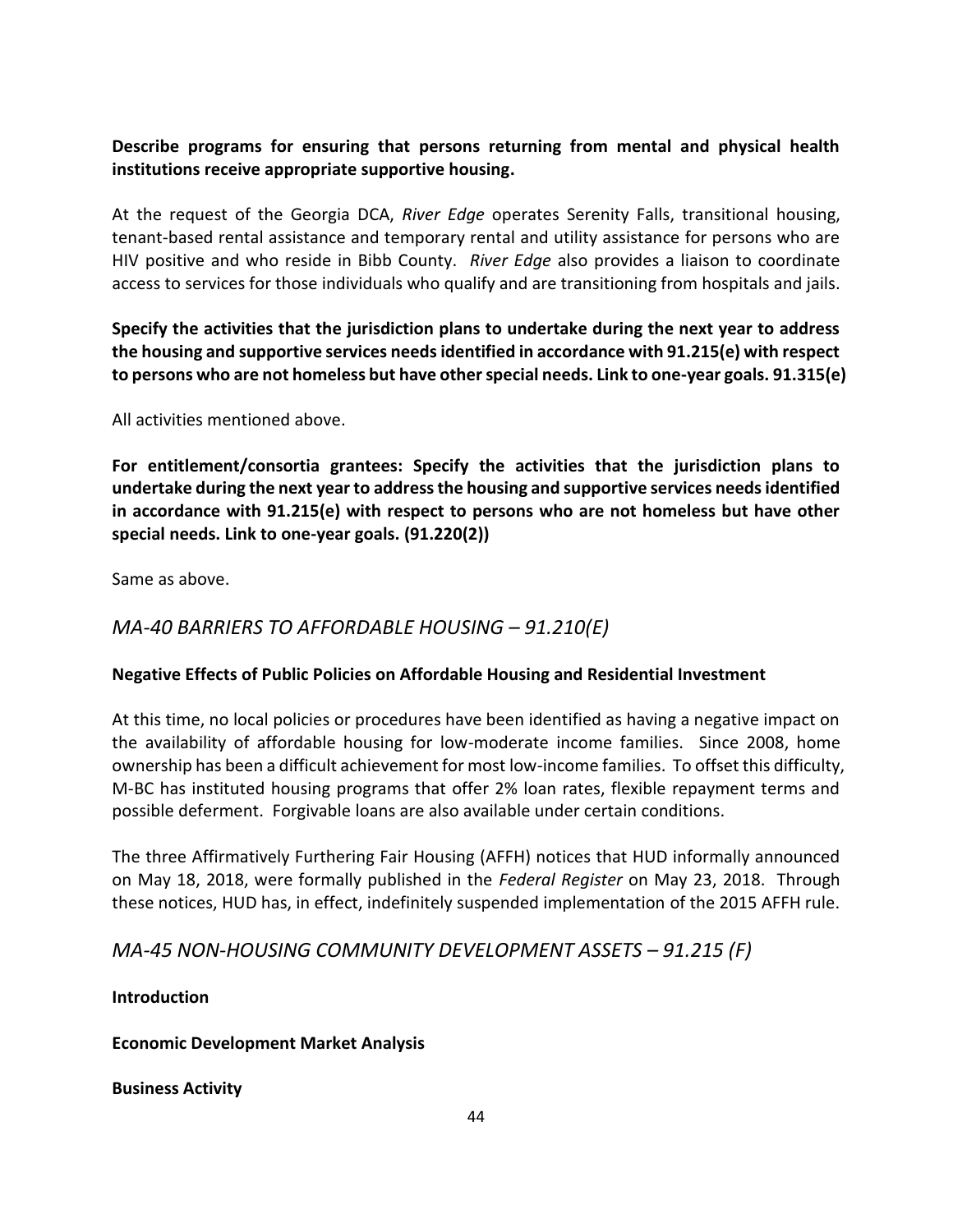**Describe programs for ensuring that persons returning from mental and physical health institutions receive appropriate supportive housing.**

At the request of the Georgia DCA, *River Edge* operates Serenity Falls, transitional housing, tenant-based rental assistance and temporary rental and utility assistance for persons who are HIV positive and who reside in Bibb County. *River Edge* also provides a liaison to coordinate access to services for those individuals who qualify and are transitioning from hospitals and jails.

**Specify the activities that the jurisdiction plans to undertake during the next year to address the housing and supportive services needs identified in accordance with 91.215(e) with respect to persons who are not homeless but have other special needs. Link to one-year goals. 91.315(e)**

All activities mentioned above.

**For entitlement/consortia grantees: Specify the activities that the jurisdiction plans to undertake during the next year to address the housing and supportive services needs identified in accordance with 91.215(e) with respect to persons who are not homeless but have other special needs. Link to one-year goals. (91.220(2))**

Same as above.

## *MA-40 BARRIERS TO AFFORDABLE HOUSING – 91.210(E)*

**Negative Effects of Public Policies on Affordable Housing and Residential Investment**

At this time, no local policies or procedures have been identified as having a negative impact on the availability of affordable housing for low-moderate income families. Since 2008, home ownership has been a difficult achievement for most low-income families. To offset this difficulty, M-BC has instituted housing programs that offer 2% loan rates, flexible repayment terms and possible deferment. Forgivable loans are also available under certain conditions.

The three Affirmatively Furthering Fair Housing (AFFH) notices that HUD informally announced on May 18, 2018, were formally published in the *Federal Register* on May 23, 2018. Through these notices, HUD has, in effect, indefinitely suspended implementation of the 2015 AFFH rule.

## *MA-45 NON-HOUSING COMMUNITY DEVELOPMENT ASSETS – 91.215 (F)*

**Introduction**

**Economic Development Market Analysis**

**Business Activity**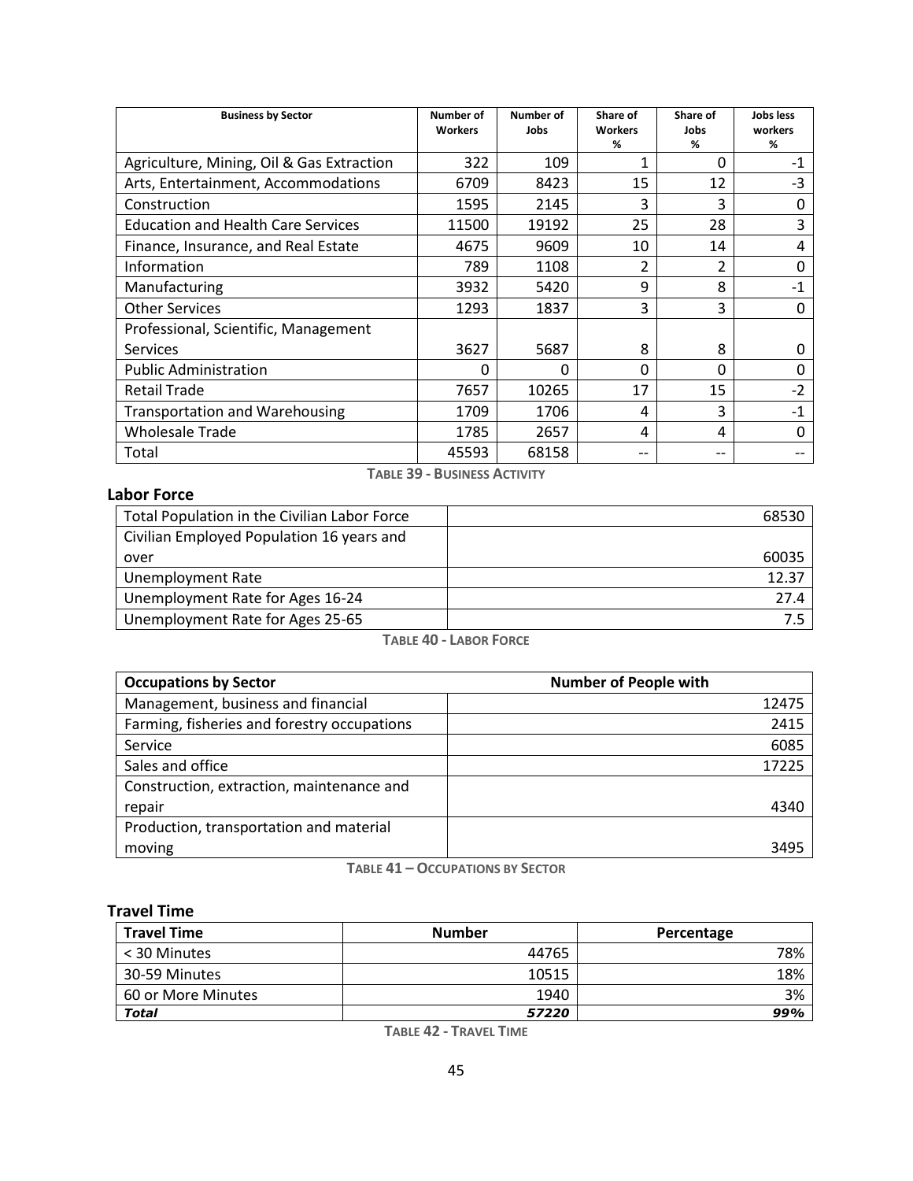| Business by Sector | Number of Workers | Number of Jobs | Share of Workers % | Share of Jobs % | Jobs less workers % |
|---|---|---|---|---|---|
| Agriculture, Mining, Oil & Gas Extraction | 322 | 109 | 1 | 0 | -1 |
| Arts, Entertainment, Accommodations | 6709 | 8423 | 15 | 12 | -3 |
| Construction | 1595 | 2145 | 3 | 3 | 0 |
| Education and Health Care Services | 11500 | 19192 | 25 | 28 | 3 |
| Finance, Insurance, and Real Estate | 4675 | 9609 | 10 | 14 | 4 |
| Information | 789 | 1108 | 2 | 2 | 0 |
| Manufacturing | 3932 | 5420 | 9 | 8 | -1 |
| Other Services | 1293 | 1837 | 3 | 3 | 0 |
| Professional, Scientific, Management Services | 3627 | 5687 | 8 | 8 | 0 |
| Public Administration | 0 | 0 | 0 | 0 | 0 |
| Retail Trade | 7657 | 10265 | 17 | 15 | -2 |
| Transportation and Warehousing | 1709 | 1706 | 4 | 3 | -1 |
| Wholesale Trade | 1785 | 2657 | 4 | 4 | 0 |
| Total | 45593 | 68158 | -- | -- | -- |

**TABLE 39 - BUSINESS ACTIVITY**

## Labor Force

| | |
|---|---|
| Total Population in the Civilian Labor Force | 68530 |
| Civilian Employed Population 16 years and over | 60035 |
| Unemployment Rate | 12.37 |
| Unemployment Rate for Ages 16-24 | 27.4 |
| Unemployment Rate for Ages 25-65 | 7.5 |

**TABLE 40 - LABOR FORCE**

| Occupations by Sector | Number of People with |
|---|---|
| Management, business and financial | 12475 |
| Farming, fisheries and forestry occupations | 2415 |
| Service | 6085 |
| Sales and office | 17225 |
| Construction, extraction, maintenance and repair | 4340 |
| Production, transportation and material moving | 3495 |

**TABLE 41 – OCCUPATIONS BY SECTOR**

## Travel Time

| Travel Time | Number | Percentage |
|---|---|---|
| < 30 Minutes | 44765 | 78% |
| 30-59 Minutes | 10515 | 18% |
| 60 or More Minutes | 1940 | 3% |
| ***Total*** | ***57220*** | ***99%*** |

**TABLE 42 - TRAVEL TIME**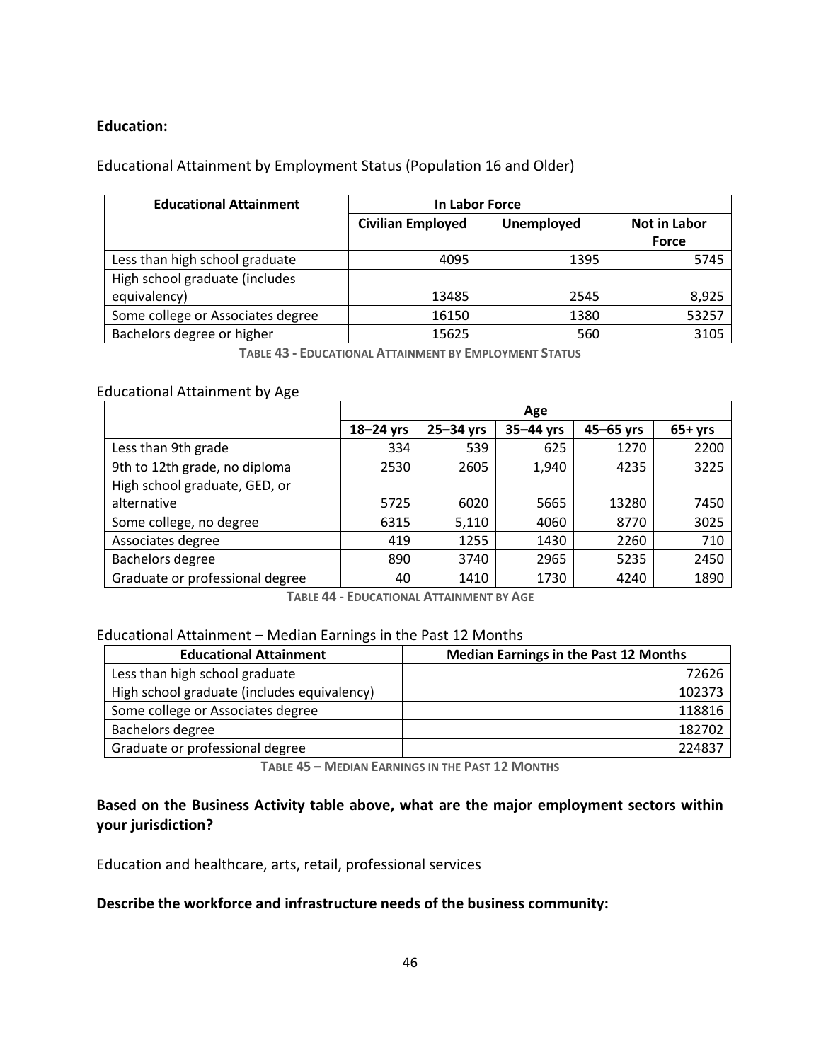**Education:**

Educational Attainment by Employment Status (Population 16 and Older)

| Educational Attainment | In Labor Force | | |
|---|---|---|---|
| | Civilian Employed | Unemployed | Not in Labor Force |
| Less than high school graduate | 4095 | 1395 | 5745 |
| High school graduate (includes equivalency) | 13485 | 2545 | 8,925 |
| Some college or Associates degree | 16150 | 1380 | 53257 |
| Bachelors degree or higher | 15625 | 560 | 3105 |

**Table 43 - Educational Attainment by Employment Status**

Educational Attainment by Age

| | Age | | | | |
|---|---|---|---|---|---|
| | 18–24 yrs | 25–34 yrs | 35–44 yrs | 45–65 yrs | 65+ yrs |
| Less than 9th grade | 334 | 539 | 625 | 1270 | 2200 |
| 9th to 12th grade, no diploma | 2530 | 2605 | 1,940 | 4235 | 3225 |
| High school graduate, GED, or alternative | 5725 | 6020 | 5665 | 13280 | 7450 |
| Some college, no degree | 6315 | 5,110 | 4060 | 8770 | 3025 |
| Associates degree | 419 | 1255 | 1430 | 2260 | 710 |
| Bachelors degree | 890 | 3740 | 2965 | 5235 | 2450 |
| Graduate or professional degree | 40 | 1410 | 1730 | 4240 | 1890 |

**Table 44 - Educational Attainment by Age**

Educational Attainment – Median Earnings in the Past 12 Months

| Educational Attainment | Median Earnings in the Past 12 Months |
|---|---|
| Less than high school graduate | 72626 |
| High school graduate (includes equivalency) | 102373 |
| Some college or Associates degree | 118816 |
| Bachelors degree | 182702 |
| Graduate or professional degree | 224837 |

**Table 45 – Median Earnings in the Past 12 Months**

**Based on the Business Activity table above, what are the major employment sectors within your jurisdiction?**

Education and healthcare, arts, retail, professional services

**Describe the workforce and infrastructure needs of the business community:**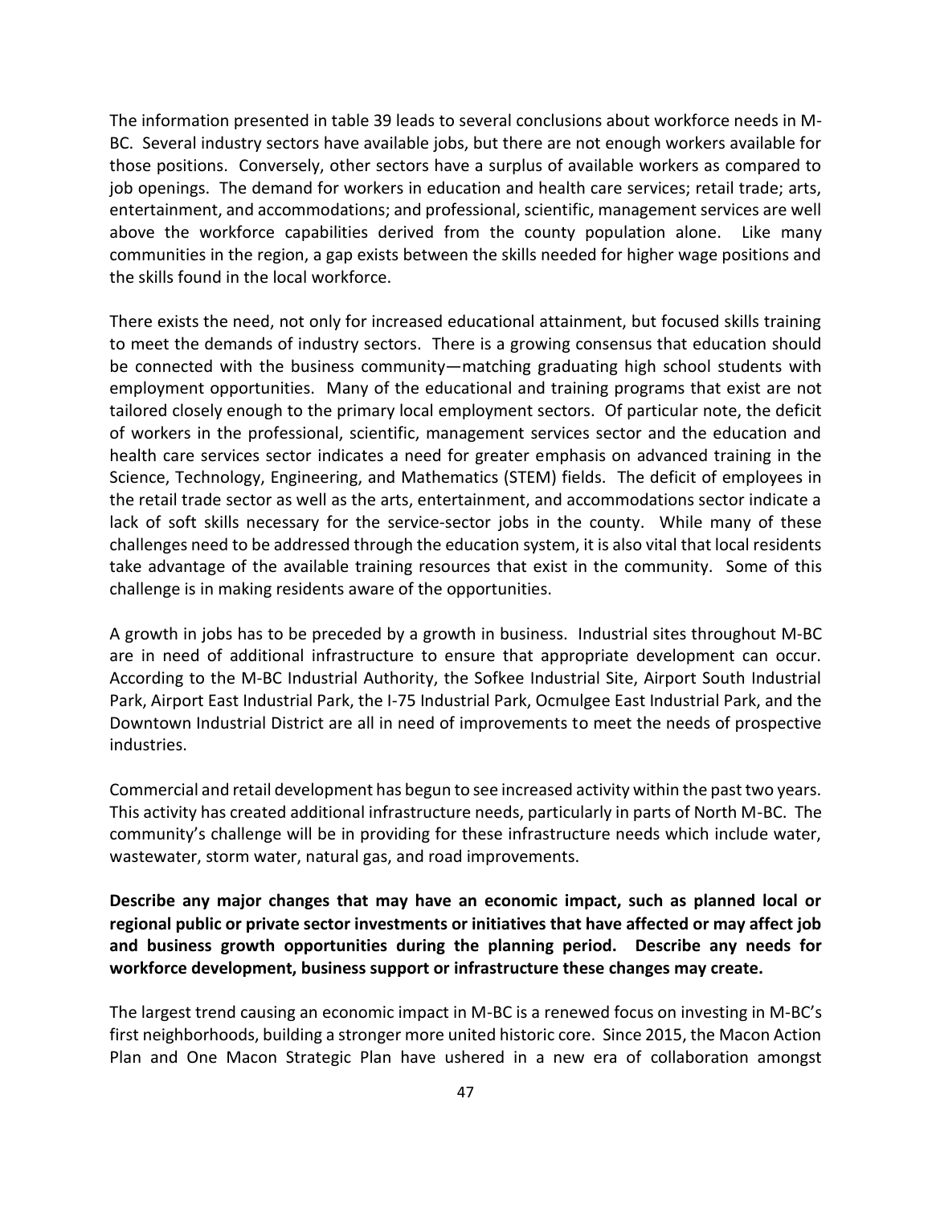The information presented in table 39 leads to several conclusions about workforce needs in M-BC. Several industry sectors have available jobs, but there are not enough workers available for those positions. Conversely, other sectors have a surplus of available workers as compared to job openings. The demand for workers in education and health care services; retail trade; arts, entertainment, and accommodations; and professional, scientific, management services are well above the workforce capabilities derived from the county population alone. Like many communities in the region, a gap exists between the skills needed for higher wage positions and the skills found in the local workforce.

There exists the need, not only for increased educational attainment, but focused skills training to meet the demands of industry sectors. There is a growing consensus that education should be connected with the business community—matching graduating high school students with employment opportunities. Many of the educational and training programs that exist are not tailored closely enough to the primary local employment sectors. Of particular note, the deficit of workers in the professional, scientific, management services sector and the education and health care services sector indicates a need for greater emphasis on advanced training in the Science, Technology, Engineering, and Mathematics (STEM) fields. The deficit of employees in the retail trade sector as well as the arts, entertainment, and accommodations sector indicate a lack of soft skills necessary for the service-sector jobs in the county. While many of these challenges need to be addressed through the education system, it is also vital that local residents take advantage of the available training resources that exist in the community. Some of this challenge is in making residents aware of the opportunities.

A growth in jobs has to be preceded by a growth in business. Industrial sites throughout M-BC are in need of additional infrastructure to ensure that appropriate development can occur. According to the M-BC Industrial Authority, the Sofkee Industrial Site, Airport South Industrial Park, Airport East Industrial Park, the I-75 Industrial Park, Ocmulgee East Industrial Park, and the Downtown Industrial District are all in need of improvements to meet the needs of prospective industries.

Commercial and retail development has begun to see increased activity within the past two years. This activity has created additional infrastructure needs, particularly in parts of North M-BC. The community's challenge will be in providing for these infrastructure needs which include water, wastewater, storm water, natural gas, and road improvements.

**Describe any major changes that may have an economic impact, such as planned local or regional public or private sector investments or initiatives that have affected or may affect job and business growth opportunities during the planning period. Describe any needs for workforce development, business support or infrastructure these changes may create.**

The largest trend causing an economic impact in M-BC is a renewed focus on investing in M-BC's first neighborhoods, building a stronger more united historic core. Since 2015, the Macon Action Plan and One Macon Strategic Plan have ushered in a new era of collaboration amongst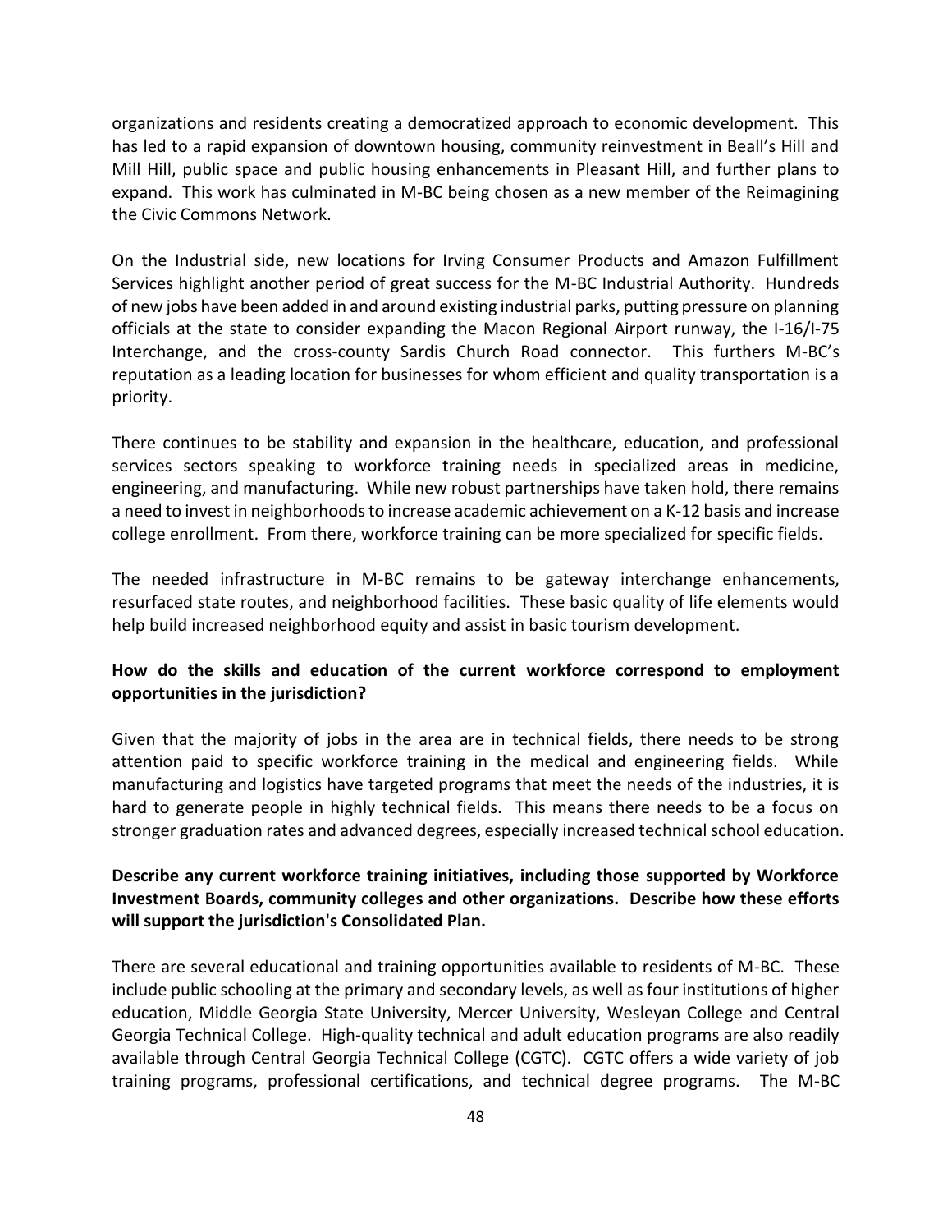organizations and residents creating a democratized approach to economic development. This has led to a rapid expansion of downtown housing, community reinvestment in Beall's Hill and Mill Hill, public space and public housing enhancements in Pleasant Hill, and further plans to expand. This work has culminated in M-BC being chosen as a new member of the Reimagining the Civic Commons Network.

On the Industrial side, new locations for Irving Consumer Products and Amazon Fulfillment Services highlight another period of great success for the M-BC Industrial Authority. Hundreds of new jobs have been added in and around existing industrial parks, putting pressure on planning officials at the state to consider expanding the Macon Regional Airport runway, the I-16/I-75 Interchange, and the cross-county Sardis Church Road connector. This furthers M-BC's reputation as a leading location for businesses for whom efficient and quality transportation is a priority.

There continues to be stability and expansion in the healthcare, education, and professional services sectors speaking to workforce training needs in specialized areas in medicine, engineering, and manufacturing. While new robust partnerships have taken hold, there remains a need to invest in neighborhoods to increase academic achievement on a K-12 basis and increase college enrollment. From there, workforce training can be more specialized for specific fields.

The needed infrastructure in M-BC remains to be gateway interchange enhancements, resurfaced state routes, and neighborhood facilities. These basic quality of life elements would help build increased neighborhood equity and assist in basic tourism development.

**How do the skills and education of the current workforce correspond to employment opportunities in the jurisdiction?**

Given that the majority of jobs in the area are in technical fields, there needs to be strong attention paid to specific workforce training in the medical and engineering fields. While manufacturing and logistics have targeted programs that meet the needs of the industries, it is hard to generate people in highly technical fields. This means there needs to be a focus on stronger graduation rates and advanced degrees, especially increased technical school education.

**Describe any current workforce training initiatives, including those supported by Workforce Investment Boards, community colleges and other organizations. Describe how these efforts will support the jurisdiction's Consolidated Plan.**

There are several educational and training opportunities available to residents of M-BC. These include public schooling at the primary and secondary levels, as well as four institutions of higher education, Middle Georgia State University, Mercer University, Wesleyan College and Central Georgia Technical College. High-quality technical and adult education programs are also readily available through Central Georgia Technical College (CGTC). CGTC offers a wide variety of job training programs, professional certifications, and technical degree programs. The M-BC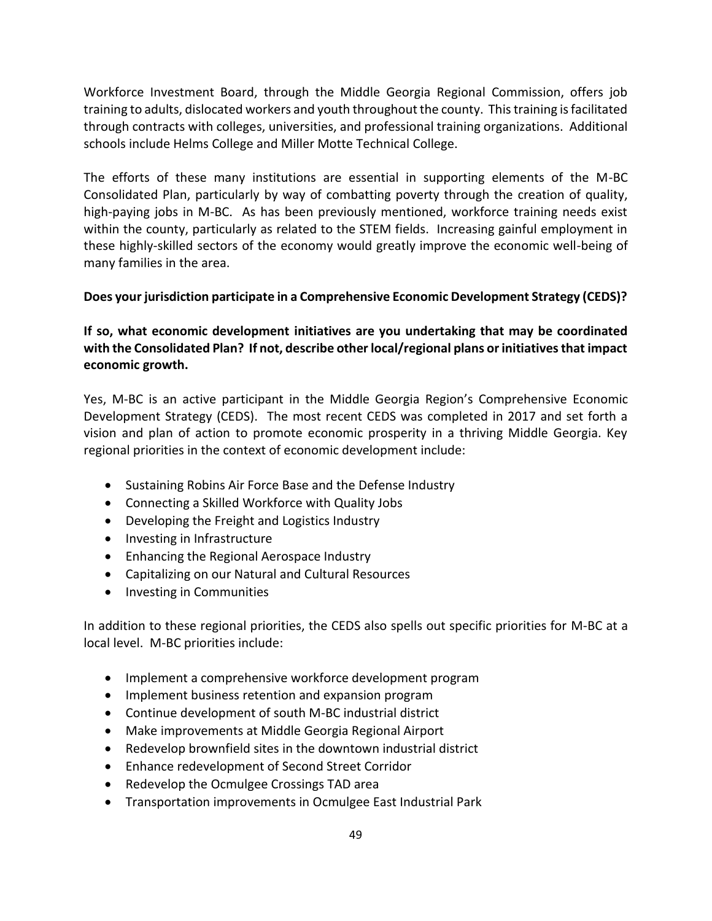Workforce Investment Board, through the Middle Georgia Regional Commission, offers job training to adults, dislocated workers and youth throughout the county. This training is facilitated through contracts with colleges, universities, and professional training organizations. Additional schools include Helms College and Miller Motte Technical College.

The efforts of these many institutions are essential in supporting elements of the M-BC Consolidated Plan, particularly by way of combatting poverty through the creation of quality, high-paying jobs in M-BC. As has been previously mentioned, workforce training needs exist within the county, particularly as related to the STEM fields. Increasing gainful employment in these highly-skilled sectors of the economy would greatly improve the economic well-being of many families in the area.

**Does your jurisdiction participate in a Comprehensive Economic Development Strategy (CEDS)?**

**If so, what economic development initiatives are you undertaking that may be coordinated with the Consolidated Plan? If not, describe other local/regional plans or initiatives that impact economic growth.**

Yes, M-BC is an active participant in the Middle Georgia Region's Comprehensive Economic Development Strategy (CEDS). The most recent CEDS was completed in 2017 and set forth a vision and plan of action to promote economic prosperity in a thriving Middle Georgia. Key regional priorities in the context of economic development include:

- Sustaining Robins Air Force Base and the Defense Industry
- Connecting a Skilled Workforce with Quality Jobs
- Developing the Freight and Logistics Industry
- Investing in Infrastructure
- Enhancing the Regional Aerospace Industry
- Capitalizing on our Natural and Cultural Resources
- Investing in Communities

In addition to these regional priorities, the CEDS also spells out specific priorities for M-BC at a local level. M-BC priorities include:

- Implement a comprehensive workforce development program
- Implement business retention and expansion program
- Continue development of south M-BC industrial district
- Make improvements at Middle Georgia Regional Airport
- Redevelop brownfield sites in the downtown industrial district
- Enhance redevelopment of Second Street Corridor
- Redevelop the Ocmulgee Crossings TAD area
- Transportation improvements in Ocmulgee East Industrial Park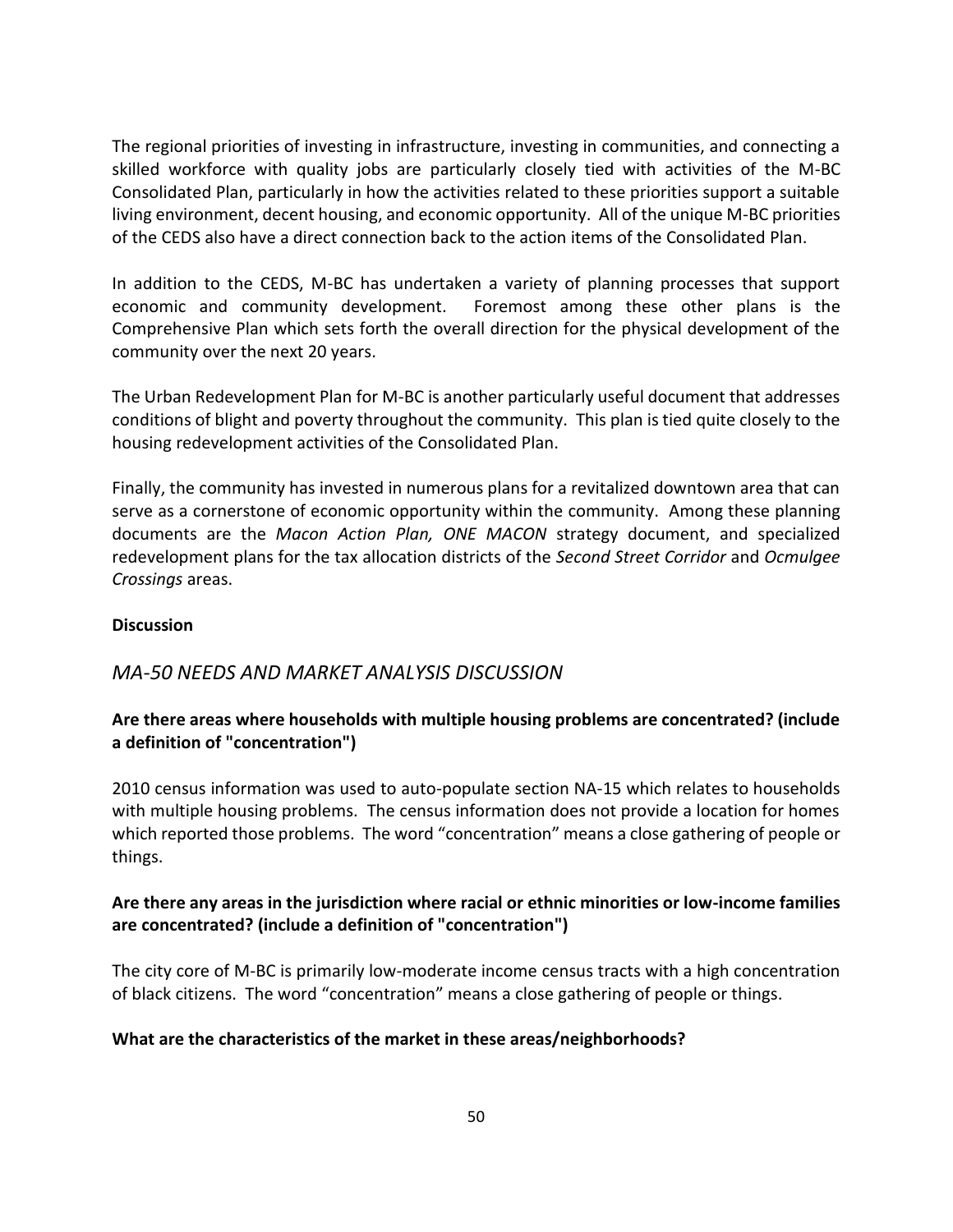The regional priorities of investing in infrastructure, investing in communities, and connecting a skilled workforce with quality jobs are particularly closely tied with activities of the M-BC Consolidated Plan, particularly in how the activities related to these priorities support a suitable living environment, decent housing, and economic opportunity. All of the unique M-BC priorities of the CEDS also have a direct connection back to the action items of the Consolidated Plan.

In addition to the CEDS, M-BC has undertaken a variety of planning processes that support economic and community development. Foremost among these other plans is the Comprehensive Plan which sets forth the overall direction for the physical development of the community over the next 20 years.

The Urban Redevelopment Plan for M-BC is another particularly useful document that addresses conditions of blight and poverty throughout the community. This plan is tied quite closely to the housing redevelopment activities of the Consolidated Plan.

Finally, the community has invested in numerous plans for a revitalized downtown area that can serve as a cornerstone of economic opportunity within the community. Among these planning documents are the *Macon Action Plan, ONE MACON* strategy document, and specialized redevelopment plans for the tax allocation districts of the *Second Street Corridor* and *Ocmulgee Crossings* areas.

**Discussion**

## *MA-50 NEEDS AND MARKET ANALYSIS DISCUSSION*

**Are there areas where households with multiple housing problems are concentrated? (include a definition of "concentration")**

2010 census information was used to auto-populate section NA-15 which relates to households with multiple housing problems. The census information does not provide a location for homes which reported those problems. The word "concentration" means a close gathering of people or things.

**Are there any areas in the jurisdiction where racial or ethnic minorities or low-income families are concentrated? (include a definition of "concentration")**

The city core of M-BC is primarily low-moderate income census tracts with a high concentration of black citizens. The word "concentration" means a close gathering of people or things.

**What are the characteristics of the market in these areas/neighborhoods?**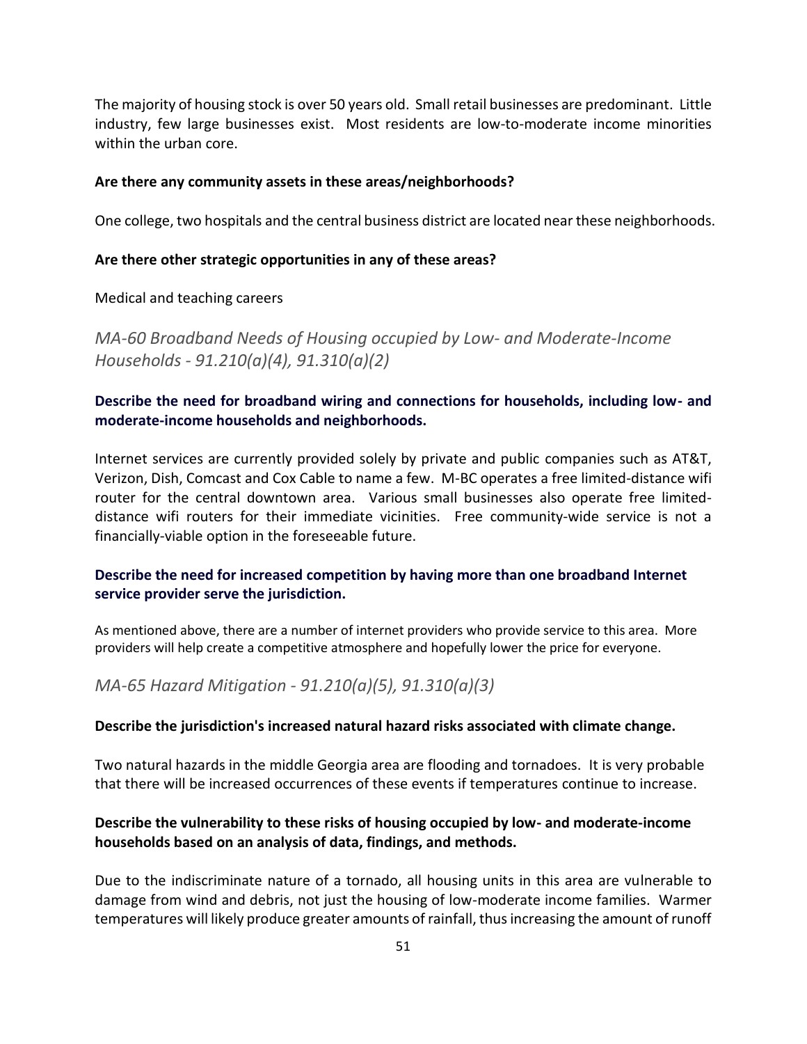The majority of housing stock is over 50 years old. Small retail businesses are predominant. Little industry, few large businesses exist. Most residents are low-to-moderate income minorities within the urban core.

**Are there any community assets in these areas/neighborhoods?**

One college, two hospitals and the central business district are located near these neighborhoods.

**Are there other strategic opportunities in any of these areas?**

Medical and teaching careers

## *MA-60 Broadband Needs of Housing occupied by Low- and Moderate-Income Households - 91.210(a)(4), 91.310(a)(2)*

**Describe the need for broadband wiring and connections for households, including low- and moderate-income households and neighborhoods.**

Internet services are currently provided solely by private and public companies such as AT&T, Verizon, Dish, Comcast and Cox Cable to name a few. M-BC operates a free limited-distance wifi router for the central downtown area. Various small businesses also operate free limited-distance wifi routers for their immediate vicinities. Free community-wide service is not a financially-viable option in the foreseeable future.

**Describe the need for increased competition by having more than one broadband Internet service provider serve the jurisdiction.**

As mentioned above, there are a number of internet providers who provide service to this area. More providers will help create a competitive atmosphere and hopefully lower the price for everyone.

## *MA-65 Hazard Mitigation - 91.210(a)(5), 91.310(a)(3)*

**Describe the jurisdiction's increased natural hazard risks associated with climate change.**

Two natural hazards in the middle Georgia area are flooding and tornadoes. It is very probable that there will be increased occurrences of these events if temperatures continue to increase.

**Describe the vulnerability to these risks of housing occupied by low- and moderate-income households based on an analysis of data, findings, and methods.**

Due to the indiscriminate nature of a tornado, all housing units in this area are vulnerable to damage from wind and debris, not just the housing of low-moderate income families. Warmer temperatures will likely produce greater amounts of rainfall, thus increasing the amount of runoff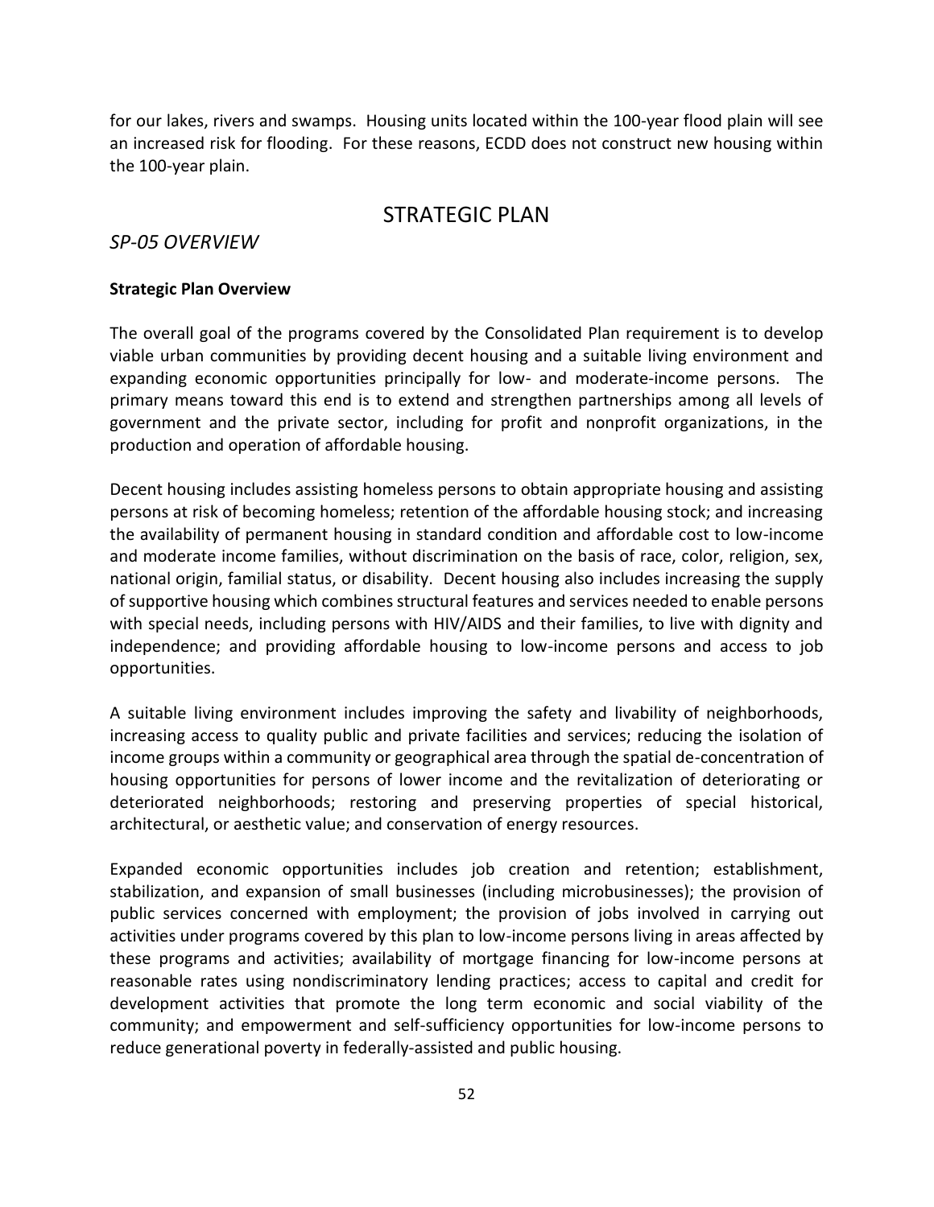for our lakes, rivers and swamps. Housing units located within the 100-year flood plain will see an increased risk for flooding. For these reasons, ECDD does not construct new housing within the 100-year plain.

# STRATEGIC PLAN

## *SP-05 OVERVIEW*

**Strategic Plan Overview**

The overall goal of the programs covered by the Consolidated Plan requirement is to develop viable urban communities by providing decent housing and a suitable living environment and expanding economic opportunities principally for low- and moderate-income persons. The primary means toward this end is to extend and strengthen partnerships among all levels of government and the private sector, including for profit and nonprofit organizations, in the production and operation of affordable housing.

Decent housing includes assisting homeless persons to obtain appropriate housing and assisting persons at risk of becoming homeless; retention of the affordable housing stock; and increasing the availability of permanent housing in standard condition and affordable cost to low-income and moderate income families, without discrimination on the basis of race, color, religion, sex, national origin, familial status, or disability. Decent housing also includes increasing the supply of supportive housing which combines structural features and services needed to enable persons with special needs, including persons with HIV/AIDS and their families, to live with dignity and independence; and providing affordable housing to low-income persons and access to job opportunities.

A suitable living environment includes improving the safety and livability of neighborhoods, increasing access to quality public and private facilities and services; reducing the isolation of income groups within a community or geographical area through the spatial de-concentration of housing opportunities for persons of lower income and the revitalization of deteriorating or deteriorated neighborhoods; restoring and preserving properties of special historical, architectural, or aesthetic value; and conservation of energy resources.

Expanded economic opportunities includes job creation and retention; establishment, stabilization, and expansion of small businesses (including microbusinesses); the provision of public services concerned with employment; the provision of jobs involved in carrying out activities under programs covered by this plan to low-income persons living in areas affected by these programs and activities; availability of mortgage financing for low-income persons at reasonable rates using nondiscriminatory lending practices; access to capital and credit for development activities that promote the long term economic and social viability of the community; and empowerment and self-sufficiency opportunities for low-income persons to reduce generational poverty in federally-assisted and public housing.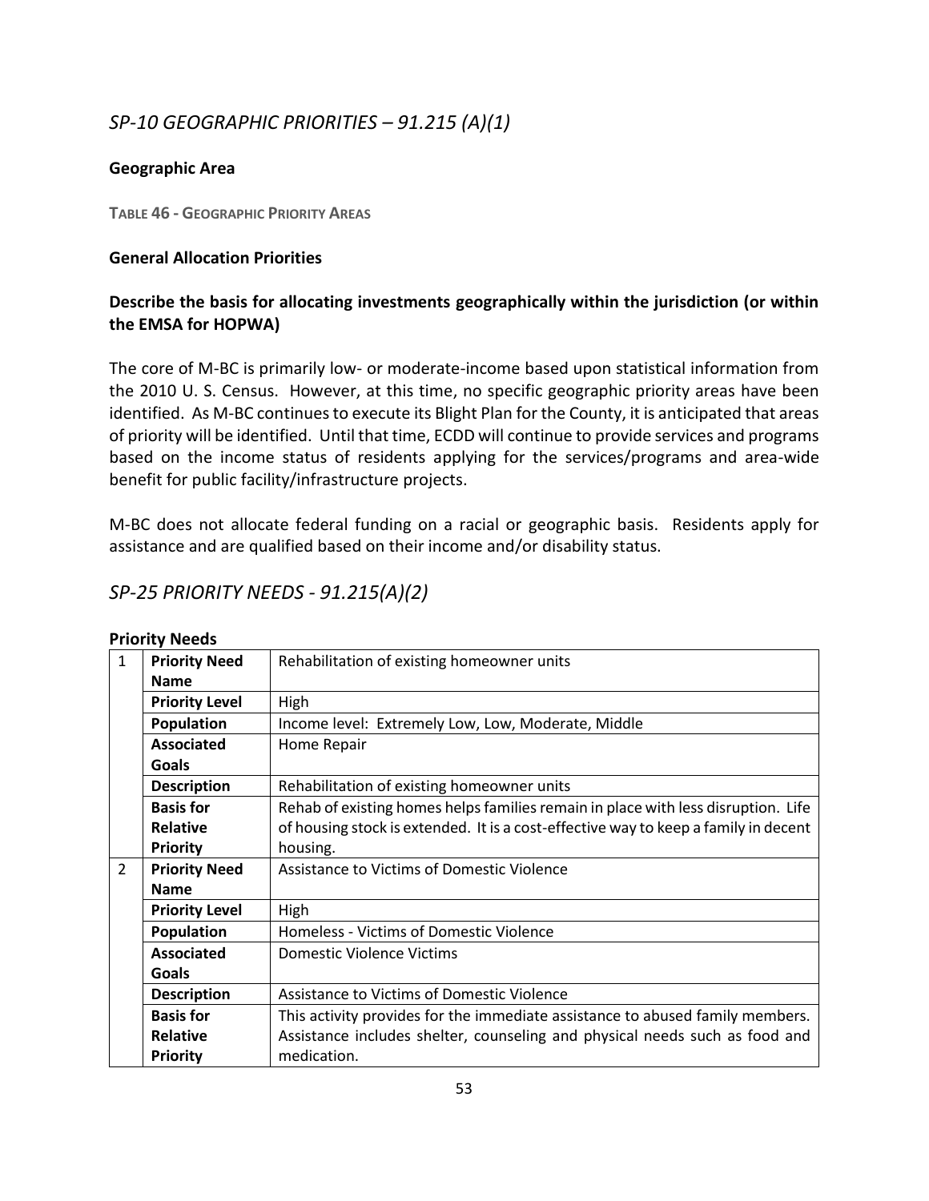## *SP-10 GEOGRAPHIC PRIORITIES – 91.215 (A)(1)*

### Geographic Area

**TABLE 46 - GEOGRAPHIC PRIORITY AREAS**

### General Allocation Priorities

### Describe the basis for allocating investments geographically within the jurisdiction (or within the EMSA for HOPWA)

The core of M-BC is primarily low- or moderate-income based upon statistical information from the 2010 U. S. Census. However, at this time, no specific geographic priority areas have been identified. As M-BC continues to execute its Blight Plan for the County, it is anticipated that areas of priority will be identified. Until that time, ECDD will continue to provide services and programs based on the income status of residents applying for the services/programs and area-wide benefit for public facility/infrastructure projects.

M-BC does not allocate federal funding on a racial or geographic basis. Residents apply for assistance and are qualified based on their income and/or disability status.

## *SP-25 PRIORITY NEEDS - 91.215(A)(2)*

### Priority Needs

| | | |
|---|---|---|
| 1 | **Priority Need Name** | Rehabilitation of existing homeowner units |
| | **Priority Level** | High |
| | **Population** | Income level: Extremely Low, Low, Moderate, Middle |
| | **Associated Goals** | Home Repair |
| | **Description** | Rehabilitation of existing homeowner units |
| | **Basis for Relative Priority** | Rehab of existing homes helps families remain in place with less disruption. Life of housing stock is extended. It is a cost-effective way to keep a family in decent housing. |
| 2 | **Priority Need Name** | Assistance to Victims of Domestic Violence |
| | **Priority Level** | High |
| | **Population** | Homeless - Victims of Domestic Violence |
| | **Associated Goals** | Domestic Violence Victims |
| | **Description** | Assistance to Victims of Domestic Violence |
| | **Basis for Relative Priority** | This activity provides for the immediate assistance to abused family members. Assistance includes shelter, counseling and physical needs such as food and medication. |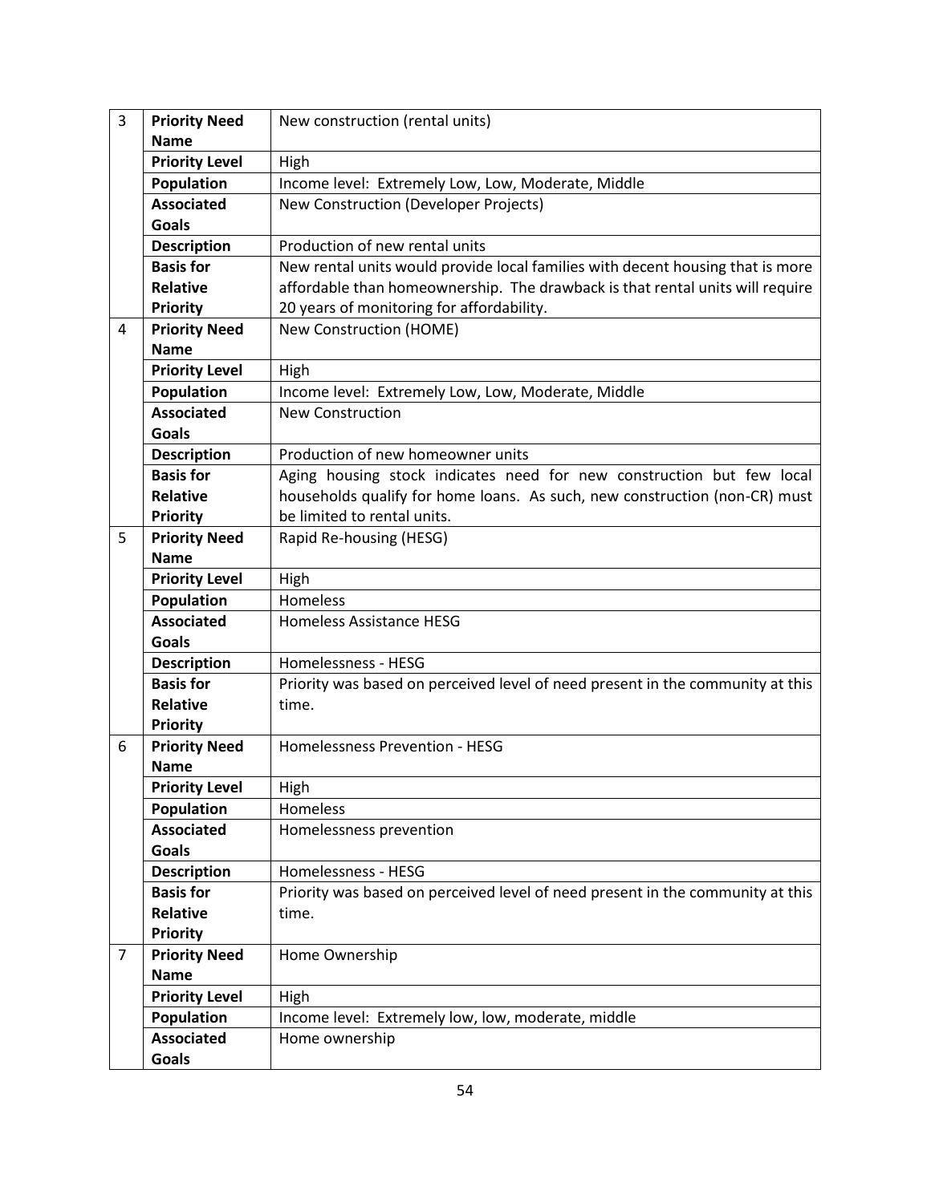| | | |
|---|---|---|
| 3 | **Priority Need Name** | New construction (rental units) |
| | **Priority Level** | High |
| | **Population** | Income level: Extremely Low, Low, Moderate, Middle |
| | **Associated Goals** | New Construction (Developer Projects) |
| | **Description** | Production of new rental units |
| | **Basis for Relative Priority** | New rental units would provide local families with decent housing that is more affordable than homeownership. The drawback is that rental units will require 20 years of monitoring for affordability. |
| 4 | **Priority Need Name** | New Construction (HOME) |
| | **Priority Level** | High |
| | **Population** | Income level: Extremely Low, Low, Moderate, Middle |
| | **Associated Goals** | New Construction |
| | **Description** | Production of new homeowner units |
| | **Basis for Relative Priority** | Aging housing stock indicates need for new construction but few local households qualify for home loans. As such, new construction (non-CR) must be limited to rental units. |
| 5 | **Priority Need Name** | Rapid Re-housing (HESG) |
| | **Priority Level** | High |
| | **Population** | Homeless |
| | **Associated Goals** | Homeless Assistance HESG |
| | **Description** | Homelessness - HESG |
| | **Basis for Relative Priority** | Priority was based on perceived level of need present in the community at this time. |
| 6 | **Priority Need Name** | Homelessness Prevention - HESG |
| | **Priority Level** | High |
| | **Population** | Homeless |
| | **Associated Goals** | Homelessness prevention |
| | **Description** | Homelessness - HESG |
| | **Basis for Relative Priority** | Priority was based on perceived level of need present in the community at this time. |
| 7 | **Priority Need Name** | Home Ownership |
| | **Priority Level** | High |
| | **Population** | Income level: Extremely low, low, moderate, middle |
| | **Associated Goals** | Home ownership |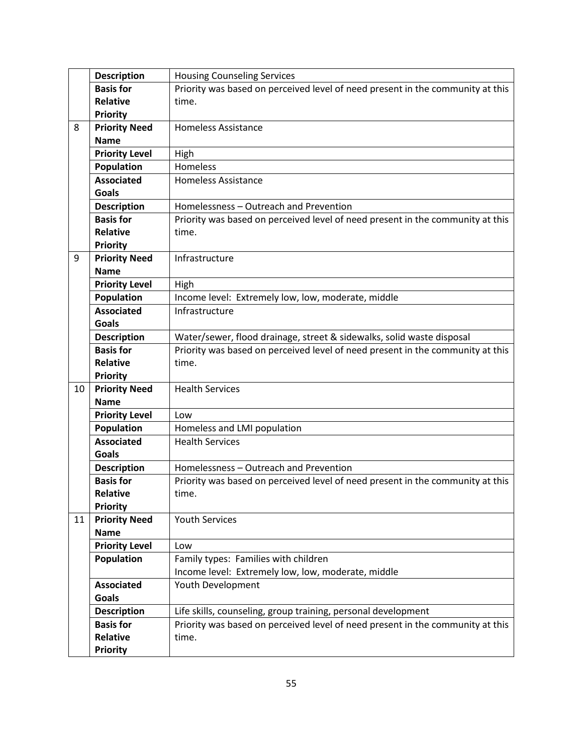| | | |
|---|---|---|
| | **Description** | Housing Counseling Services |
| | **Basis for Relative Priority** | Priority was based on perceived level of need present in the community at this time. |
| 8 | **Priority Need Name** | Homeless Assistance |
| | **Priority Level** | High |
| | **Population** | Homeless |
| | **Associated Goals** | Homeless Assistance |
| | **Description** | Homelessness – Outreach and Prevention |
| | **Basis for Relative Priority** | Priority was based on perceived level of need present in the community at this time. |
| 9 | **Priority Need Name** | Infrastructure |
| | **Priority Level** | High |
| | **Population** | Income level: Extremely low, low, moderate, middle |
| | **Associated Goals** | Infrastructure |
| | **Description** | Water/sewer, flood drainage, street & sidewalks, solid waste disposal |
| | **Basis for Relative Priority** | Priority was based on perceived level of need present in the community at this time. |
| 10 | **Priority Need Name** | Health Services |
| | **Priority Level** | Low |
| | **Population** | Homeless and LMI population |
| | **Associated Goals** | Health Services |
| | **Description** | Homelessness – Outreach and Prevention |
| | **Basis for Relative Priority** | Priority was based on perceived level of need present in the community at this time. |
| 11 | **Priority Need Name** | Youth Services |
| | **Priority Level** | Low |
| | **Population** | Family types: Families with children<br>Income level: Extremely low, low, moderate, middle |
| | **Associated Goals** | Youth Development |
| | **Description** | Life skills, counseling, group training, personal development |
| | **Basis for Relative Priority** | Priority was based on perceived level of need present in the community at this time. |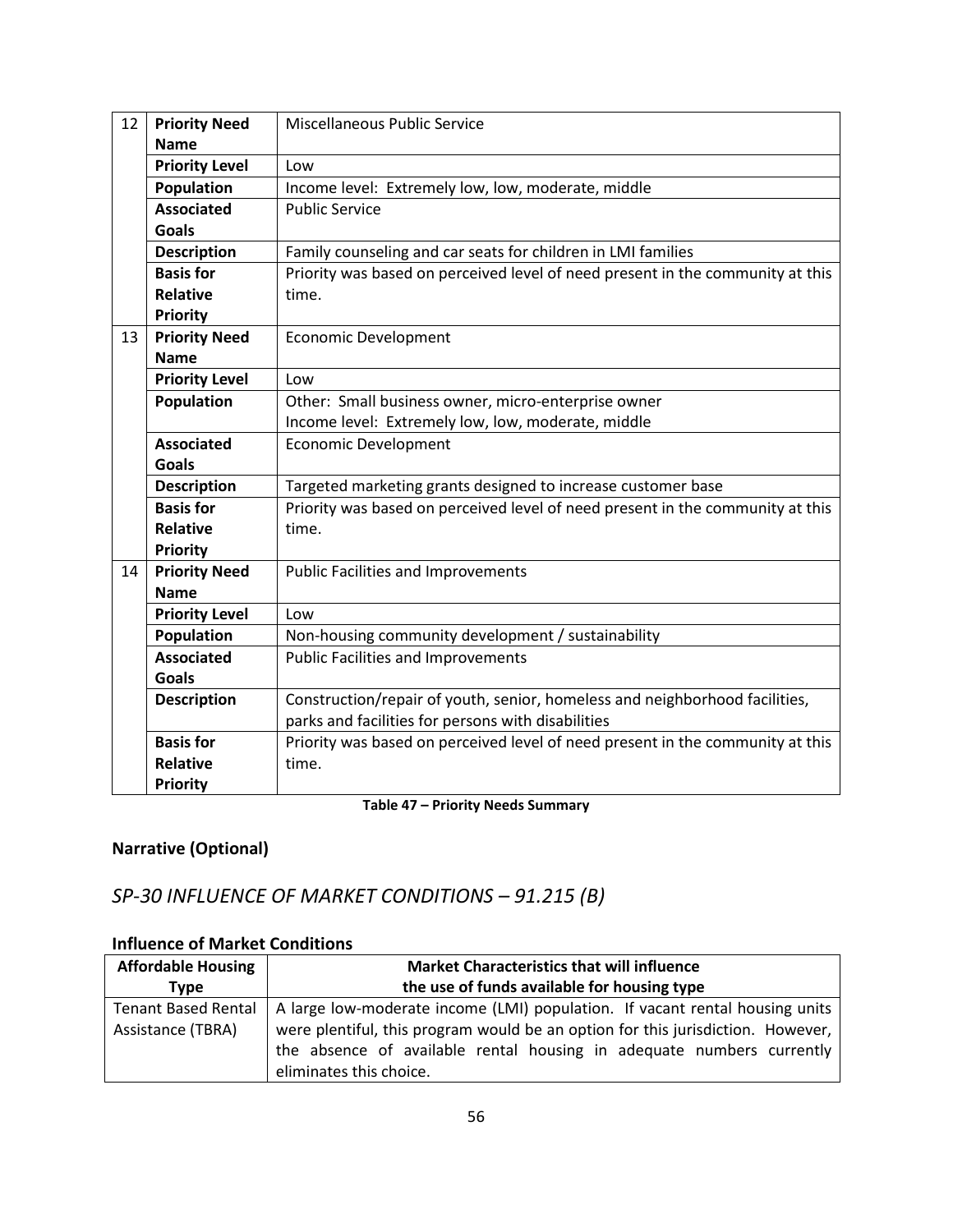| | | |
|---|---|---|
| 12 | **Priority Need Name** | Miscellaneous Public Service |
| | **Priority Level** | Low |
| | **Population** | Income level: Extremely low, low, moderate, middle |
| | **Associated Goals** | Public Service |
| | **Description** | Family counseling and car seats for children in LMI families |
| | **Basis for Relative Priority** | Priority was based on perceived level of need present in the community at this time. |
| 13 | **Priority Need Name** | Economic Development |
| | **Priority Level** | Low |
| | **Population** | Other: Small business owner, micro-enterprise owner<br>Income level: Extremely low, low, moderate, middle |
| | **Associated Goals** | Economic Development |
| | **Description** | Targeted marketing grants designed to increase customer base |
| | **Basis for Relative Priority** | Priority was based on perceived level of need present in the community at this time. |
| 14 | **Priority Need Name** | Public Facilities and Improvements |
| | **Priority Level** | Low |
| | **Population** | Non-housing community development / sustainability |
| | **Associated Goals** | Public Facilities and Improvements |
| | **Description** | Construction/repair of youth, senior, homeless and neighborhood facilities, parks and facilities for persons with disabilities |
| | **Basis for Relative Priority** | Priority was based on perceived level of need present in the community at this time. |

**Table 47 – Priority Needs Summary**

### Narrative (Optional)

## *SP-30 INFLUENCE OF MARKET CONDITIONS – 91.215 (B)*

### Influence of Market Conditions

| Affordable Housing Type | Market Characteristics that will influence the use of funds available for housing type |
|---|---|
| Tenant Based Rental Assistance (TBRA) | A large low-moderate income (LMI) population. If vacant rental housing units were plentiful, this program would be an option for this jurisdiction. However, the absence of available rental housing in adequate numbers currently eliminates this choice. |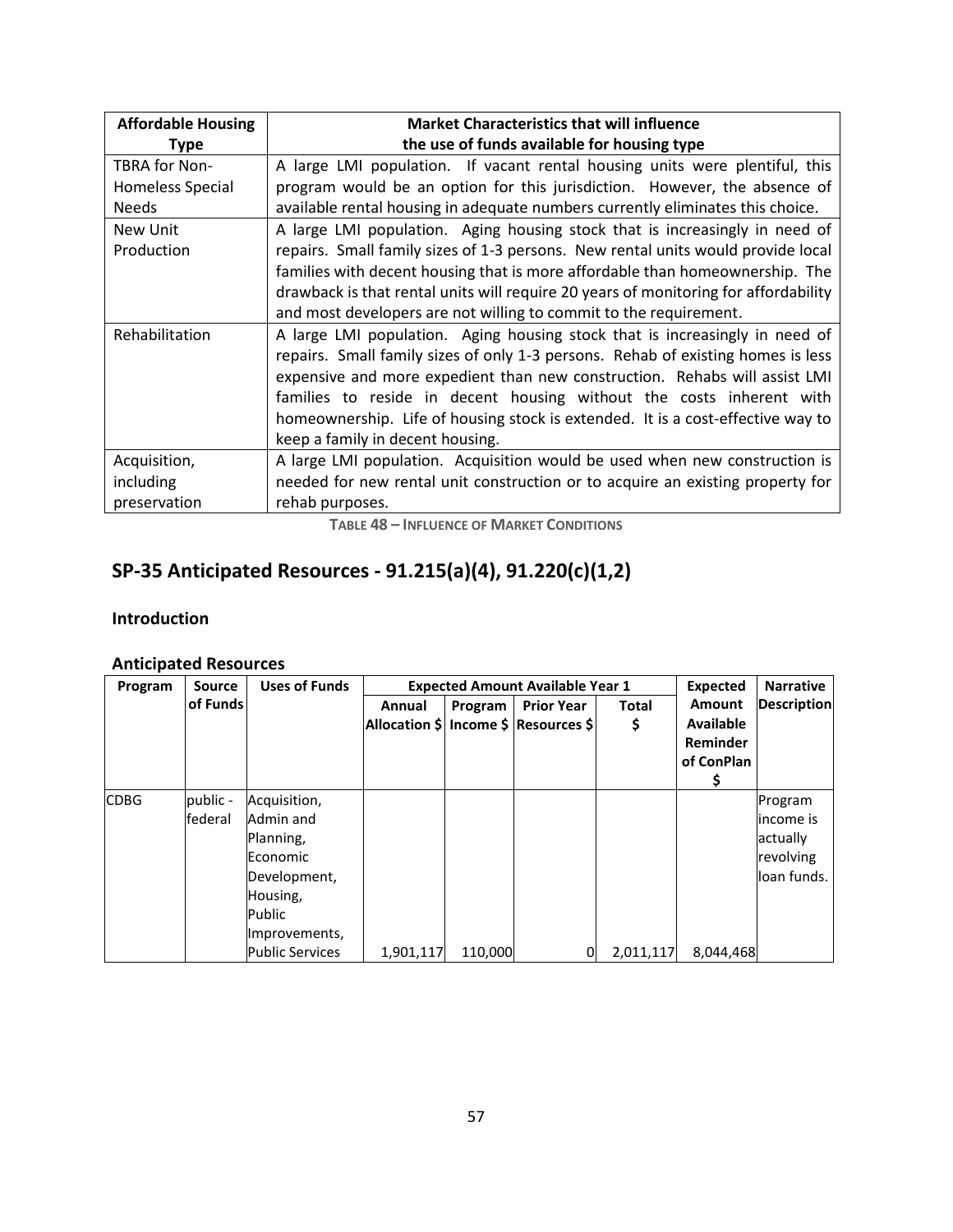| Affordable Housing Type | Market Characteristics that will influence the use of funds available for housing type |
|---|---|
| TBRA for Non-Homeless Special Needs | A large LMI population. If vacant rental housing units were plentiful, this program would be an option for this jurisdiction. However, the absence of available rental housing in adequate numbers currently eliminates this choice. |
| New Unit Production | A large LMI population. Aging housing stock that is increasingly in need of repairs. Small family sizes of 1-3 persons. New rental units would provide local families with decent housing that is more affordable than homeownership. The drawback is that rental units will require 20 years of monitoring for affordability and most developers are not willing to commit to the requirement. |
| Rehabilitation | A large LMI population. Aging housing stock that is increasingly in need of repairs. Small family sizes of only 1-3 persons. Rehab of existing homes is less expensive and more expedient than new construction. Rehabs will assist LMI families to reside in decent housing without the costs inherent with homeownership. Life of housing stock is extended. It is a cost-effective way to keep a family in decent housing. |
| Acquisition, including preservation | A large LMI population. Acquisition would be used when new construction is needed for new rental unit construction or to acquire an existing property for rehab purposes. |

**Table 48 – Influence of Market Conditions**

## SP-35 Anticipated Resources - 91.215(a)(4), 91.220(c)(1,2)

### Introduction

### Anticipated Resources

| Program | Source of Funds | Uses of Funds | Expected Amount Available Year 1 | | | | Expected Amount Available Reminder of ConPlan $ | Narrative Description |
|---|---|---|---|---|---|---|---|---|
| | | | Annual Allocation $ | Program Income $ | Prior Year Resources $ | Total $ | | |
| CDBG | public - federal | Acquisition, Admin and Planning, Economic Development, Housing, Public Improvements, Public Services | 1,901,117 | 110,000 | 0 | 2,011,117 | 8,044,468 | Program income is actually revolving loan funds. |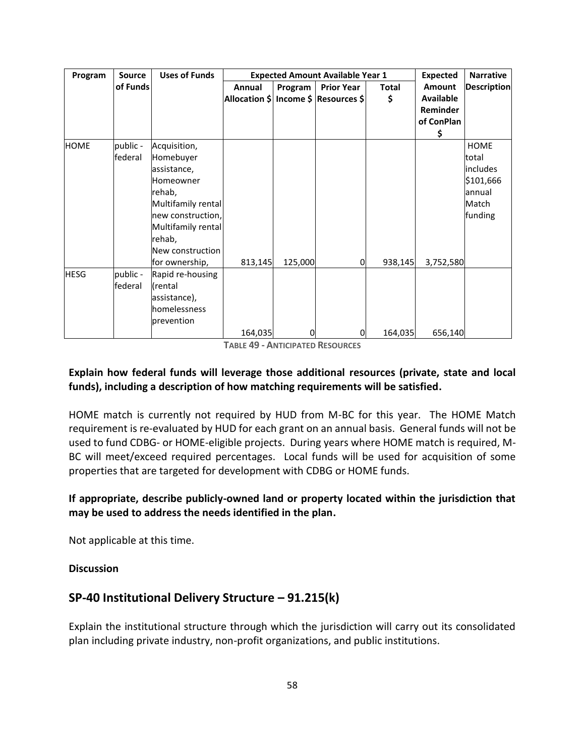| Program | Source of Funds | Uses of Funds | Expected Amount Available Year 1 | | | | Expected Amount Available Reminder of ConPlan $ | Narrative Description |
|---|---|---|---|---|---|---|---|---|
| | | | Annual Allocation $ | Program Income $ | Prior Year Resources $ | Total $ | | |
| HOME | public - federal | Acquisition, Homebuyer assistance, Homeowner rehab, Multifamily rental new construction, Multifamily rental rehab, New construction for ownership, | 813,145 | 125,000 | 0 | 938,145 | 3,752,580 | HOME total includes $101,666 annual Match funding |
| HESG | public - federal | Rapid re-housing (rental assistance), homelessness prevention | 164,035 | 0 | 0 | 164,035 | 656,140 | |

**Table 49 - Anticipated Resources**

**Explain how federal funds will leverage those additional resources (private, state and local funds), including a description of how matching requirements will be satisfied.**

HOME match is currently not required by HUD from M-BC for this year. The HOME Match requirement is re-evaluated by HUD for each grant on an annual basis. General funds will not be used to fund CDBG- or HOME-eligible projects. During years where HOME match is required, M-BC will meet/exceed required percentages. Local funds will be used for acquisition of some properties that are targeted for development with CDBG or HOME funds.

**If appropriate, describe publicly-owned land or property located within the jurisdiction that may be used to address the needs identified in the plan.**

Not applicable at this time.

**Discussion**

## SP-40 Institutional Delivery Structure – 91.215(k)

Explain the institutional structure through which the jurisdiction will carry out its consolidated plan including private industry, non-profit organizations, and public institutions.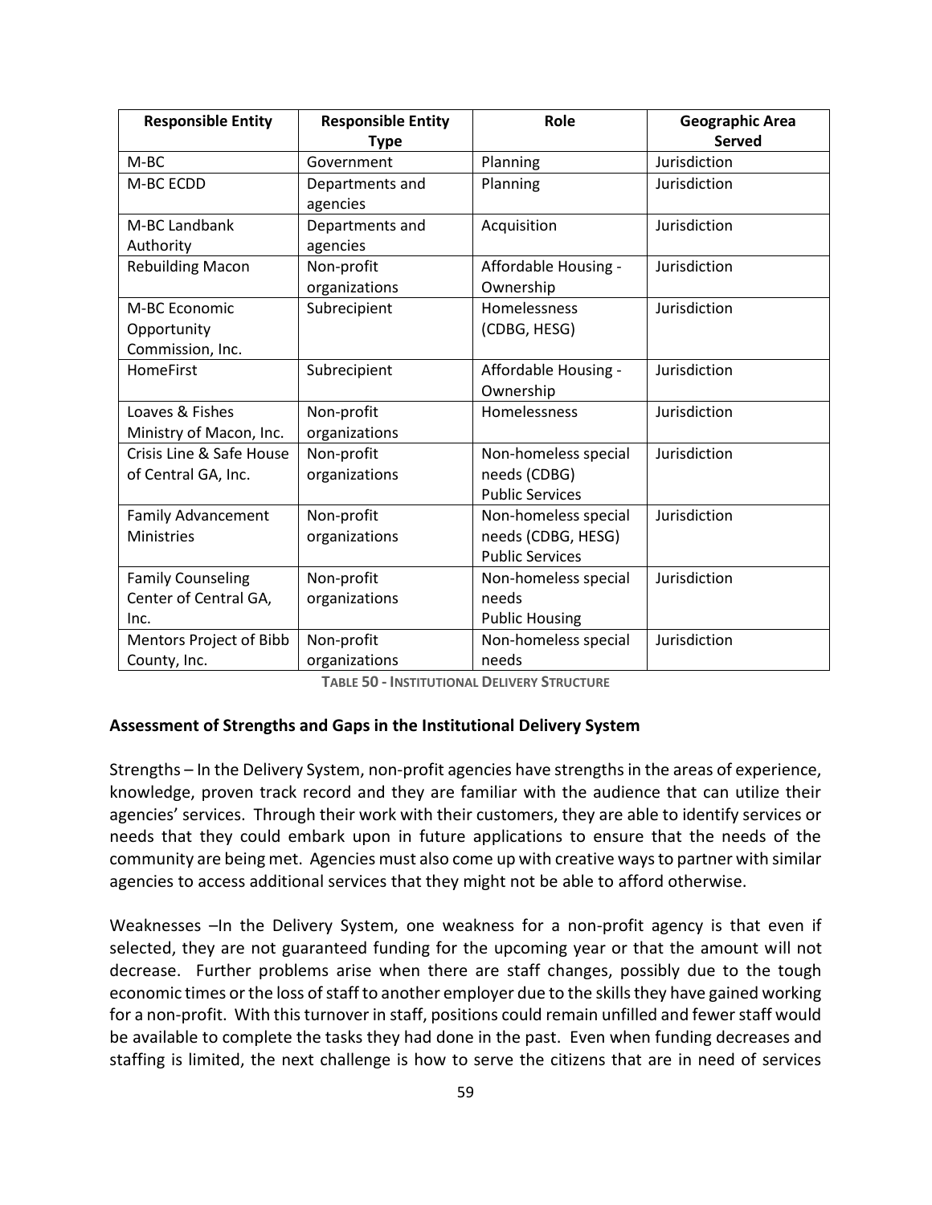| Responsible Entity | Responsible Entity Type | Role | Geographic Area Served |
|---|---|---|---|
| M-BC | Government | Planning | Jurisdiction |
| M-BC ECDD | Departments and agencies | Planning | Jurisdiction |
| M-BC Landbank Authority | Departments and agencies | Acquisition | Jurisdiction |
| Rebuilding Macon | Non-profit organizations | Affordable Housing - Ownership | Jurisdiction |
| M-BC Economic Opportunity Commission, Inc. | Subrecipient | Homelessness (CDBG, HESG) | Jurisdiction |
| HomeFirst | Subrecipient | Affordable Housing - Ownership | Jurisdiction |
| Loaves & Fishes Ministry of Macon, Inc. | Non-profit organizations | Homelessness | Jurisdiction |
| Crisis Line & Safe House of Central GA, Inc. | Non-profit organizations | Non-homeless special needs (CDBG) Public Services | Jurisdiction |
| Family Advancement Ministries | Non-profit organizations | Non-homeless special needs (CDBG, HESG) Public Services | Jurisdiction |
| Family Counseling Center of Central GA, Inc. | Non-profit organizations | Non-homeless special needs Public Housing | Jurisdiction |
| Mentors Project of Bibb County, Inc. | Non-profit organizations | Non-homeless special needs | Jurisdiction |

**Table 50 - Institutional Delivery Structure**

**Assessment of Strengths and Gaps in the Institutional Delivery System**

Strengths – In the Delivery System, non-profit agencies have strengths in the areas of experience, knowledge, proven track record and they are familiar with the audience that can utilize their agencies' services. Through their work with their customers, they are able to identify services or needs that they could embark upon in future applications to ensure that the needs of the community are being met. Agencies must also come up with creative ways to partner with similar agencies to access additional services that they might not be able to afford otherwise.

Weaknesses –In the Delivery System, one weakness for a non-profit agency is that even if selected, they are not guaranteed funding for the upcoming year or that the amount will not decrease. Further problems arise when there are staff changes, possibly due to the tough economic times or the loss of staff to another employer due to the skills they have gained working for a non-profit. With this turnover in staff, positions could remain unfilled and fewer staff would be available to complete the tasks they had done in the past. Even when funding decreases and staffing is limited, the next challenge is how to serve the citizens that are in need of services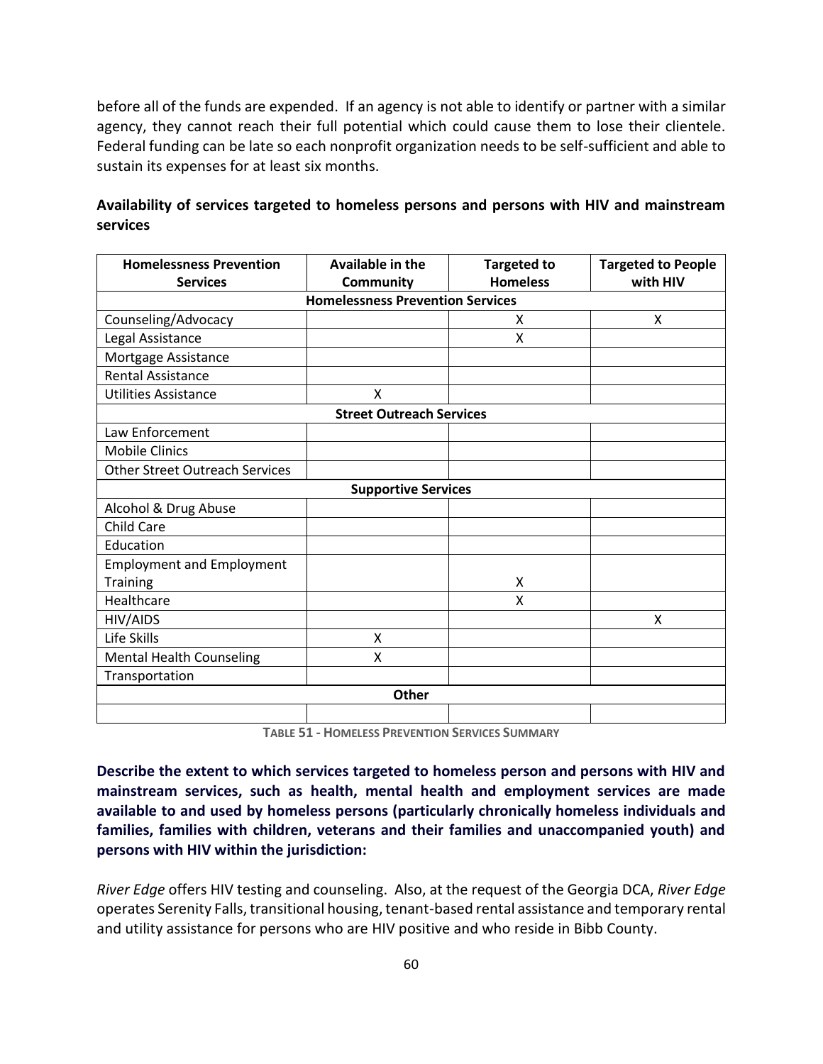before all of the funds are expended. If an agency is not able to identify or partner with a similar agency, they cannot reach their full potential which could cause them to lose their clientele. Federal funding can be late so each nonprofit organization needs to be self-sufficient and able to sustain its expenses for at least six months.

**Availability of services targeted to homeless persons and persons with HIV and mainstream services**

| Homelessness Prevention Services | Available in the Community | Targeted to Homeless | Targeted to People with HIV |
|---|---|---|---|
| **Homelessness Prevention Services** | | | |
| Counseling/Advocacy | | X | X |
| Legal Assistance | | X | |
| Mortgage Assistance | | | |
| Rental Assistance | | | |
| Utilities Assistance | X | | |
| **Street Outreach Services** | | | |
| Law Enforcement | | | |
| Mobile Clinics | | | |
| Other Street Outreach Services | | | |
| **Supportive Services** | | | |
| Alcohol & Drug Abuse | | | |
| Child Care | | | |
| Education | | | |
| Employment and Employment Training | | X | |
| Healthcare | | X | |
| HIV/AIDS | | | X |
| Life Skills | X | | |
| Mental Health Counseling | X | | |
| Transportation | | | |
| **Other** | | | |
| | | | |

TABLE 51 - HOMELESS PREVENTION SERVICES SUMMARY

**Describe the extent to which services targeted to homeless person and persons with HIV and mainstream services, such as health, mental health and employment services are made available to and used by homeless persons (particularly chronically homeless individuals and families, families with children, veterans and their families and unaccompanied youth) and persons with HIV within the jurisdiction:**

*River Edge* offers HIV testing and counseling. Also, at the request of the Georgia DCA, *River Edge* operates Serenity Falls, transitional housing, tenant-based rental assistance and temporary rental and utility assistance for persons who are HIV positive and who reside in Bibb County.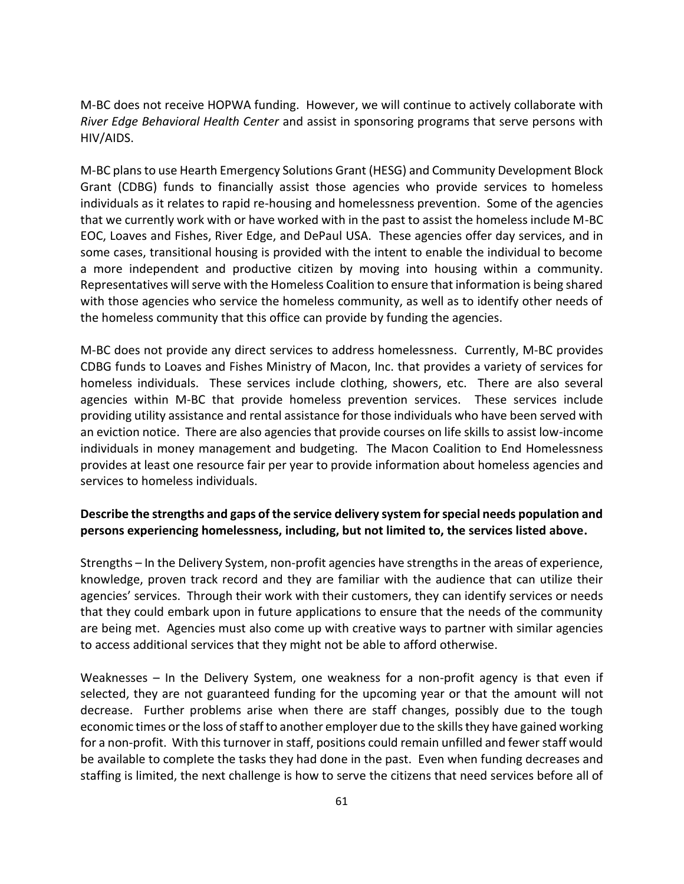M-BC does not receive HOPWA funding. However, we will continue to actively collaborate with *River Edge Behavioral Health Center* and assist in sponsoring programs that serve persons with HIV/AIDS.

M-BC plans to use Hearth Emergency Solutions Grant (HESG) and Community Development Block Grant (CDBG) funds to financially assist those agencies who provide services to homeless individuals as it relates to rapid re-housing and homelessness prevention. Some of the agencies that we currently work with or have worked with in the past to assist the homeless include M-BC EOC, Loaves and Fishes, River Edge, and DePaul USA. These agencies offer day services, and in some cases, transitional housing is provided with the intent to enable the individual to become a more independent and productive citizen by moving into housing within a community. Representatives will serve with the Homeless Coalition to ensure that information is being shared with those agencies who service the homeless community, as well as to identify other needs of the homeless community that this office can provide by funding the agencies.

M-BC does not provide any direct services to address homelessness. Currently, M-BC provides CDBG funds to Loaves and Fishes Ministry of Macon, Inc. that provides a variety of services for homeless individuals. These services include clothing, showers, etc. There are also several agencies within M-BC that provide homeless prevention services. These services include providing utility assistance and rental assistance for those individuals who have been served with an eviction notice. There are also agencies that provide courses on life skills to assist low-income individuals in money management and budgeting. The Macon Coalition to End Homelessness provides at least one resource fair per year to provide information about homeless agencies and services to homeless individuals.

**Describe the strengths and gaps of the service delivery system for special needs population and persons experiencing homelessness, including, but not limited to, the services listed above.**

Strengths – In the Delivery System, non-profit agencies have strengths in the areas of experience, knowledge, proven track record and they are familiar with the audience that can utilize their agencies' services. Through their work with their customers, they can identify services or needs that they could embark upon in future applications to ensure that the needs of the community are being met. Agencies must also come up with creative ways to partner with similar agencies to access additional services that they might not be able to afford otherwise.

Weaknesses – In the Delivery System, one weakness for a non-profit agency is that even if selected, they are not guaranteed funding for the upcoming year or that the amount will not decrease. Further problems arise when there are staff changes, possibly due to the tough economic times or the loss of staff to another employer due to the skills they have gained working for a non-profit. With this turnover in staff, positions could remain unfilled and fewer staff would be available to complete the tasks they had done in the past. Even when funding decreases and staffing is limited, the next challenge is how to serve the citizens that need services before all of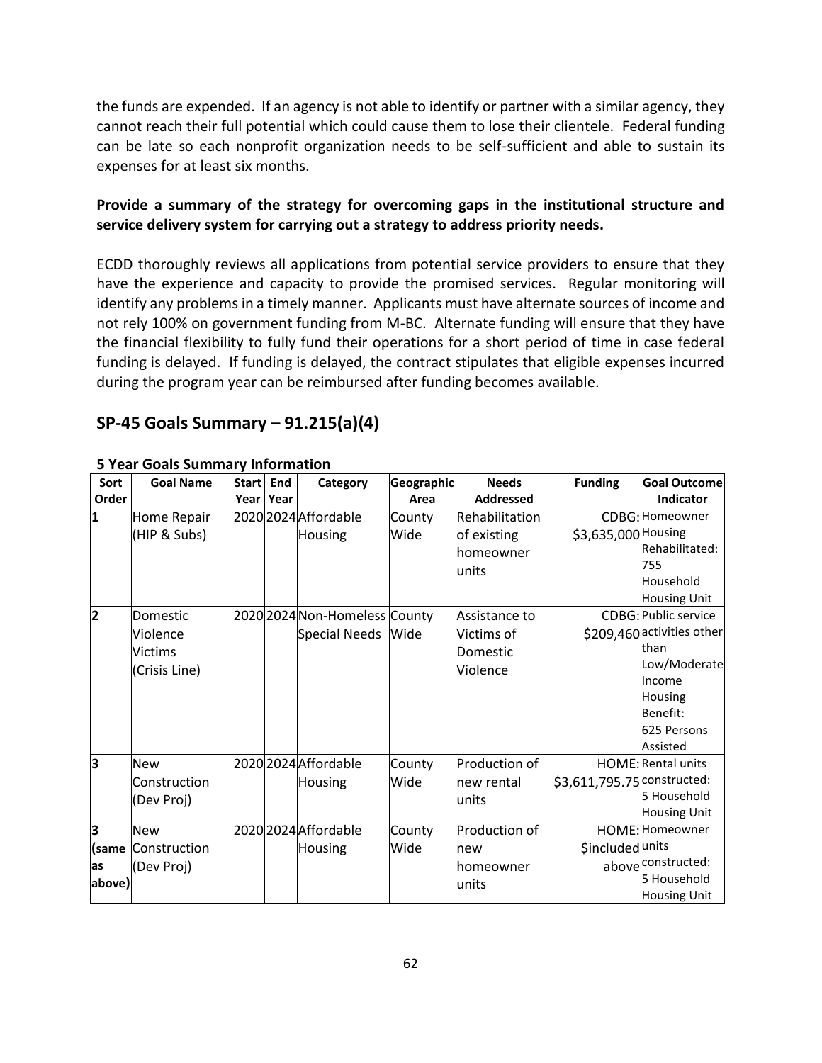the funds are expended. If an agency is not able to identify or partner with a similar agency, they cannot reach their full potential which could cause them to lose their clientele. Federal funding can be late so each nonprofit organization needs to be self-sufficient and able to sustain its expenses for at least six months.

**Provide a summary of the strategy for overcoming gaps in the institutional structure and service delivery system for carrying out a strategy to address priority needs.**

ECDD thoroughly reviews all applications from potential service providers to ensure that they have the experience and capacity to provide the promised services. Regular monitoring will identify any problems in a timely manner. Applicants must have alternate sources of income and not rely 100% on government funding from M-BC. Alternate funding will ensure that they have the financial flexibility to fully fund their operations for a short period of time in case federal funding is delayed. If funding is delayed, the contract stipulates that eligible expenses incurred during the program year can be reimbursed after funding becomes available.

## SP-45 Goals Summary – 91.215(a)(4)

**5 Year Goals Summary Information**

| Sort Order | Goal Name | Start Year | End Year | Category | Geographic Area | Needs Addressed | Funding | Goal Outcome Indicator |
|---|---|---|---|---|---|---|---|---|
| 1 | Home Repair (HIP & Subs) | 2020 | 2024 | Affordable Housing | County Wide | Rehabilitation of existing homeowner units | CDBG: $3,635,000 | Homeowner Housing Rehabilitated: 755 Household Housing Unit |
| 2 | Domestic Violence Victims (Crisis Line) | 2020 | 2024 | Non-Homeless Special Needs | County Wide | Assistance to Victims of Domestic Violence | CDBG: $209,460 | Public service activities other than Low/Moderate Income Housing Benefit: 625 Persons Assisted |
| 3 | New Construction (Dev Proj) | 2020 | 2024 | Affordable Housing | County Wide | Production of new rental units | HOME: $3,611,795.75 | Rental units constructed: 5 Household Housing Unit |
| 3 (same as above) | New Construction (Dev Proj) | 2020 | 2024 | Affordable Housing | County Wide | Production of new homeowner units | HOME: $included above | Homeowner units constructed: 5 Household Housing Unit |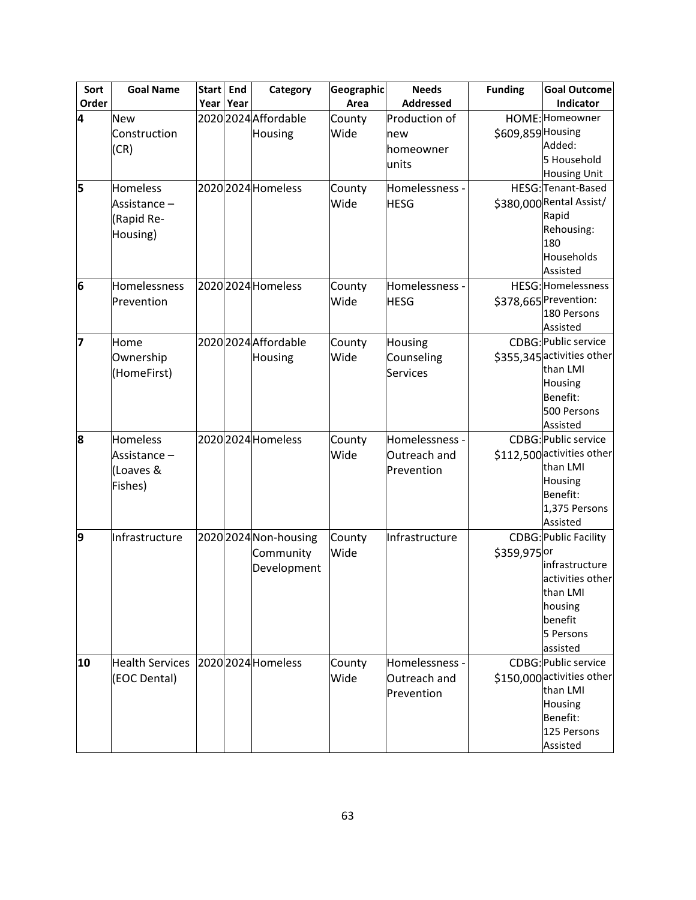| Sort Order | Goal Name | Start Year | End Year | Category | Geographic Area | Needs Addressed | Funding | Goal Outcome Indicator |
|---|---|---|---|---|---|---|---|---|
| 4 | New Construction (CR) | 2020 | 2024 | Affordable Housing | County Wide | Production of new homeowner units | HOME: $609,859 | Homeowner Housing Added: 5 Household Housing Unit |
| 5 | Homeless Assistance – (Rapid Re-Housing) | 2020 | 2024 | Homeless | County Wide | Homelessness - HESG | HESG: $380,000 | Tenant-Based Rental Assist/ Rapid Rehousing: 180 Households Assisted |
| 6 | Homelessness Prevention | 2020 | 2024 | Homeless | County Wide | Homelessness - HESG | HESG: $378,665 | Homelessness Prevention: 180 Persons Assisted |
| 7 | Home Ownership (HomeFirst) | 2020 | 2024 | Affordable Housing | County Wide | Housing Counseling Services | CDBG: $355,345 | Public service activities other than LMI Housing Benefit: 500 Persons Assisted |
| 8 | Homeless Assistance – (Loaves & Fishes) | 2020 | 2024 | Homeless | County Wide | Homelessness - Outreach and Prevention | CDBG: $112,500 | Public service activities other than LMI Housing Benefit: 1,375 Persons Assisted |
| 9 | Infrastructure | 2020 | 2024 | Non-housing Community Development | County Wide | Infrastructure | CDBG: $359,975 | Public Facility or infrastructure activities other than LMI housing benefit 5 Persons assisted |
| 10 | Health Services (EOC Dental) | 2020 | 2024 | Homeless | County Wide | Homelessness - Outreach and Prevention | CDBG: $150,000 | Public service activities other than LMI Housing Benefit: 125 Persons Assisted |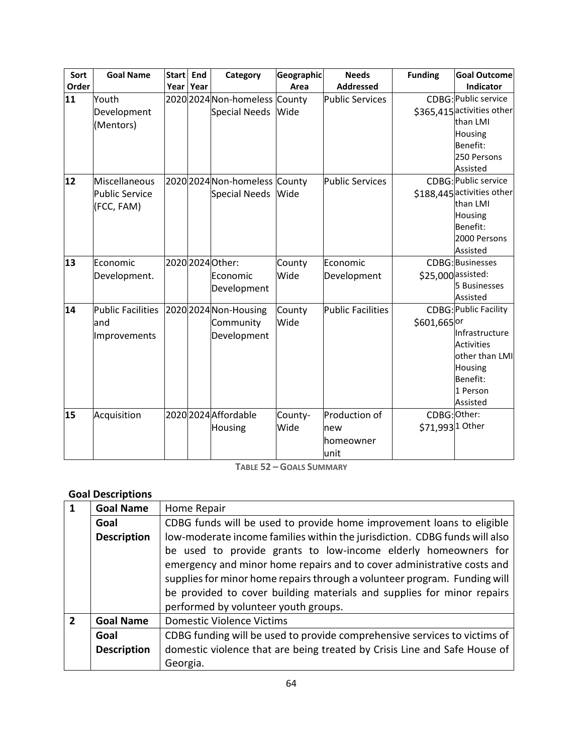| Sort Order | Goal Name | Start Year | End Year | Category | Geographic Area | Needs Addressed | Funding | Goal Outcome Indicator |
|---|---|---|---|---|---|---|---|---|
| 11 | Youth Development (Mentors) | 2020 | 2024 | Non-homeless Special Needs | County Wide | Public Services | CDBG: $365,415 | Public service activities other than LMI Housing Benefit: 250 Persons Assisted |
| 12 | Miscellaneous Public Service (FCC, FAM) | 2020 | 2024 | Non-homeless Special Needs | County Wide | Public Services | CDBG: $188,445 | Public service activities other than LMI Housing Benefit: 2000 Persons Assisted |
| 13 | Economic Development. | 2020 | 2024 | Other: Economic Development | County Wide | Economic Development | CDBG: $25,000 | Businesses assisted: 5 Businesses Assisted |
| 14 | Public Facilities and Improvements | 2020 | 2024 | Non-Housing Community Development | County Wide | Public Facilities | CDBG: $601,665 | Public Facility or Infrastructure Activities other than LMI Housing Benefit: 1 Person Assisted |
| 15 | Acquisition | 2020 | 2024 | Affordable Housing | County-Wide | Production of new homeowner unit | CDBG: $71,993 | Other: 1 Other |

**TABLE 52 – GOALS SUMMARY**

### Goal Descriptions

| | | |
|---|---|---|
| **1** | **Goal Name** | Home Repair |
| | **Goal Description** | CDBG funds will be used to provide home improvement loans to eligible low-moderate income families within the jurisdiction. CDBG funds will also be used to provide grants to low-income elderly homeowners for emergency and minor home repairs and to cover administrative costs and supplies for minor home repairs through a volunteer program. Funding will be provided to cover building materials and supplies for minor repairs performed by volunteer youth groups. |
| **2** | **Goal Name** | Domestic Violence Victims |
| | **Goal Description** | CDBG funding will be used to provide comprehensive services to victims of domestic violence that are being treated by Crisis Line and Safe House of Georgia. |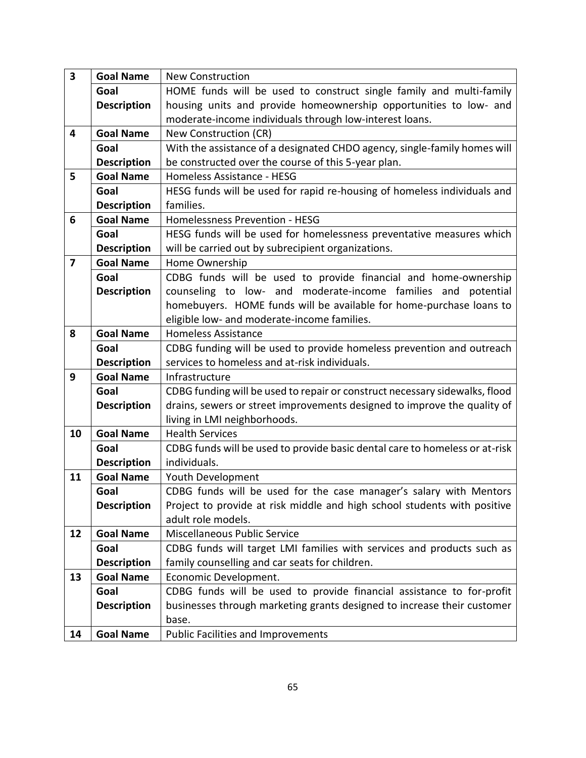| | | |
|---|---|---|
| 3 | **Goal Name** | New Construction |
| | **Goal Description** | HOME funds will be used to construct single family and multi-family housing units and provide homeownership opportunities to low- and moderate-income individuals through low-interest loans. |
| 4 | **Goal Name** | New Construction (CR) |
| | **Goal Description** | With the assistance of a designated CHDO agency, single-family homes will be constructed over the course of this 5-year plan. |
| 5 | **Goal Name** | Homeless Assistance - HESG |
| | **Goal Description** | HESG funds will be used for rapid re-housing of homeless individuals and families. |
| 6 | **Goal Name** | Homelessness Prevention - HESG |
| | **Goal Description** | HESG funds will be used for homelessness preventative measures which will be carried out by subrecipient organizations. |
| 7 | **Goal Name** | Home Ownership |
| | **Goal Description** | CDBG funds will be used to provide financial and home-ownership counseling to low- and moderate-income families and potential homebuyers. HOME funds will be available for home-purchase loans to eligible low- and moderate-income families. |
| 8 | **Goal Name** | Homeless Assistance |
| | **Goal Description** | CDBG funding will be used to provide homeless prevention and outreach services to homeless and at-risk individuals. |
| 9 | **Goal Name** | Infrastructure |
| | **Goal Description** | CDBG funding will be used to repair or construct necessary sidewalks, flood drains, sewers or street improvements designed to improve the quality of living in LMI neighborhoods. |
| 10 | **Goal Name** | Health Services |
| | **Goal Description** | CDBG funds will be used to provide basic dental care to homeless or at-risk individuals. |
| 11 | **Goal Name** | Youth Development |
| | **Goal Description** | CDBG funds will be used for the case manager's salary with Mentors Project to provide at risk middle and high school students with positive adult role models. |
| 12 | **Goal Name** | Miscellaneous Public Service |
| | **Goal Description** | CDBG funds will target LMI families with services and products such as family counselling and car seats for children. |
| 13 | **Goal Name** | Economic Development. |
| | **Goal Description** | CDBG funds will be used to provide financial assistance to for-profit businesses through marketing grants designed to increase their customer base. |
| 14 | **Goal Name** | Public Facilities and Improvements |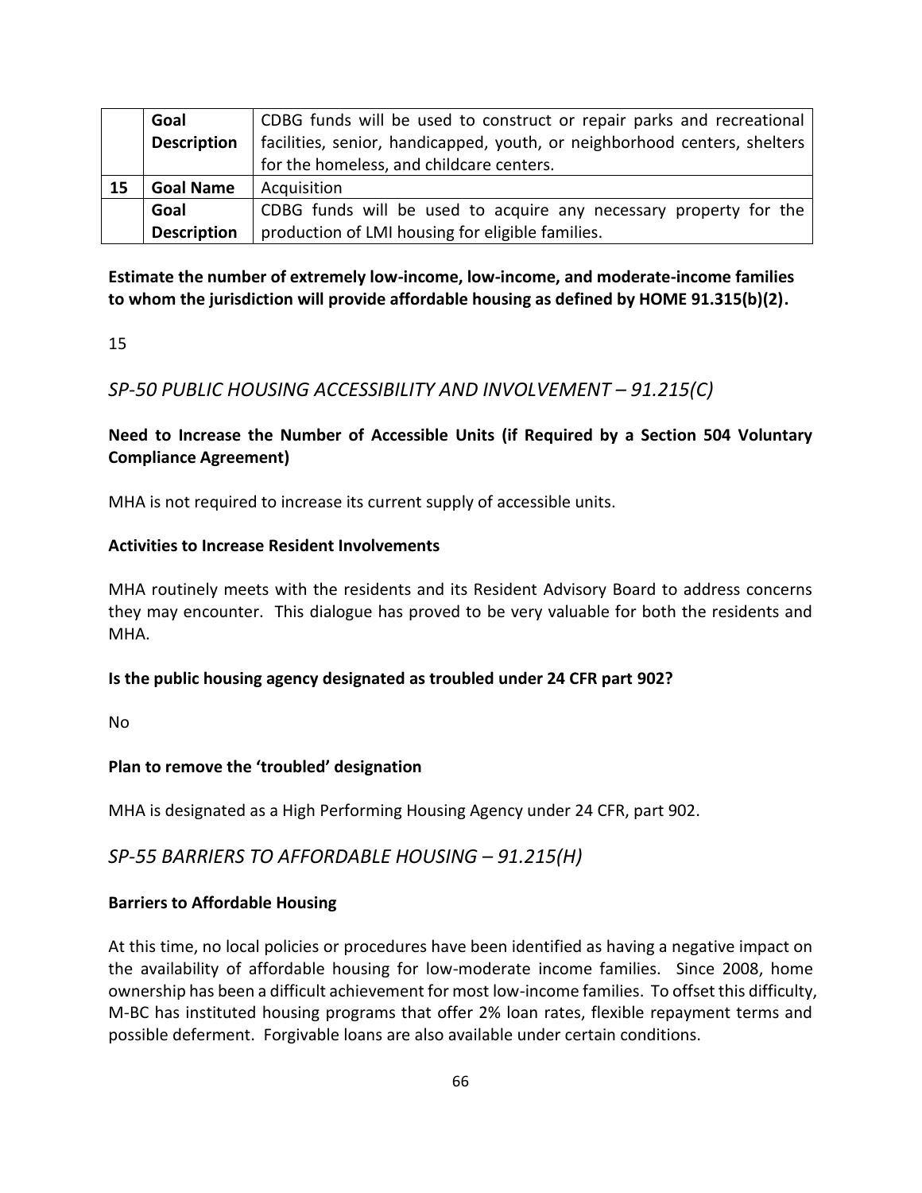| | | |
|---|---|---|
| | **Goal Description** | CDBG funds will be used to construct or repair parks and recreational facilities, senior, handicapped, youth, or neighborhood centers, shelters for the homeless, and childcare centers. |
| **15** | **Goal Name** | Acquisition |
| | **Goal Description** | CDBG funds will be used to acquire any necessary property for the production of LMI housing for eligible families. |

**Estimate the number of extremely low-income, low-income, and moderate-income families to whom the jurisdiction will provide affordable housing as defined by HOME 91.315(b)(2).**

15

## *SP-50 PUBLIC HOUSING ACCESSIBILITY AND INVOLVEMENT – 91.215(C)*

**Need to Increase the Number of Accessible Units (if Required by a Section 504 Voluntary Compliance Agreement)**

MHA is not required to increase its current supply of accessible units.

**Activities to Increase Resident Involvements**

MHA routinely meets with the residents and its Resident Advisory Board to address concerns they may encounter. This dialogue has proved to be very valuable for both the residents and MHA.

**Is the public housing agency designated as troubled under 24 CFR part 902?**

No

**Plan to remove the 'troubled' designation**

MHA is designated as a High Performing Housing Agency under 24 CFR, part 902.

## *SP-55 BARRIERS TO AFFORDABLE HOUSING – 91.215(H)*

**Barriers to Affordable Housing**

At this time, no local policies or procedures have been identified as having a negative impact on the availability of affordable housing for low-moderate income families. Since 2008, home ownership has been a difficult achievement for most low-income families. To offset this difficulty, M-BC has instituted housing programs that offer 2% loan rates, flexible repayment terms and possible deferment. Forgivable loans are also available under certain conditions.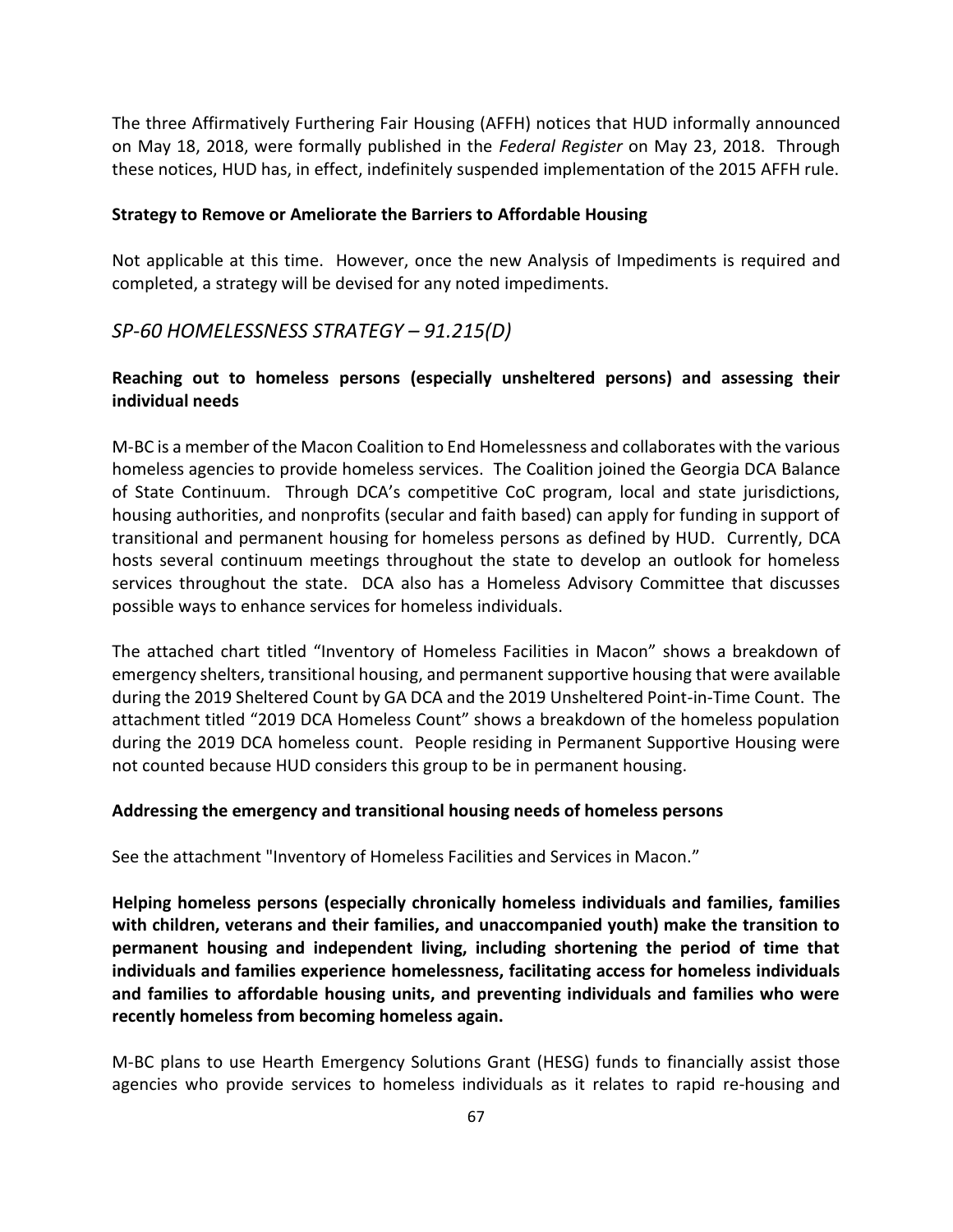The three Affirmatively Furthering Fair Housing (AFFH) notices that HUD informally announced on May 18, 2018, were formally published in the *Federal Register* on May 23, 2018. Through these notices, HUD has, in effect, indefinitely suspended implementation of the 2015 AFFH rule.

**Strategy to Remove or Ameliorate the Barriers to Affordable Housing**

Not applicable at this time. However, once the new Analysis of Impediments is required and completed, a strategy will be devised for any noted impediments.

## *SP-60 HOMELESSNESS STRATEGY – 91.215(D)*

**Reaching out to homeless persons (especially unsheltered persons) and assessing their individual needs**

M-BC is a member of the Macon Coalition to End Homelessness and collaborates with the various homeless agencies to provide homeless services. The Coalition joined the Georgia DCA Balance of State Continuum. Through DCA's competitive CoC program, local and state jurisdictions, housing authorities, and nonprofits (secular and faith based) can apply for funding in support of transitional and permanent housing for homeless persons as defined by HUD. Currently, DCA hosts several continuum meetings throughout the state to develop an outlook for homeless services throughout the state. DCA also has a Homeless Advisory Committee that discusses possible ways to enhance services for homeless individuals.

The attached chart titled "Inventory of Homeless Facilities in Macon" shows a breakdown of emergency shelters, transitional housing, and permanent supportive housing that were available during the 2019 Sheltered Count by GA DCA and the 2019 Unsheltered Point-in-Time Count. The attachment titled "2019 DCA Homeless Count" shows a breakdown of the homeless population during the 2019 DCA homeless count. People residing in Permanent Supportive Housing were not counted because HUD considers this group to be in permanent housing.

**Addressing the emergency and transitional housing needs of homeless persons**

See the attachment "Inventory of Homeless Facilities and Services in Macon."

**Helping homeless persons (especially chronically homeless individuals and families, families with children, veterans and their families, and unaccompanied youth) make the transition to permanent housing and independent living, including shortening the period of time that individuals and families experience homelessness, facilitating access for homeless individuals and families to affordable housing units, and preventing individuals and families who were recently homeless from becoming homeless again.**

M-BC plans to use Hearth Emergency Solutions Grant (HESG) funds to financially assist those agencies who provide services to homeless individuals as it relates to rapid re-housing and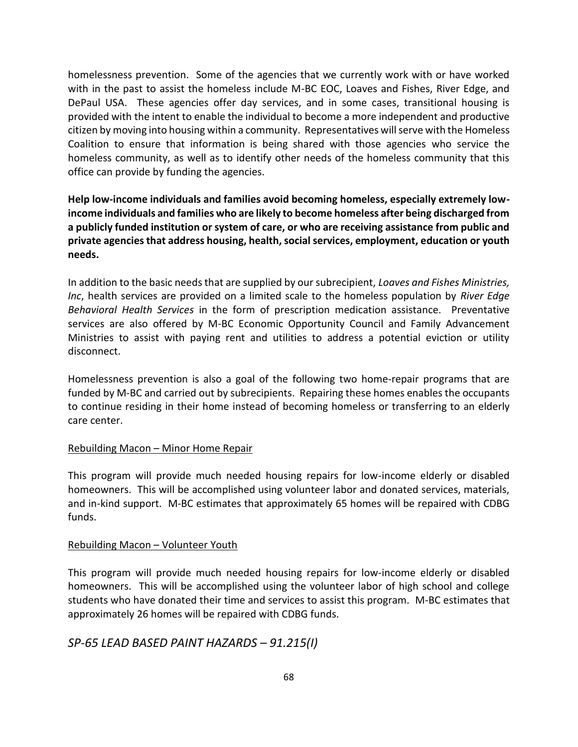homelessness prevention. Some of the agencies that we currently work with or have worked with in the past to assist the homeless include M-BC EOC, Loaves and Fishes, River Edge, and DePaul USA. These agencies offer day services, and in some cases, transitional housing is provided with the intent to enable the individual to become a more independent and productive citizen by moving into housing within a community. Representatives will serve with the Homeless Coalition to ensure that information is being shared with those agencies who service the homeless community, as well as to identify other needs of the homeless community that this office can provide by funding the agencies.

**Help low-income individuals and families avoid becoming homeless, especially extremely low-income individuals and families who are likely to become homeless after being discharged from a publicly funded institution or system of care, or who are receiving assistance from public and private agencies that address housing, health, social services, employment, education or youth needs.**

In addition to the basic needs that are supplied by our subrecipient, *Loaves and Fishes Ministries, Inc*, health services are provided on a limited scale to the homeless population by *River Edge Behavioral Health Services* in the form of prescription medication assistance. Preventative services are also offered by M-BC Economic Opportunity Council and Family Advancement Ministries to assist with paying rent and utilities to address a potential eviction or utility disconnect.

Homelessness prevention is also a goal of the following two home-repair programs that are funded by M-BC and carried out by subrecipients. Repairing these homes enables the occupants to continue residing in their home instead of becoming homeless or transferring to an elderly care center.

Rebuilding Macon – Minor Home Repair

This program will provide much needed housing repairs for low-income elderly or disabled homeowners. This will be accomplished using volunteer labor and donated services, materials, and in-kind support. M-BC estimates that approximately 65 homes will be repaired with CDBG funds.

Rebuilding Macon – Volunteer Youth

This program will provide much needed housing repairs for low-income elderly or disabled homeowners. This will be accomplished using the volunteer labor of high school and college students who have donated their time and services to assist this program. M-BC estimates that approximately 26 homes will be repaired with CDBG funds.

## *SP-65 LEAD BASED PAINT HAZARDS – 91.215(I)*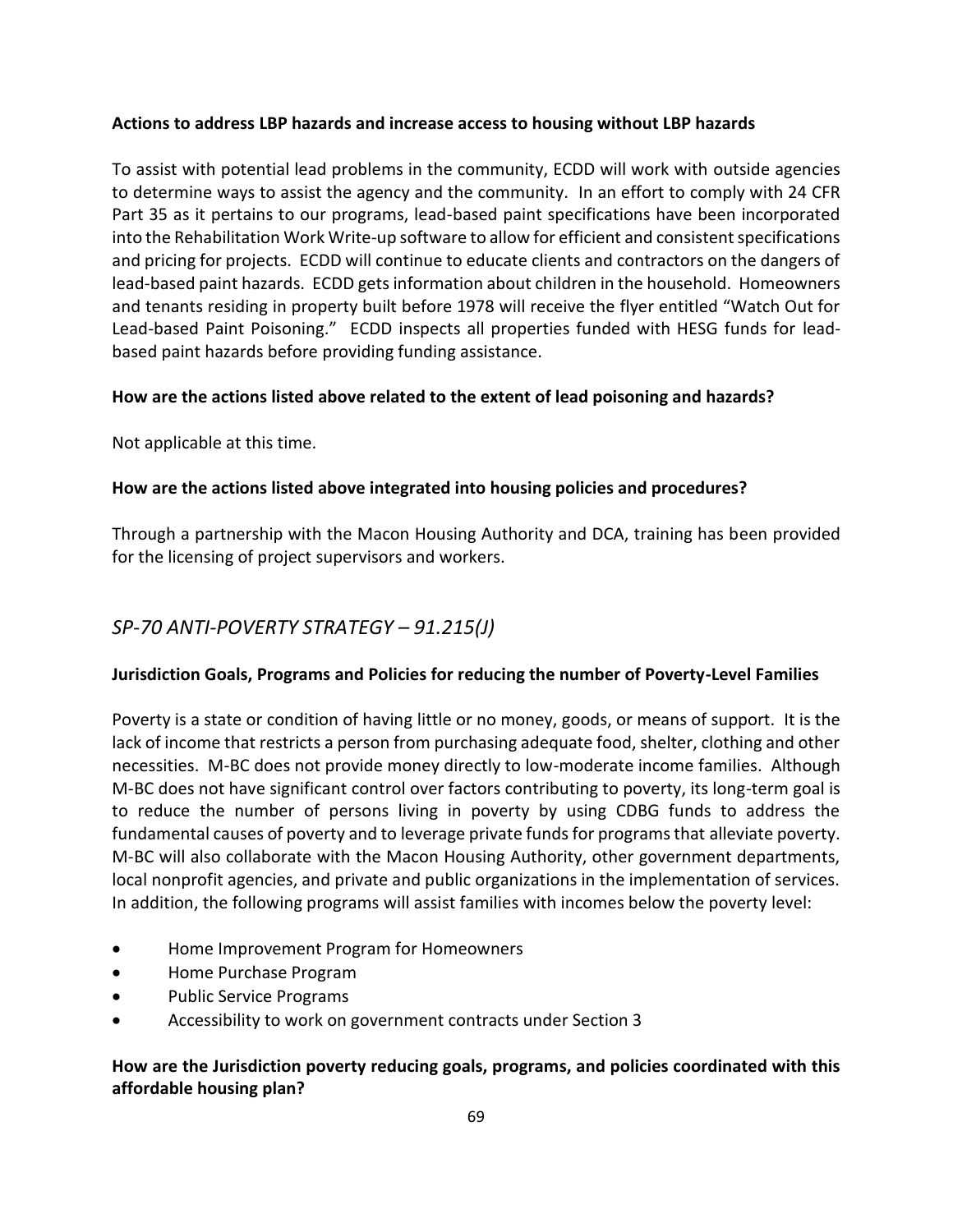**Actions to address LBP hazards and increase access to housing without LBP hazards**

To assist with potential lead problems in the community, ECDD will work with outside agencies to determine ways to assist the agency and the community. In an effort to comply with 24 CFR Part 35 as it pertains to our programs, lead-based paint specifications have been incorporated into the Rehabilitation Work Write-up software to allow for efficient and consistent specifications and pricing for projects. ECDD will continue to educate clients and contractors on the dangers of lead-based paint hazards. ECDD gets information about children in the household. Homeowners and tenants residing in property built before 1978 will receive the flyer entitled "Watch Out for Lead-based Paint Poisoning." ECDD inspects all properties funded with HESG funds for lead-based paint hazards before providing funding assistance.

**How are the actions listed above related to the extent of lead poisoning and hazards?**

Not applicable at this time.

**How are the actions listed above integrated into housing policies and procedures?**

Through a partnership with the Macon Housing Authority and DCA, training has been provided for the licensing of project supervisors and workers.

## *SP-70 ANTI-POVERTY STRATEGY – 91.215(J)*

**Jurisdiction Goals, Programs and Policies for reducing the number of Poverty-Level Families**

Poverty is a state or condition of having little or no money, goods, or means of support. It is the lack of income that restricts a person from purchasing adequate food, shelter, clothing and other necessities. M-BC does not provide money directly to low-moderate income families. Although M-BC does not have significant control over factors contributing to poverty, its long-term goal is to reduce the number of persons living in poverty by using CDBG funds to address the fundamental causes of poverty and to leverage private funds for programs that alleviate poverty. M-BC will also collaborate with the Macon Housing Authority, other government departments, local nonprofit agencies, and private and public organizations in the implementation of services. In addition, the following programs will assist families with incomes below the poverty level:

- Home Improvement Program for Homeowners
- Home Purchase Program
- Public Service Programs
- Accessibility to work on government contracts under Section 3

**How are the Jurisdiction poverty reducing goals, programs, and policies coordinated with this affordable housing plan?**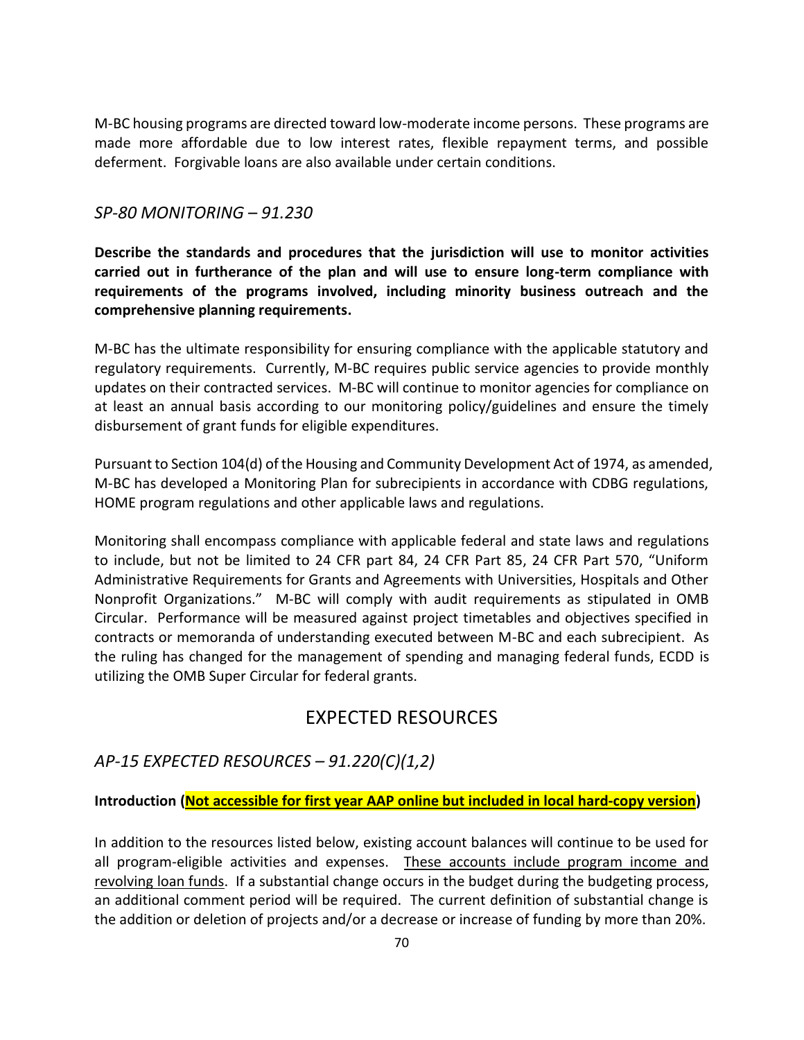M-BC housing programs are directed toward low-moderate income persons. These programs are made more affordable due to low interest rates, flexible repayment terms, and possible deferment. Forgivable loans are also available under certain conditions.

### *SP-80 MONITORING – 91.230*

**Describe the standards and procedures that the jurisdiction will use to monitor activities carried out in furtherance of the plan and will use to ensure long-term compliance with requirements of the programs involved, including minority business outreach and the comprehensive planning requirements.**

M-BC has the ultimate responsibility for ensuring compliance with the applicable statutory and regulatory requirements. Currently, M-BC requires public service agencies to provide monthly updates on their contracted services. M-BC will continue to monitor agencies for compliance on at least an annual basis according to our monitoring policy/guidelines and ensure the timely disbursement of grant funds for eligible expenditures.

Pursuant to Section 104(d) of the Housing and Community Development Act of 1974, as amended, M-BC has developed a Monitoring Plan for subrecipients in accordance with CDBG regulations, HOME program regulations and other applicable laws and regulations.

Monitoring shall encompass compliance with applicable federal and state laws and regulations to include, but not be limited to 24 CFR part 84, 24 CFR Part 85, 24 CFR Part 570, "Uniform Administrative Requirements for Grants and Agreements with Universities, Hospitals and Other Nonprofit Organizations." M-BC will comply with audit requirements as stipulated in OMB Circular. Performance will be measured against project timetables and objectives specified in contracts or memoranda of understanding executed between M-BC and each subrecipient. As the ruling has changed for the management of spending and managing federal funds, ECDD is utilizing the OMB Super Circular for federal grants.

## EXPECTED RESOURCES

### *AP-15 EXPECTED RESOURCES – 91.220(C)(1,2)*

**Introduction (<u>Not accessible for first year AAP online but included in local hard-copy version</u>)**

In addition to the resources listed below, existing account balances will continue to be used for all program-eligible activities and expenses. <u>These accounts include program income and revolving loan funds</u>. If a substantial change occurs in the budget during the budgeting process, an additional comment period will be required. The current definition of substantial change is the addition or deletion of projects and/or a decrease or increase of funding by more than 20%.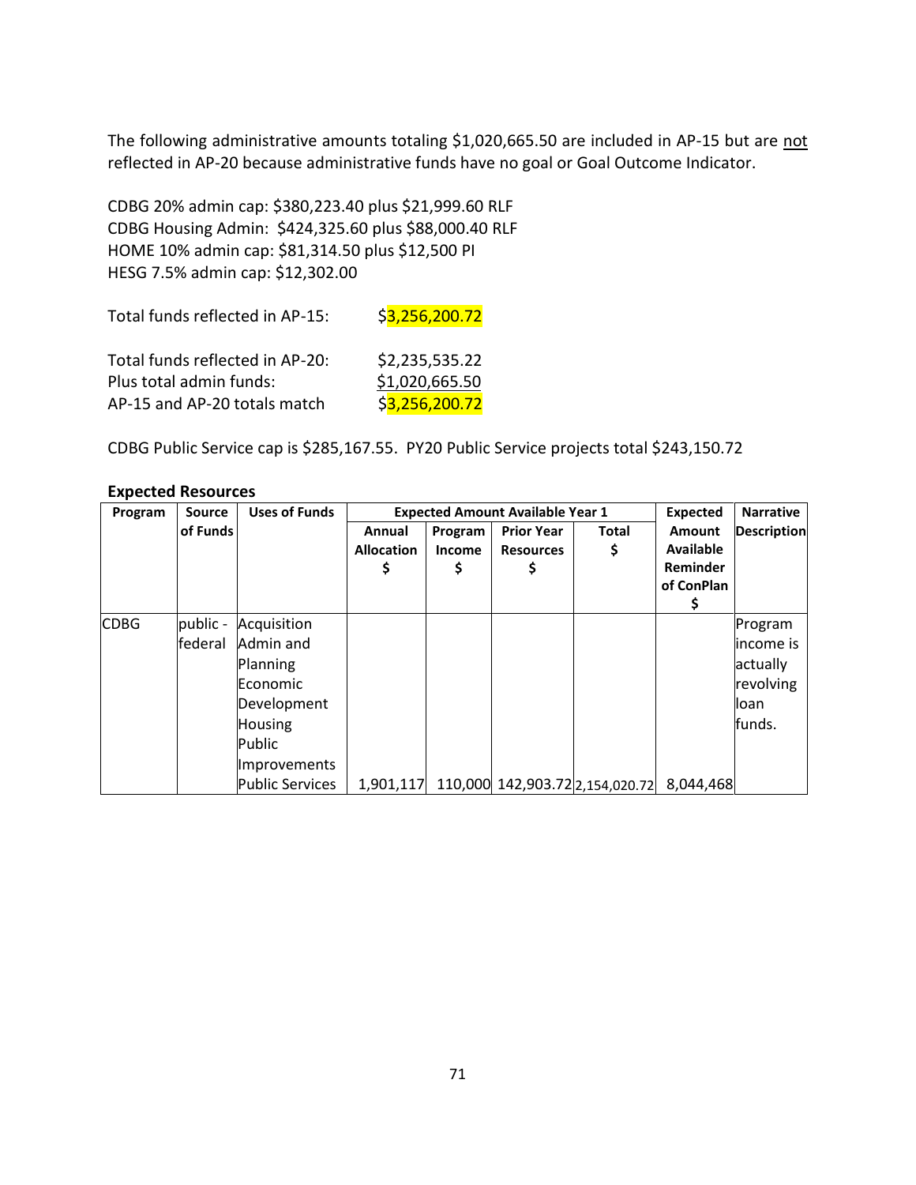The following administrative amounts totaling $1,020,665.50 are included in AP-15 but are not reflected in AP-20 because administrative funds have no goal or Goal Outcome Indicator.

CDBG 20% admin cap: $380,223.40 plus $21,999.60 RLF
CDBG Housing Admin: $424,325.60 plus $88,000.40 RLF
HOME 10% admin cap: $81,314.50 plus $12,500 PI
HESG 7.5% admin cap: $12,302.00

Total funds reflected in AP-15: $3,256,200.72

Total funds reflected in AP-20: $2,235,535.22
Plus total admin funds: $1,020,665.50
AP-15 and AP-20 totals match $3,256,200.72

CDBG Public Service cap is $285,167.55. PY20 Public Service projects total $243,150.72

**Expected Resources**

| Program | Source of Funds | Uses of Funds | Expected Amount Available Year 1 | | | | Expected Amount Available Reminder of ConPlan $ | Narrative Description |
|---|---|---|---|---|---|---|---|---|
| | | | Annual Allocation $ | Program Income $ | Prior Year Resources $ | Total $ | | |
| CDBG | public - federal | Acquisition<br>Admin and Planning<br>Economic Development<br>Housing<br>Public Improvements<br>Public Services | 1,901,117 | 110,000 | 142,903.72 | 2,154,020.72 | 8,044,468 | Program income is actually revolving loan funds. |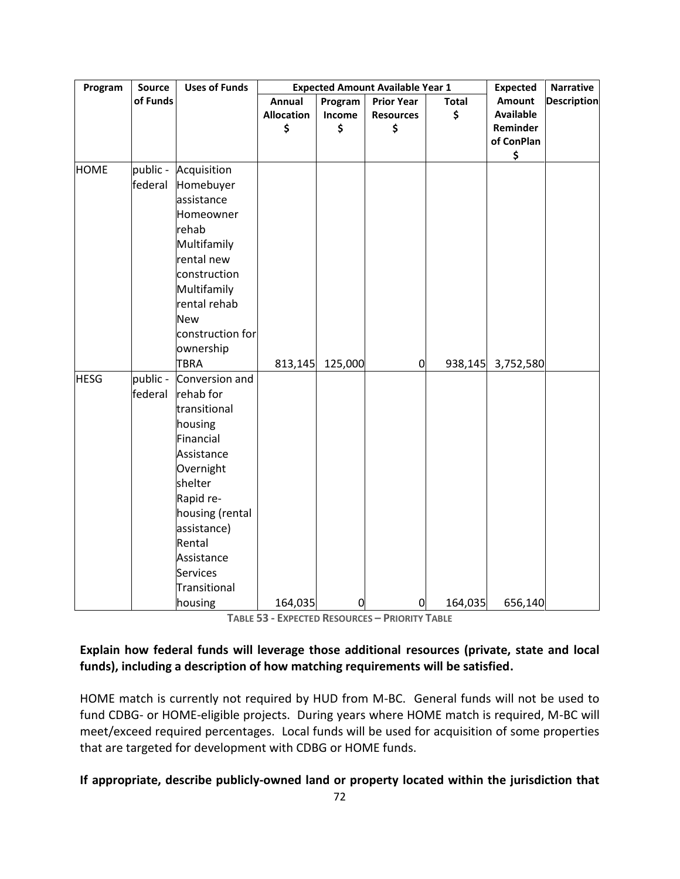| Program | Source of Funds | Uses of Funds | Expected Amount Available Year 1 | | | | Expected Amount Available Reminder of ConPlan $ | Narrative Description |
|---|---|---|---|---|---|---|---|---|
| | | | Annual Allocation $ | Program Income $ | Prior Year Resources $ | Total $ | | |
| HOME | public - federal | Acquisition Homebuyer assistance Homeowner rehab Multifamily rental new construction Multifamily rental rehab New construction for ownership TBRA | 813,145 | 125,000 | 0 | 938,145 | 3,752,580 | |
| HESG | public - federal | Conversion and rehab for transitional housing Financial Assistance Overnight shelter Rapid re-housing (rental assistance) Rental Assistance Services Transitional housing | 164,035 | 0 | 0 | 164,035 | 656,140 | |

**Table 53 - Expected Resources – Priority Table**

**Explain how federal funds will leverage those additional resources (private, state and local funds), including a description of how matching requirements will be satisfied.**

HOME match is currently not required by HUD from M-BC. General funds will not be used to fund CDBG- or HOME-eligible projects. During years where HOME match is required, M-BC will meet/exceed required percentages. Local funds will be used for acquisition of some properties that are targeted for development with CDBG or HOME funds.

**If appropriate, describe publicly-owned land or property located within the jurisdiction that**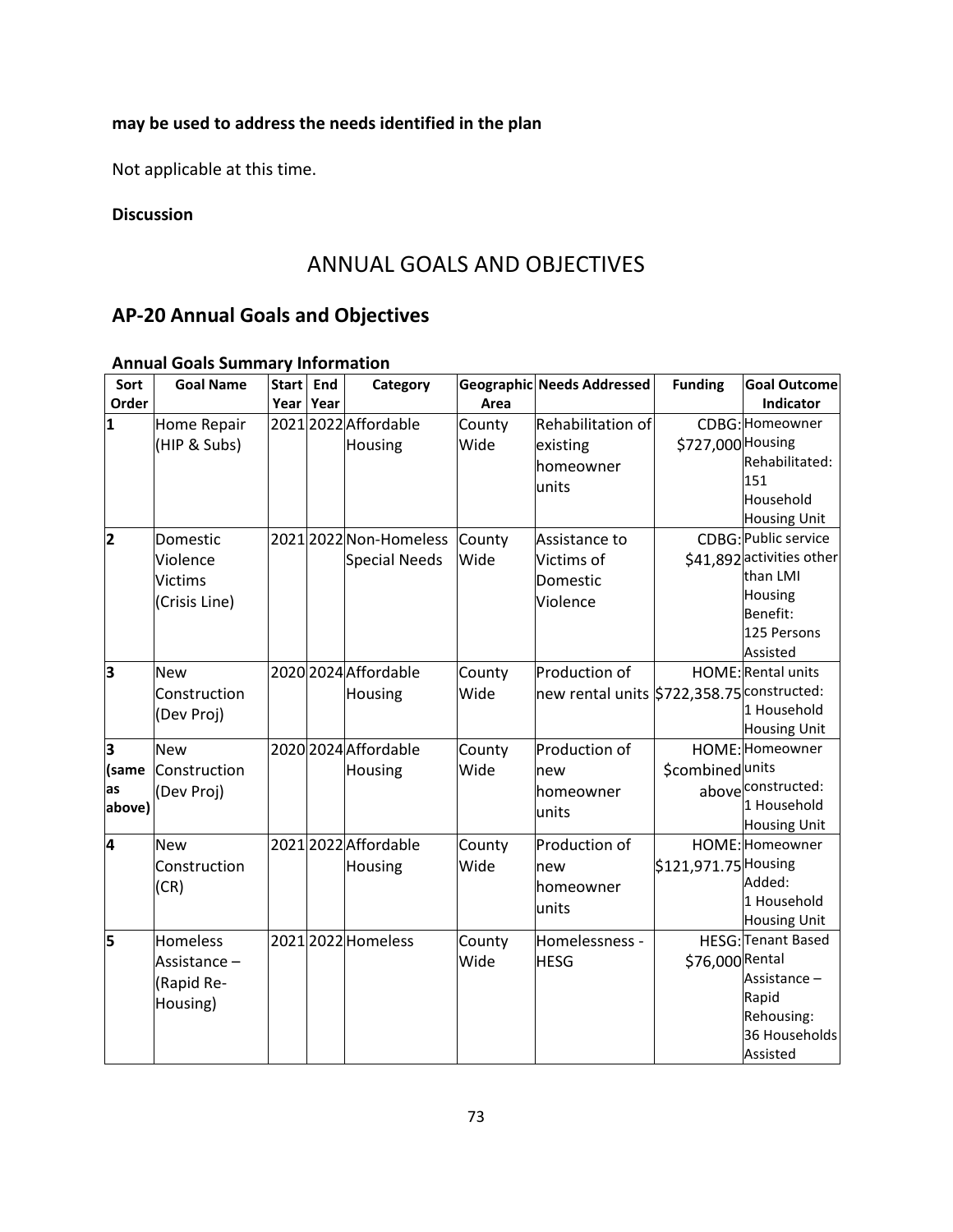**may be used to address the needs identified in the plan**

Not applicable at this time.

**Discussion**

# ANNUAL GOALS AND OBJECTIVES

## AP-20 Annual Goals and Objectives

### Annual Goals Summary Information

| Sort Order | Goal Name | Start Year | End Year | Category | Geographic Area | Needs Addressed | Funding | Goal Outcome Indicator |
|---|---|---|---|---|---|---|---|---|
| 1 | Home Repair (HIP & Subs) | 2021 | 2022 | Affordable Housing | County Wide | Rehabilitation of existing homeowner units | CDBG: $727,000 | Homeowner Housing Rehabilitated: 151 Household Housing Unit |
| 2 | Domestic Violence Victims (Crisis Line) | 2021 | 2022 | Non-Homeless Special Needs | County Wide | Assistance to Victims of Domestic Violence | CDBG: $41,892 | Public service activities other than LMI Housing Benefit: 125 Persons Assisted |
| 3 | New Construction (Dev Proj) | 2020 | 2024 | Affordable Housing | County Wide | Production of new rental units | HOME: $722,358.75 | Rental units constructed: 1 Household Housing Unit |
| 3 (same as above) | New Construction (Dev Proj) | 2020 | 2024 | Affordable Housing | County Wide | Production of new homeowner units | HOME: $combined above | Homeowner units constructed: 1 Household Housing Unit |
| 4 | New Construction (CR) | 2021 | 2022 | Affordable Housing | County Wide | Production of new homeowner units | HOME: $121,971.75 | Homeowner Housing Added: 1 Household Housing Unit |
| 5 | Homeless Assistance – (Rapid Re-Housing) | 2021 | 2022 | Homeless | County Wide | Homelessness - HESG | HESG: $76,000 | Tenant Based Rental Assistance – Rapid Rehousing: 36 Households Assisted |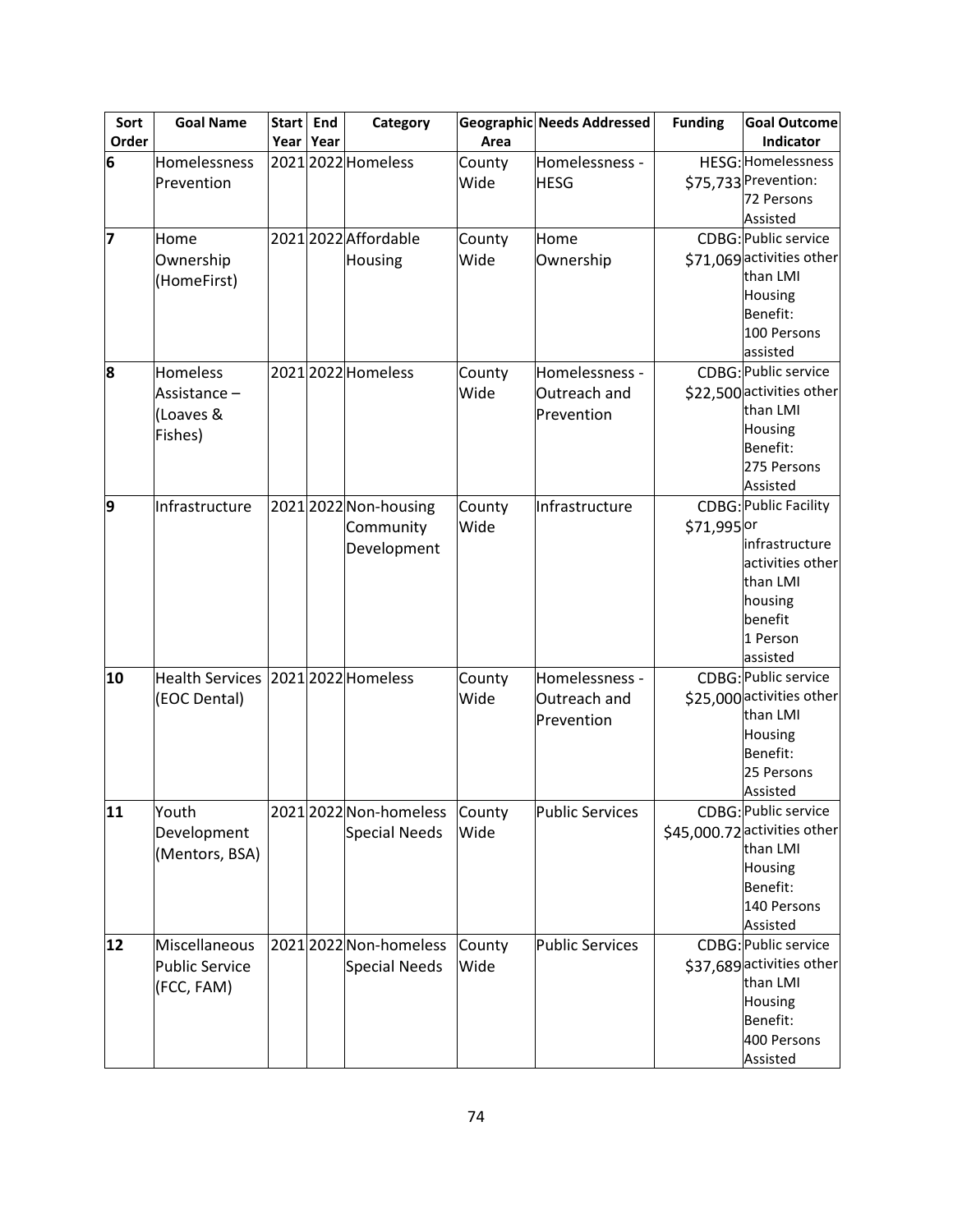| Sort Order | Goal Name | Start Year | End Year | Category | Geographic Area | Needs Addressed | Funding | Goal Outcome Indicator |
|---|---|---|---|---|---|---|---|---|
| 6 | Homelessness Prevention | 2021 | 2022 | Homeless | County Wide | Homelessness - HESG | HESG: $75,733 | Homelessness Prevention: 72 Persons Assisted |
| 7 | Home Ownership (HomeFirst) | 2021 | 2022 | Affordable Housing | County Wide | Home Ownership | CDBG: $71,069 | Public service activities other than LMI Housing Benefit: 100 Persons assisted |
| 8 | Homeless Assistance – (Loaves & Fishes) | 2021 | 2022 | Homeless | County Wide | Homelessness - Outreach and Prevention | CDBG: $22,500 | Public service activities other than LMI Housing Benefit: 275 Persons Assisted |
| 9 | Infrastructure | 2021 | 2022 | Non-housing Community Development | County Wide | Infrastructure | CDBG: $71,995 | Public Facility or infrastructure activities other than LMI housing benefit 1 Person assisted |
| 10 | Health Services (EOC Dental) | 2021 | 2022 | Homeless | County Wide | Homelessness - Outreach and Prevention | CDBG: $25,000 | Public service activities other than LMI Housing Benefit: 25 Persons Assisted |
| 11 | Youth Development (Mentors, BSA) | 2021 | 2022 | Non-homeless Special Needs | County Wide | Public Services | CDBG: $45,000.72 | Public service activities other than LMI Housing Benefit: 140 Persons Assisted |
| 12 | Miscellaneous Public Service (FCC, FAM) | 2021 | 2022 | Non-homeless Special Needs | County Wide | Public Services | CDBG: $37,689 | Public service activities other than LMI Housing Benefit: 400 Persons Assisted |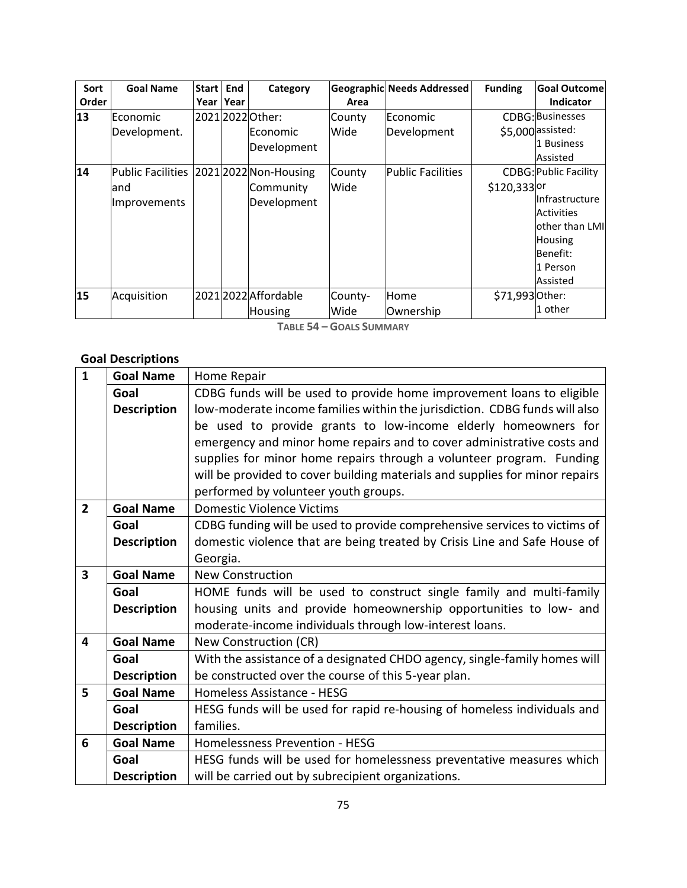| Sort Order | Goal Name | Start Year | End Year | Category | Geographic Area | Needs Addressed | Funding | Goal Outcome Indicator |
|---|---|---|---|---|---|---|---|---|
| 13 | Economic Development. | 2021 | 2022 | Other: Economic Development | County Wide | Economic Development | CDBG: $5,000 | Businesses assisted: 1 Business Assisted |
| 14 | Public Facilities and Improvements | 2021 | 2022 | Non-Housing Community Development | County Wide | Public Facilities | CDBG: $120,333 | Public Facility or Infrastructure Activities other than LMI Housing Benefit: 1 Person Assisted |
| 15 | Acquisition | 2021 | 2022 | Affordable Housing | County-Wide | Home Ownership | $71,993 | Other: 1 other |

**TABLE 54 – GOALS SUMMARY**

## Goal Descriptions

| | | |
|---|---|---|
| **1** | **Goal Name** | Home Repair |
| | **Goal Description** | CDBG funds will be used to provide home improvement loans to eligible low-moderate income families within the jurisdiction. CDBG funds will also be used to provide grants to low-income elderly homeowners for emergency and minor home repairs and to cover administrative costs and supplies for minor home repairs through a volunteer program. Funding will be provided to cover building materials and supplies for minor repairs performed by volunteer youth groups. |
| **2** | **Goal Name** | Domestic Violence Victims |
| | **Goal Description** | CDBG funding will be used to provide comprehensive services to victims of domestic violence that are being treated by Crisis Line and Safe House of Georgia. |
| **3** | **Goal Name** | New Construction |
| | **Goal Description** | HOME funds will be used to construct single family and multi-family housing units and provide homeownership opportunities to low- and moderate-income individuals through low-interest loans. |
| **4** | **Goal Name** | New Construction (CR) |
| | **Goal Description** | With the assistance of a designated CHDO agency, single-family homes will be constructed over the course of this 5-year plan. |
| **5** | **Goal Name** | Homeless Assistance - HESG |
| | **Goal Description** | HESG funds will be used for rapid re-housing of homeless individuals and families. |
| **6** | **Goal Name** | Homelessness Prevention - HESG |
| | **Goal Description** | HESG funds will be used for homelessness preventative measures which will be carried out by subrecipient organizations. |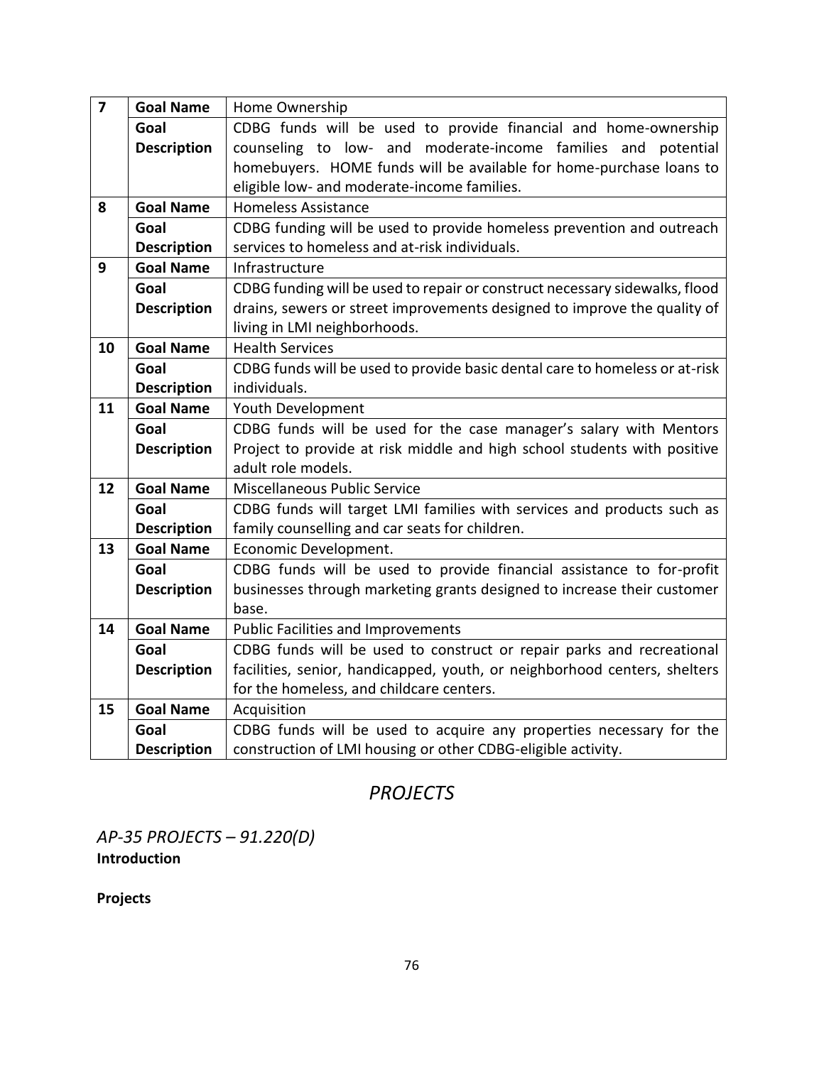| | | |
|---|---|---|
| **7** | **Goal Name** | Home Ownership |
| | **Goal Description** | CDBG funds will be used to provide financial and home-ownership counseling to low- and moderate-income families and potential homebuyers. HOME funds will be available for home-purchase loans to eligible low- and moderate-income families. |
| **8** | **Goal Name** | Homeless Assistance |
| | **Goal Description** | CDBG funding will be used to provide homeless prevention and outreach services to homeless and at-risk individuals. |
| **9** | **Goal Name** | Infrastructure |
| | **Goal Description** | CDBG funding will be used to repair or construct necessary sidewalks, flood drains, sewers or street improvements designed to improve the quality of living in LMI neighborhoods. |
| **10** | **Goal Name** | Health Services |
| | **Goal Description** | CDBG funds will be used to provide basic dental care to homeless or at-risk individuals. |
| **11** | **Goal Name** | Youth Development |
| | **Goal Description** | CDBG funds will be used for the case manager's salary with Mentors Project to provide at risk middle and high school students with positive adult role models. |
| **12** | **Goal Name** | Miscellaneous Public Service |
| | **Goal Description** | CDBG funds will target LMI families with services and products such as family counselling and car seats for children. |
| **13** | **Goal Name** | Economic Development. |
| | **Goal Description** | CDBG funds will be used to provide financial assistance to for-profit businesses through marketing grants designed to increase their customer base. |
| **14** | **Goal Name** | Public Facilities and Improvements |
| | **Goal Description** | CDBG funds will be used to construct or repair parks and recreational facilities, senior, handicapped, youth, or neighborhood centers, shelters for the homeless, and childcare centers. |
| **15** | **Goal Name** | Acquisition |
| | **Goal Description** | CDBG funds will be used to acquire any properties necessary for the construction of LMI housing or other CDBG-eligible activity. |

# *PROJECTS*

## *AP-35 PROJECTS – 91.220(D)*

**Introduction**

**Projects**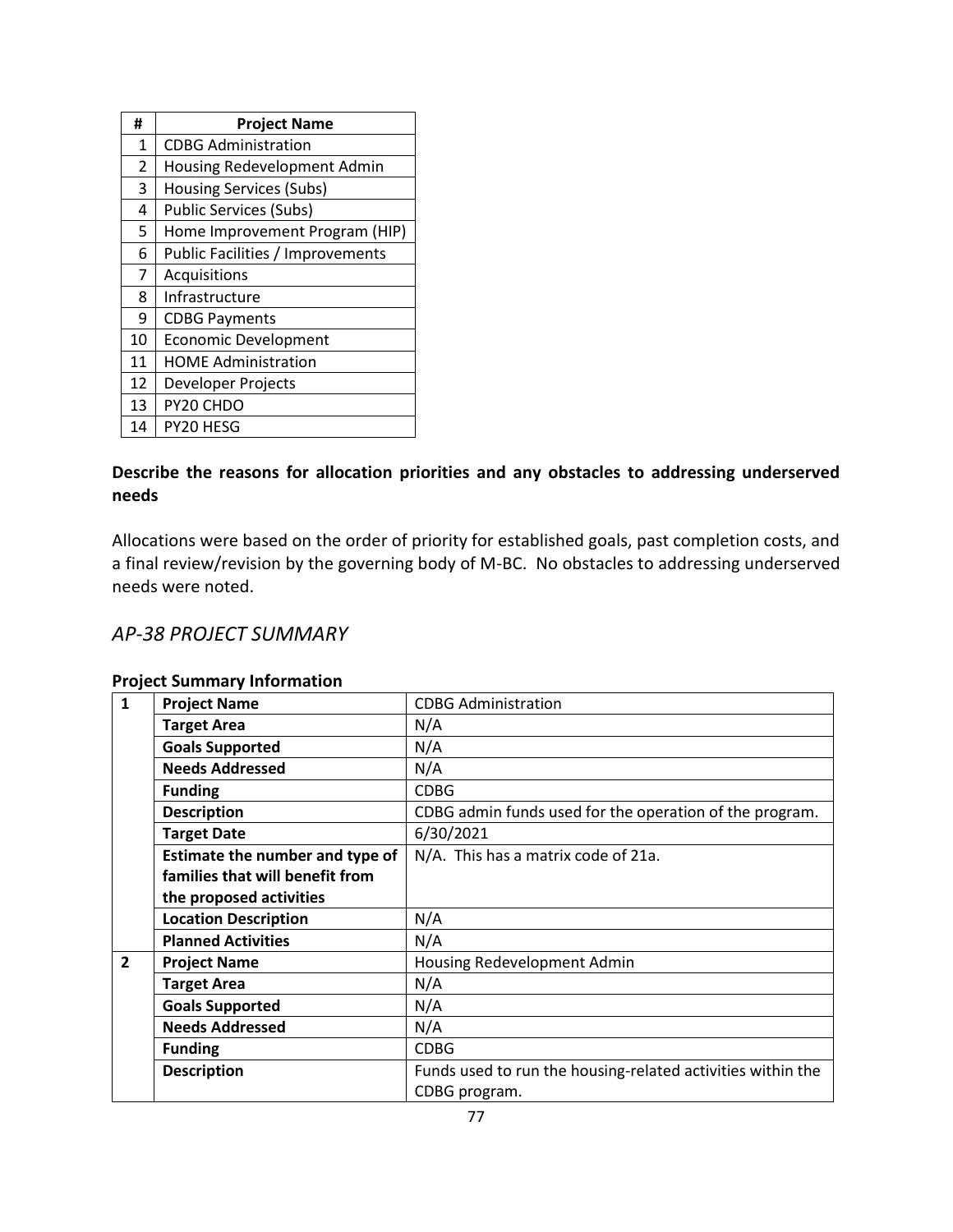| # | Project Name |
|---|---|
| 1 | CDBG Administration |
| 2 | Housing Redevelopment Admin |
| 3 | Housing Services (Subs) |
| 4 | Public Services (Subs) |
| 5 | Home Improvement Program (HIP) |
| 6 | Public Facilities / Improvements |
| 7 | Acquisitions |
| 8 | Infrastructure |
| 9 | CDBG Payments |
| 10 | Economic Development |
| 11 | HOME Administration |
| 12 | Developer Projects |
| 13 | PY20 CHDO |
| 14 | PY20 HESG |

**Describe the reasons for allocation priorities and any obstacles to addressing underserved needs**

Allocations were based on the order of priority for established goals, past completion costs, and a final review/revision by the governing body of M-BC. No obstacles to addressing underserved needs were noted.

## *AP-38 PROJECT SUMMARY*

**Project Summary Information**

| | | |
|---|---|---|
| **1** | **Project Name** | CDBG Administration |
| | **Target Area** | N/A |
| | **Goals Supported** | N/A |
| | **Needs Addressed** | N/A |
| | **Funding** | CDBG |
| | **Description** | CDBG admin funds used for the operation of the program. |
| | **Target Date** | 6/30/2021 |
| | **Estimate the number and type of families that will benefit from the proposed activities** | N/A. This has a matrix code of 21a. |
| | **Location Description** | N/A |
| | **Planned Activities** | N/A |
| **2** | **Project Name** | Housing Redevelopment Admin |
| | **Target Area** | N/A |
| | **Goals Supported** | N/A |
| | **Needs Addressed** | N/A |
| | **Funding** | CDBG |
| | **Description** | Funds used to run the housing-related activities within the CDBG program. |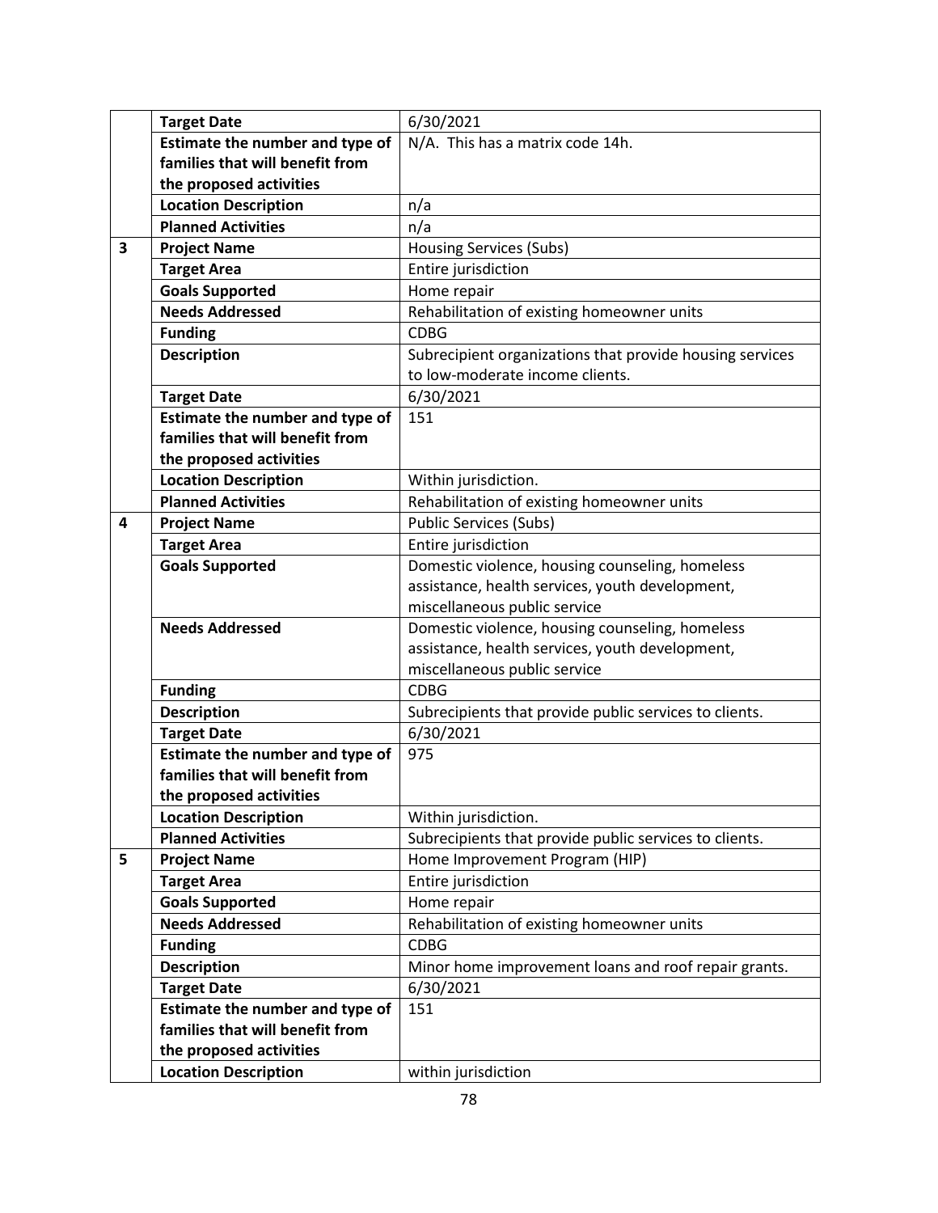| | | |
|---|---|---|
| | **Target Date** | 6/30/2021 |
| | **Estimate the number and type of families that will benefit from the proposed activities** | N/A. This has a matrix code 14h. |
| | **Location Description** | n/a |
| | **Planned Activities** | n/a |
| **3** | **Project Name** | Housing Services (Subs) |
| | **Target Area** | Entire jurisdiction |
| | **Goals Supported** | Home repair |
| | **Needs Addressed** | Rehabilitation of existing homeowner units |
| | **Funding** | CDBG |
| | **Description** | Subrecipient organizations that provide housing services to low-moderate income clients. |
| | **Target Date** | 6/30/2021 |
| | **Estimate the number and type of families that will benefit from the proposed activities** | 151 |
| | **Location Description** | Within jurisdiction. |
| | **Planned Activities** | Rehabilitation of existing homeowner units |
| **4** | **Project Name** | Public Services (Subs) |
| | **Target Area** | Entire jurisdiction |
| | **Goals Supported** | Domestic violence, housing counseling, homeless assistance, health services, youth development, miscellaneous public service |
| | **Needs Addressed** | Domestic violence, housing counseling, homeless assistance, health services, youth development, miscellaneous public service |
| | **Funding** | CDBG |
| | **Description** | Subrecipients that provide public services to clients. |
| | **Target Date** | 6/30/2021 |
| | **Estimate the number and type of families that will benefit from the proposed activities** | 975 |
| | **Location Description** | Within jurisdiction. |
| | **Planned Activities** | Subrecipients that provide public services to clients. |
| **5** | **Project Name** | Home Improvement Program (HIP) |
| | **Target Area** | Entire jurisdiction |
| | **Goals Supported** | Home repair |
| | **Needs Addressed** | Rehabilitation of existing homeowner units |
| | **Funding** | CDBG |
| | **Description** | Minor home improvement loans and roof repair grants. |
| | **Target Date** | 6/30/2021 |
| | **Estimate the number and type of families that will benefit from the proposed activities** | 151 |
| | **Location Description** | within jurisdiction |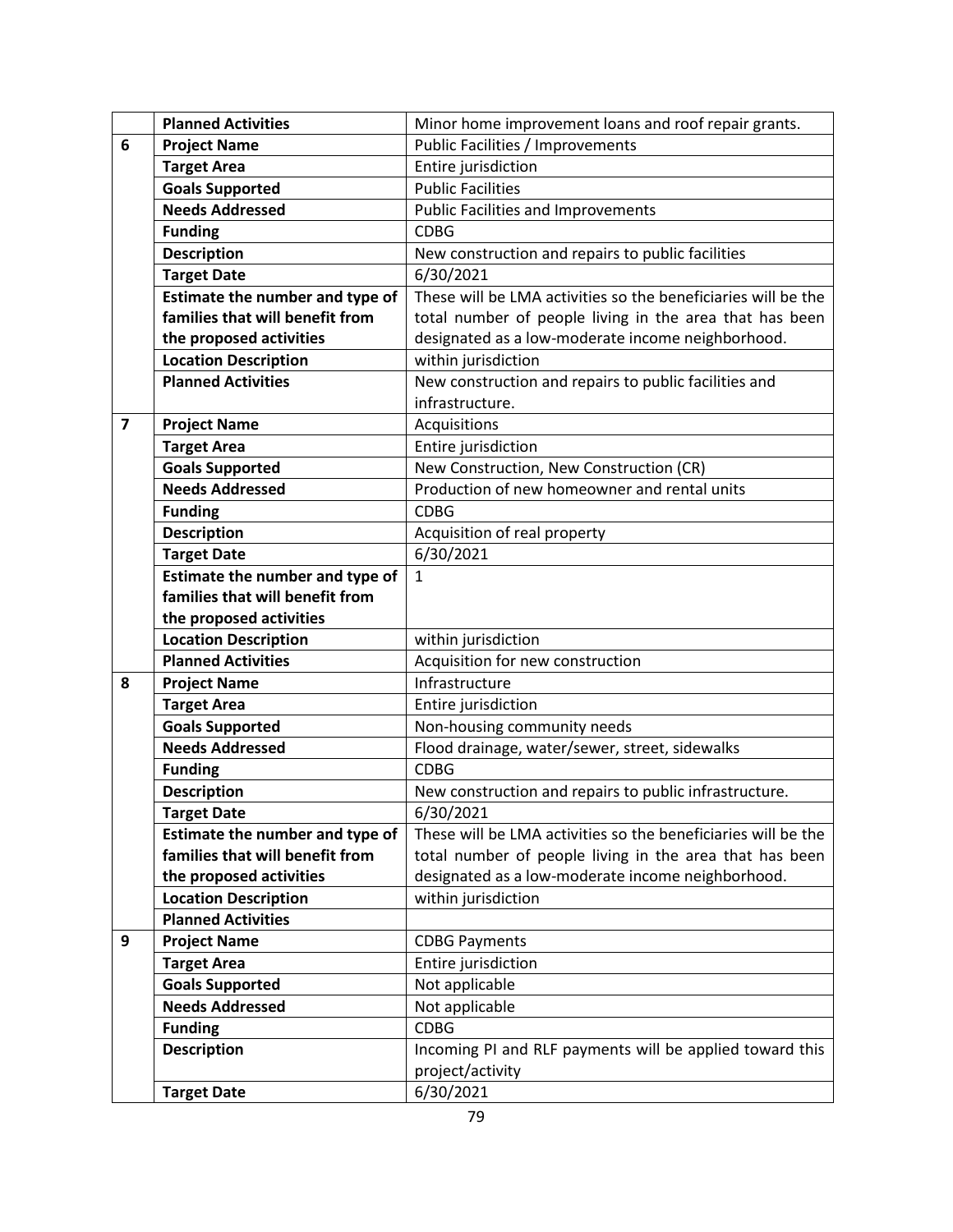| | | |
|---|---|---|
| | **Planned Activities** | Minor home improvement loans and roof repair grants. |
| 6 | **Project Name** | Public Facilities / Improvements |
| | **Target Area** | Entire jurisdiction |
| | **Goals Supported** | Public Facilities |
| | **Needs Addressed** | Public Facilities and Improvements |
| | **Funding** | CDBG |
| | **Description** | New construction and repairs to public facilities |
| | **Target Date** | 6/30/2021 |
| | **Estimate the number and type of families that will benefit from the proposed activities** | These will be LMA activities so the beneficiaries will be the total number of people living in the area that has been designated as a low-moderate income neighborhood. |
| | **Location Description** | within jurisdiction |
| | **Planned Activities** | New construction and repairs to public facilities and infrastructure. |
| 7 | **Project Name** | Acquisitions |
| | **Target Area** | Entire jurisdiction |
| | **Goals Supported** | New Construction, New Construction (CR) |
| | **Needs Addressed** | Production of new homeowner and rental units |
| | **Funding** | CDBG |
| | **Description** | Acquisition of real property |
| | **Target Date** | 6/30/2021 |
| | **Estimate the number and type of families that will benefit from the proposed activities** | 1 |
| | **Location Description** | within jurisdiction |
| | **Planned Activities** | Acquisition for new construction |
| 8 | **Project Name** | Infrastructure |
| | **Target Area** | Entire jurisdiction |
| | **Goals Supported** | Non-housing community needs |
| | **Needs Addressed** | Flood drainage, water/sewer, street, sidewalks |
| | **Funding** | CDBG |
| | **Description** | New construction and repairs to public infrastructure. |
| | **Target Date** | 6/30/2021 |
| | **Estimate the number and type of families that will benefit from the proposed activities** | These will be LMA activities so the beneficiaries will be the total number of people living in the area that has been designated as a low-moderate income neighborhood. |
| | **Location Description** | within jurisdiction |
| | **Planned Activities** | |
| 9 | **Project Name** | CDBG Payments |
| | **Target Area** | Entire jurisdiction |
| | **Goals Supported** | Not applicable |
| | **Needs Addressed** | Not applicable |
| | **Funding** | CDBG |
| | **Description** | Incoming PI and RLF payments will be applied toward this project/activity |
| | **Target Date** | 6/30/2021 |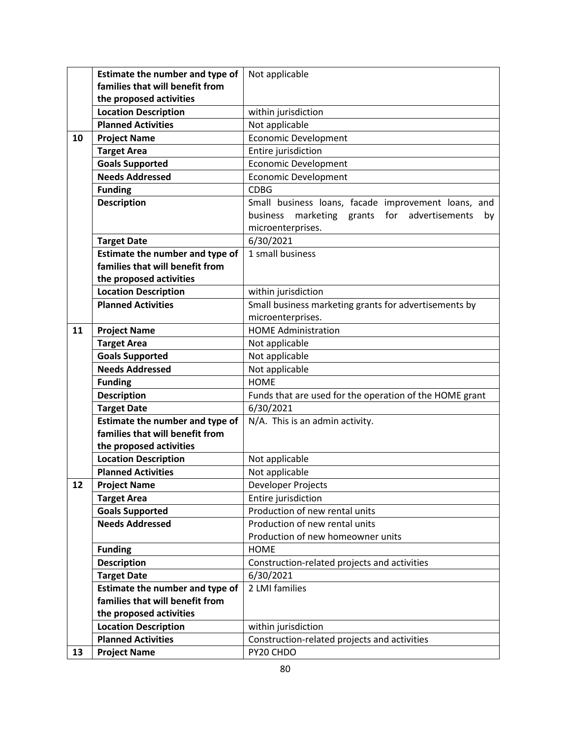| | | |
|---|---|---|
| | **Estimate the number and type of families that will benefit from the proposed activities** | Not applicable |
| | **Location Description** | within jurisdiction |
| | **Planned Activities** | Not applicable |
| **10** | **Project Name** | Economic Development |
| | **Target Area** | Entire jurisdiction |
| | **Goals Supported** | Economic Development |
| | **Needs Addressed** | Economic Development |
| | **Funding** | CDBG |
| | **Description** | Small business loans, facade improvement loans, and business marketing grants for advertisements by microenterprises. |
| | **Target Date** | 6/30/2021 |
| | **Estimate the number and type of families that will benefit from the proposed activities** | 1 small business |
| | **Location Description** | within jurisdiction |
| | **Planned Activities** | Small business marketing grants for advertisements by microenterprises. |
| **11** | **Project Name** | HOME Administration |
| | **Target Area** | Not applicable |
| | **Goals Supported** | Not applicable |
| | **Needs Addressed** | Not applicable |
| | **Funding** | HOME |
| | **Description** | Funds that are used for the operation of the HOME grant |
| | **Target Date** | 6/30/2021 |
| | **Estimate the number and type of families that will benefit from the proposed activities** | N/A. This is an admin activity. |
| | **Location Description** | Not applicable |
| | **Planned Activities** | Not applicable |
| **12** | **Project Name** | Developer Projects |
| | **Target Area** | Entire jurisdiction |
| | **Goals Supported** | Production of new rental units |
| | **Needs Addressed** | Production of new rental units<br>Production of new homeowner units |
| | **Funding** | HOME |
| | **Description** | Construction-related projects and activities |
| | **Target Date** | 6/30/2021 |
| | **Estimate the number and type of families that will benefit from the proposed activities** | 2 LMI families |
| | **Location Description** | within jurisdiction |
| | **Planned Activities** | Construction-related projects and activities |
| **13** | **Project Name** | PY20 CHDO |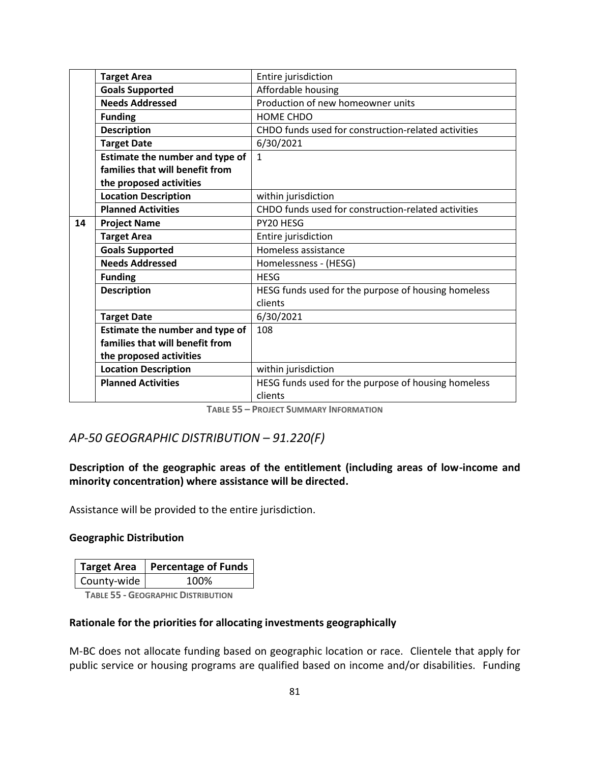| | | |
|---|---|---|
| | **Target Area** | Entire jurisdiction |
| | **Goals Supported** | Affordable housing |
| | **Needs Addressed** | Production of new homeowner units |
| | **Funding** | HOME CHDO |
| | **Description** | CHDO funds used for construction-related activities |
| | **Target Date** | 6/30/2021 |
| | **Estimate the number and type of families that will benefit from the proposed activities** | 1 |
| | **Location Description** | within jurisdiction |
| | **Planned Activities** | CHDO funds used for construction-related activities |
| **14** | **Project Name** | PY20 HESG |
| | **Target Area** | Entire jurisdiction |
| | **Goals Supported** | Homeless assistance |
| | **Needs Addressed** | Homelessness - (HESG) |
| | **Funding** | HESG |
| | **Description** | HESG funds used for the purpose of housing homeless clients |
| | **Target Date** | 6/30/2021 |
| | **Estimate the number and type of families that will benefit from the proposed activities** | 108 |
| | **Location Description** | within jurisdiction |
| | **Planned Activities** | HESG funds used for the purpose of housing homeless clients |

**TABLE 55 – PROJECT SUMMARY INFORMATION**

## *AP-50 GEOGRAPHIC DISTRIBUTION – 91.220(F)*

**Description of the geographic areas of the entitlement (including areas of low-income and minority concentration) where assistance will be directed.**

Assistance will be provided to the entire jurisdiction.

**Geographic Distribution**

| Target Area | Percentage of Funds |
|---|---|
| County-wide | 100% |

**TABLE 55 - GEOGRAPHIC DISTRIBUTION**

**Rationale for the priorities for allocating investments geographically**

M-BC does not allocate funding based on geographic location or race. Clientele that apply for public service or housing programs are qualified based on income and/or disabilities. Funding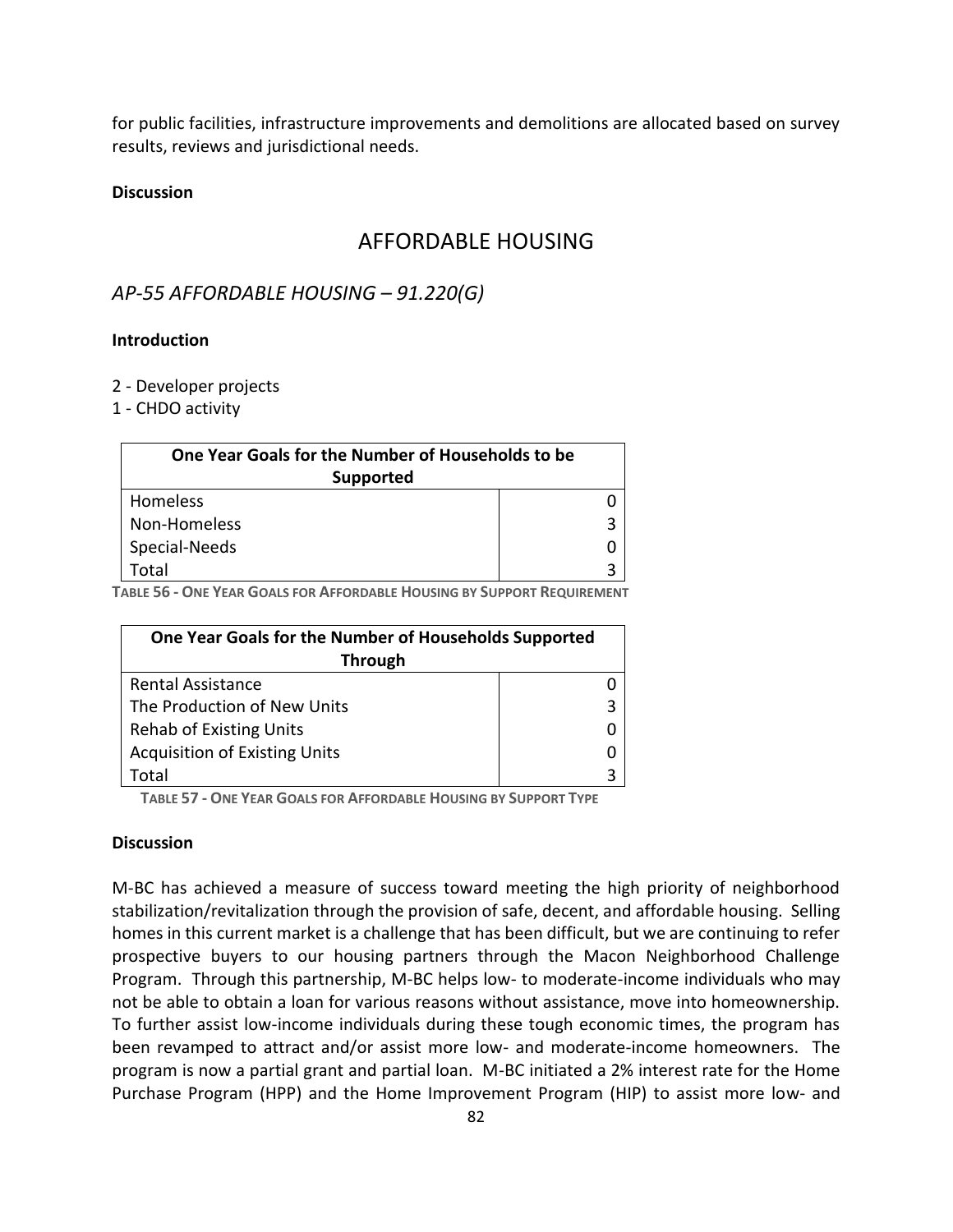for public facilities, infrastructure improvements and demolitions are allocated based on survey results, reviews and jurisdictional needs.

**Discussion**

# AFFORDABLE HOUSING

## *AP-55 AFFORDABLE HOUSING – 91.220(G)*

**Introduction**

2 - Developer projects
1 - CHDO activity

| One Year Goals for the Number of Households to be Supported | |
|---|---|
| Homeless | 0 |
| Non-Homeless | 3 |
| Special-Needs | 0 |
| Total | 3 |

**TABLE 56 - ONE YEAR GOALS FOR AFFORDABLE HOUSING BY SUPPORT REQUIREMENT**

| One Year Goals for the Number of Households Supported Through | |
|---|---|
| Rental Assistance | 0 |
| The Production of New Units | 3 |
| Rehab of Existing Units | 0 |
| Acquisition of Existing Units | 0 |
| Total | 3 |

**TABLE 57 - ONE YEAR GOALS FOR AFFORDABLE HOUSING BY SUPPORT TYPE**

**Discussion**

M-BC has achieved a measure of success toward meeting the high priority of neighborhood stabilization/revitalization through the provision of safe, decent, and affordable housing. Selling homes in this current market is a challenge that has been difficult, but we are continuing to refer prospective buyers to our housing partners through the Macon Neighborhood Challenge Program. Through this partnership, M-BC helps low- to moderate-income individuals who may not be able to obtain a loan for various reasons without assistance, move into homeownership. To further assist low-income individuals during these tough economic times, the program has been revamped to attract and/or assist more low- and moderate-income homeowners. The program is now a partial grant and partial loan. M-BC initiated a 2% interest rate for the Home Purchase Program (HPP) and the Home Improvement Program (HIP) to assist more low- and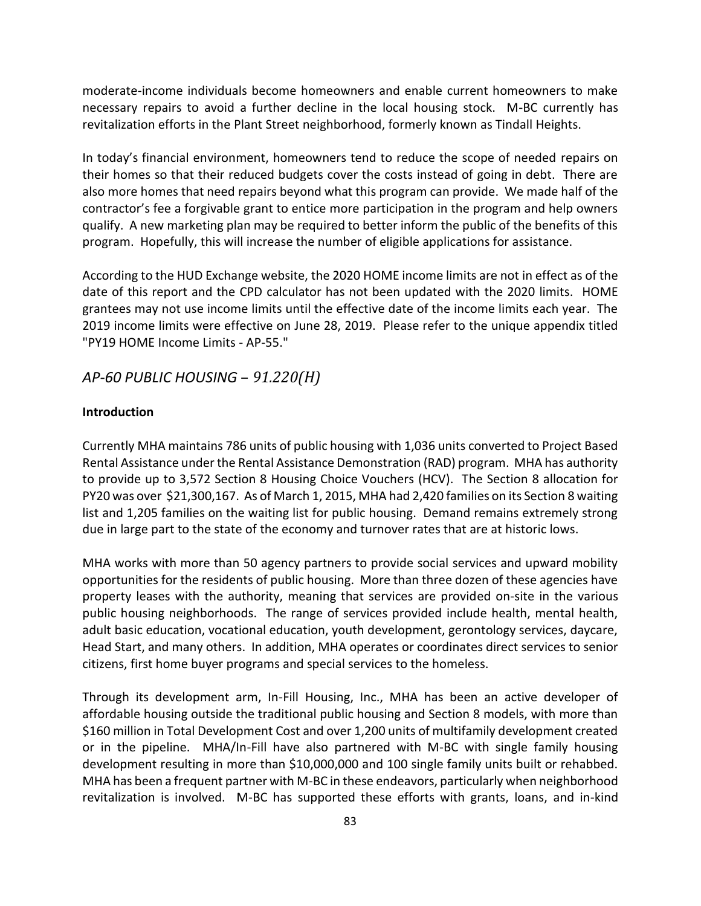moderate-income individuals become homeowners and enable current homeowners to make necessary repairs to avoid a further decline in the local housing stock. M-BC currently has revitalization efforts in the Plant Street neighborhood, formerly known as Tindall Heights.

In today's financial environment, homeowners tend to reduce the scope of needed repairs on their homes so that their reduced budgets cover the costs instead of going in debt. There are also more homes that need repairs beyond what this program can provide. We made half of the contractor's fee a forgivable grant to entice more participation in the program and help owners qualify. A new marketing plan may be required to better inform the public of the benefits of this program. Hopefully, this will increase the number of eligible applications for assistance.

According to the HUD Exchange website, the 2020 HOME income limits are not in effect as of the date of this report and the CPD calculator has not been updated with the 2020 limits. HOME grantees may not use income limits until the effective date of the income limits each year. The 2019 income limits were effective on June 28, 2019. Please refer to the unique appendix titled "PY19 HOME Income Limits - AP-55."

## *AP-60 PUBLIC HOUSING – 91.220(H)*

**Introduction**

Currently MHA maintains 786 units of public housing with 1,036 units converted to Project Based Rental Assistance under the Rental Assistance Demonstration (RAD) program. MHA has authority to provide up to 3,572 Section 8 Housing Choice Vouchers (HCV). The Section 8 allocation for PY20 was over $21,300,167. As of March 1, 2015, MHA had 2,420 families on its Section 8 waiting list and 1,205 families on the waiting list for public housing. Demand remains extremely strong due in large part to the state of the economy and turnover rates that are at historic lows.

MHA works with more than 50 agency partners to provide social services and upward mobility opportunities for the residents of public housing. More than three dozen of these agencies have property leases with the authority, meaning that services are provided on-site in the various public housing neighborhoods. The range of services provided include health, mental health, adult basic education, vocational education, youth development, gerontology services, daycare, Head Start, and many others. In addition, MHA operates or coordinates direct services to senior citizens, first home buyer programs and special services to the homeless.

Through its development arm, In-Fill Housing, Inc., MHA has been an active developer of affordable housing outside the traditional public housing and Section 8 models, with more than $160 million in Total Development Cost and over 1,200 units of multifamily development created or in the pipeline. MHA/In-Fill have also partnered with M-BC with single family housing development resulting in more than $10,000,000 and 100 single family units built or rehabbed. MHA has been a frequent partner with M-BC in these endeavors, particularly when neighborhood revitalization is involved. M-BC has supported these efforts with grants, loans, and in-kind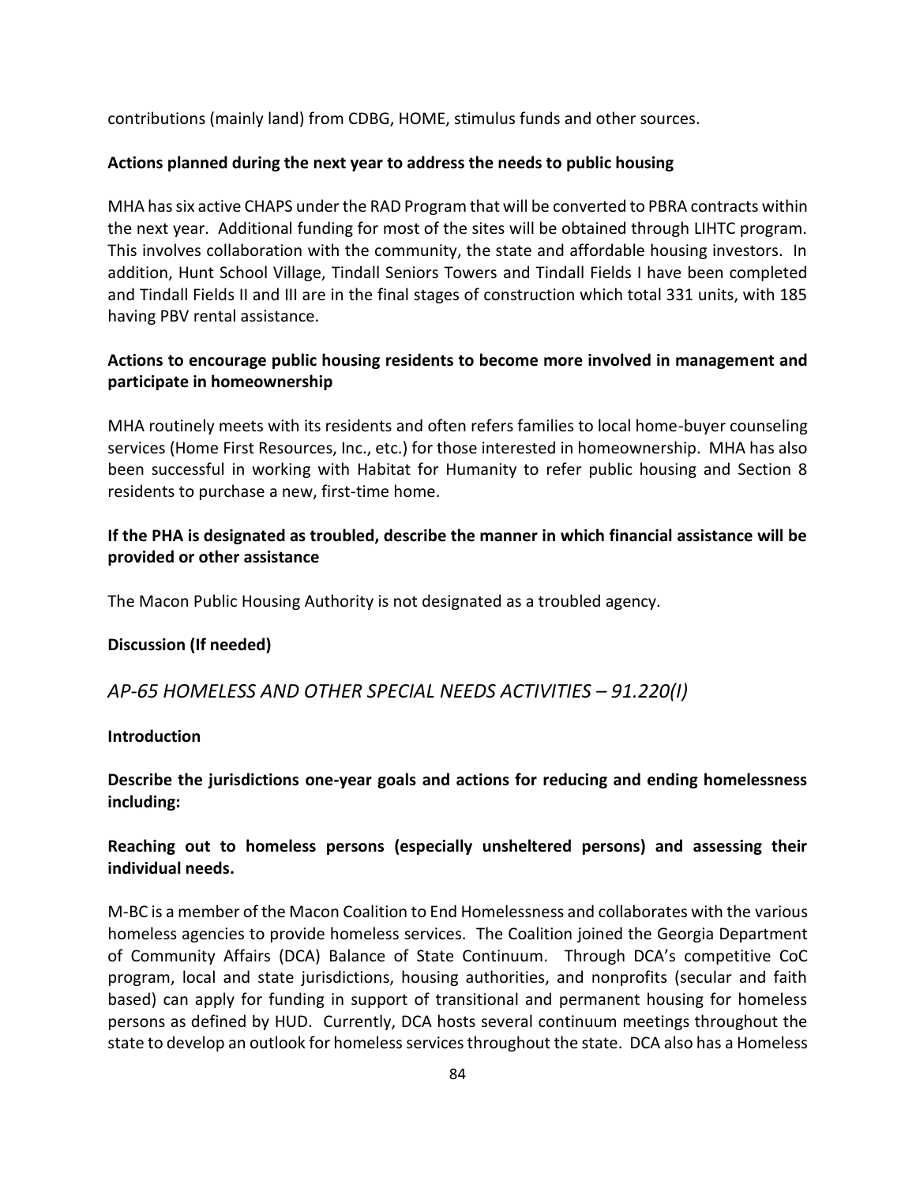contributions (mainly land) from CDBG, HOME, stimulus funds and other sources.

**Actions planned during the next year to address the needs to public housing**

MHA has six active CHAPS under the RAD Program that will be converted to PBRA contracts within the next year. Additional funding for most of the sites will be obtained through LIHTC program. This involves collaboration with the community, the state and affordable housing investors. In addition, Hunt School Village, Tindall Seniors Towers and Tindall Fields I have been completed and Tindall Fields II and III are in the final stages of construction which total 331 units, with 185 having PBV rental assistance.

**Actions to encourage public housing residents to become more involved in management and participate in homeownership**

MHA routinely meets with its residents and often refers families to local home-buyer counseling services (Home First Resources, Inc., etc.) for those interested in homeownership. MHA has also been successful in working with Habitat for Humanity to refer public housing and Section 8 residents to purchase a new, first-time home.

**If the PHA is designated as troubled, describe the manner in which financial assistance will be provided or other assistance**

The Macon Public Housing Authority is not designated as a troubled agency.

**Discussion (If needed)**

## *AP-65 HOMELESS AND OTHER SPECIAL NEEDS ACTIVITIES – 91.220(I)*

**Introduction**

**Describe the jurisdictions one-year goals and actions for reducing and ending homelessness including:**

**Reaching out to homeless persons (especially unsheltered persons) and assessing their individual needs.**

M-BC is a member of the Macon Coalition to End Homelessness and collaborates with the various homeless agencies to provide homeless services. The Coalition joined the Georgia Department of Community Affairs (DCA) Balance of State Continuum. Through DCA's competitive CoC program, local and state jurisdictions, housing authorities, and nonprofits (secular and faith based) can apply for funding in support of transitional and permanent housing for homeless persons as defined by HUD. Currently, DCA hosts several continuum meetings throughout the state to develop an outlook for homeless services throughout the state. DCA also has a Homeless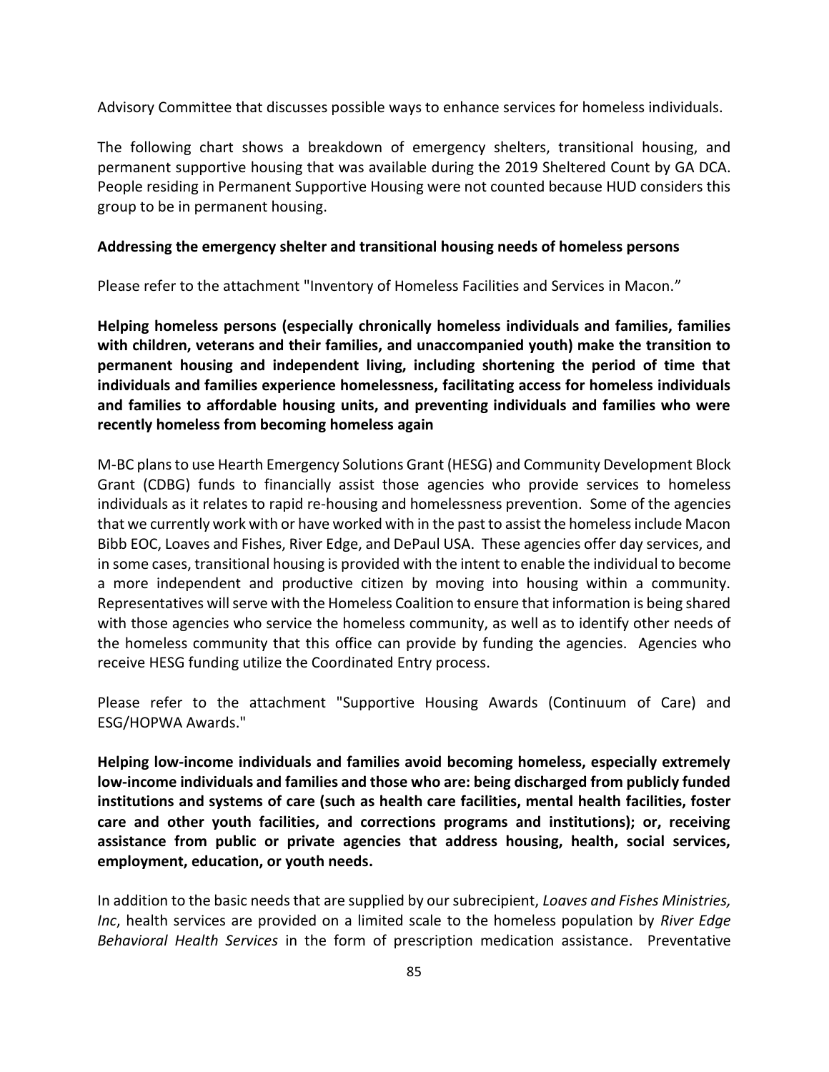Advisory Committee that discusses possible ways to enhance services for homeless individuals.

The following chart shows a breakdown of emergency shelters, transitional housing, and permanent supportive housing that was available during the 2019 Sheltered Count by GA DCA. People residing in Permanent Supportive Housing were not counted because HUD considers this group to be in permanent housing.

**Addressing the emergency shelter and transitional housing needs of homeless persons**

Please refer to the attachment "Inventory of Homeless Facilities and Services in Macon."

**Helping homeless persons (especially chronically homeless individuals and families, families with children, veterans and their families, and unaccompanied youth) make the transition to permanent housing and independent living, including shortening the period of time that individuals and families experience homelessness, facilitating access for homeless individuals and families to affordable housing units, and preventing individuals and families who were recently homeless from becoming homeless again**

M-BC plans to use Hearth Emergency Solutions Grant (HESG) and Community Development Block Grant (CDBG) funds to financially assist those agencies who provide services to homeless individuals as it relates to rapid re-housing and homelessness prevention. Some of the agencies that we currently work with or have worked with in the past to assist the homeless include Macon Bibb EOC, Loaves and Fishes, River Edge, and DePaul USA. These agencies offer day services, and in some cases, transitional housing is provided with the intent to enable the individual to become a more independent and productive citizen by moving into housing within a community. Representatives will serve with the Homeless Coalition to ensure that information is being shared with those agencies who service the homeless community, as well as to identify other needs of the homeless community that this office can provide by funding the agencies. Agencies who receive HESG funding utilize the Coordinated Entry process.

Please refer to the attachment "Supportive Housing Awards (Continuum of Care) and ESG/HOPWA Awards."

**Helping low-income individuals and families avoid becoming homeless, especially extremely low-income individuals and families and those who are: being discharged from publicly funded institutions and systems of care (such as health care facilities, mental health facilities, foster care and other youth facilities, and corrections programs and institutions); or, receiving assistance from public or private agencies that address housing, health, social services, employment, education, or youth needs.**

In addition to the basic needs that are supplied by our subrecipient, *Loaves and Fishes Ministries, Inc*, health services are provided on a limited scale to the homeless population by *River Edge Behavioral Health Services* in the form of prescription medication assistance. Preventative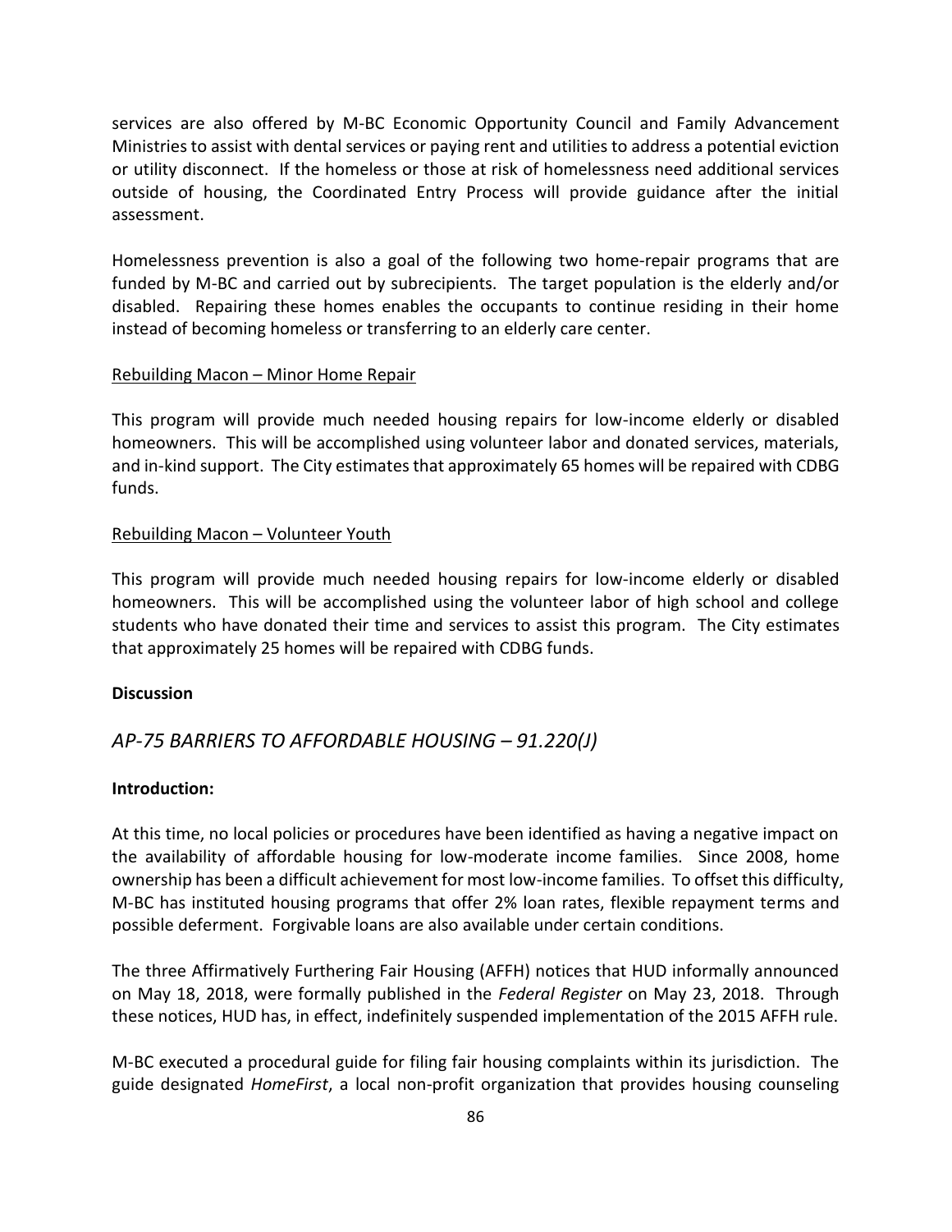services are also offered by M-BC Economic Opportunity Council and Family Advancement Ministries to assist with dental services or paying rent and utilities to address a potential eviction or utility disconnect. If the homeless or those at risk of homelessness need additional services outside of housing, the Coordinated Entry Process will provide guidance after the initial assessment.

Homelessness prevention is also a goal of the following two home-repair programs that are funded by M-BC and carried out by subrecipients. The target population is the elderly and/or disabled. Repairing these homes enables the occupants to continue residing in their home instead of becoming homeless or transferring to an elderly care center.

Rebuilding Macon – Minor Home Repair

This program will provide much needed housing repairs for low-income elderly or disabled homeowners. This will be accomplished using volunteer labor and donated services, materials, and in-kind support. The City estimates that approximately 65 homes will be repaired with CDBG funds.

Rebuilding Macon – Volunteer Youth

This program will provide much needed housing repairs for low-income elderly or disabled homeowners. This will be accomplished using the volunteer labor of high school and college students who have donated their time and services to assist this program. The City estimates that approximately 25 homes will be repaired with CDBG funds.

**Discussion**

## *AP-75 BARRIERS TO AFFORDABLE HOUSING – 91.220(J)*

**Introduction:**

At this time, no local policies or procedures have been identified as having a negative impact on the availability of affordable housing for low-moderate income families. Since 2008, home ownership has been a difficult achievement for most low-income families. To offset this difficulty, M-BC has instituted housing programs that offer 2% loan rates, flexible repayment terms and possible deferment. Forgivable loans are also available under certain conditions.

The three Affirmatively Furthering Fair Housing (AFFH) notices that HUD informally announced on May 18, 2018, were formally published in the *Federal Register* on May 23, 2018. Through these notices, HUD has, in effect, indefinitely suspended implementation of the 2015 AFFH rule.

M-BC executed a procedural guide for filing fair housing complaints within its jurisdiction. The guide designated *HomeFirst*, a local non-profit organization that provides housing counseling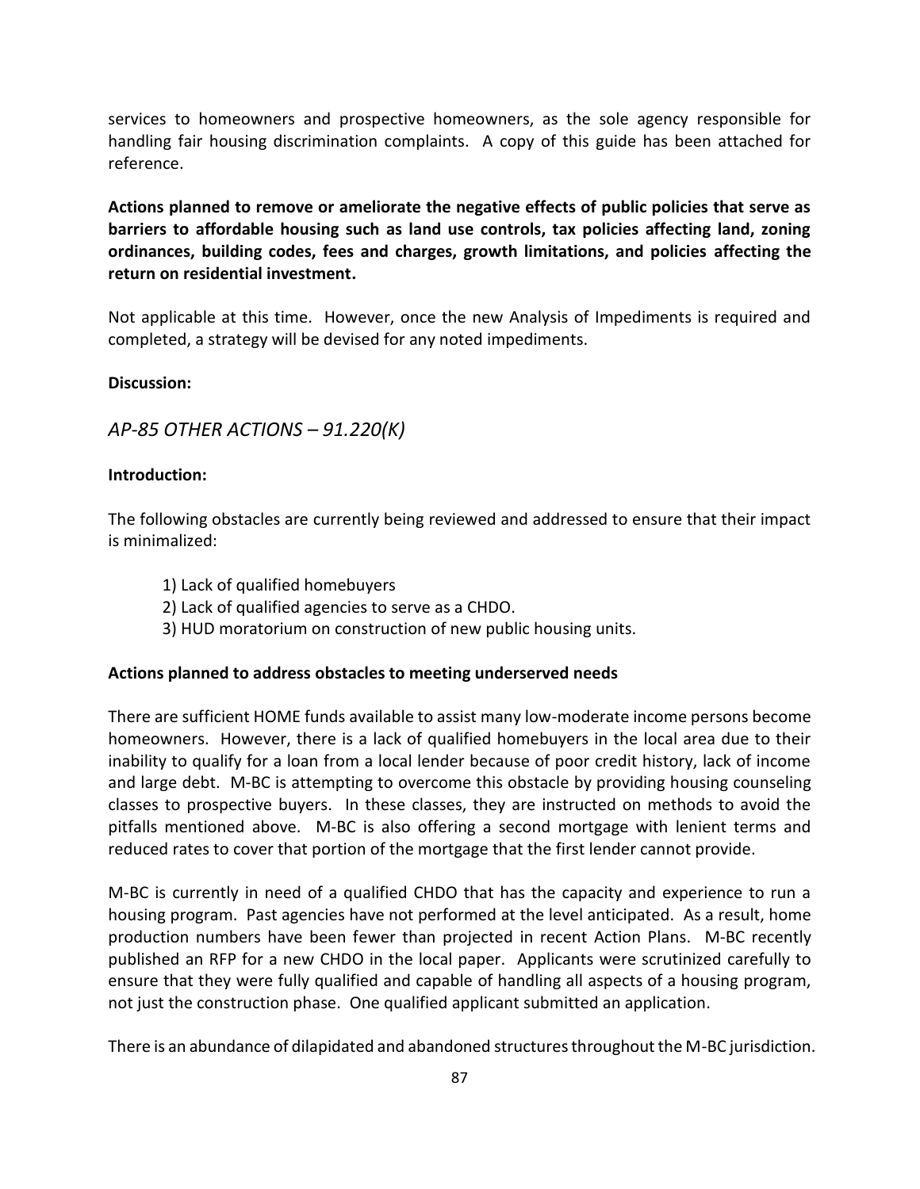services to homeowners and prospective homeowners, as the sole agency responsible for handling fair housing discrimination complaints. A copy of this guide has been attached for reference.

**Actions planned to remove or ameliorate the negative effects of public policies that serve as barriers to affordable housing such as land use controls, tax policies affecting land, zoning ordinances, building codes, fees and charges, growth limitations, and policies affecting the return on residential investment.**

Not applicable at this time. However, once the new Analysis of Impediments is required and completed, a strategy will be devised for any noted impediments.

**Discussion:**

## *AP-85 OTHER ACTIONS – 91.220(K)*

**Introduction:**

The following obstacles are currently being reviewed and addressed to ensure that their impact is minimalized:

1) Lack of qualified homebuyers
2) Lack of qualified agencies to serve as a CHDO.
3) HUD moratorium on construction of new public housing units.

**Actions planned to address obstacles to meeting underserved needs**

There are sufficient HOME funds available to assist many low-moderate income persons become homeowners. However, there is a lack of qualified homebuyers in the local area due to their inability to qualify for a loan from a local lender because of poor credit history, lack of income and large debt. M-BC is attempting to overcome this obstacle by providing housing counseling classes to prospective buyers. In these classes, they are instructed on methods to avoid the pitfalls mentioned above. M-BC is also offering a second mortgage with lenient terms and reduced rates to cover that portion of the mortgage that the first lender cannot provide.

M-BC is currently in need of a qualified CHDO that has the capacity and experience to run a housing program. Past agencies have not performed at the level anticipated. As a result, home production numbers have been fewer than projected in recent Action Plans. M-BC recently published an RFP for a new CHDO in the local paper. Applicants were scrutinized carefully to ensure that they were fully qualified and capable of handling all aspects of a housing program, not just the construction phase. One qualified applicant submitted an application.

There is an abundance of dilapidated and abandoned structures throughout the M-BC jurisdiction.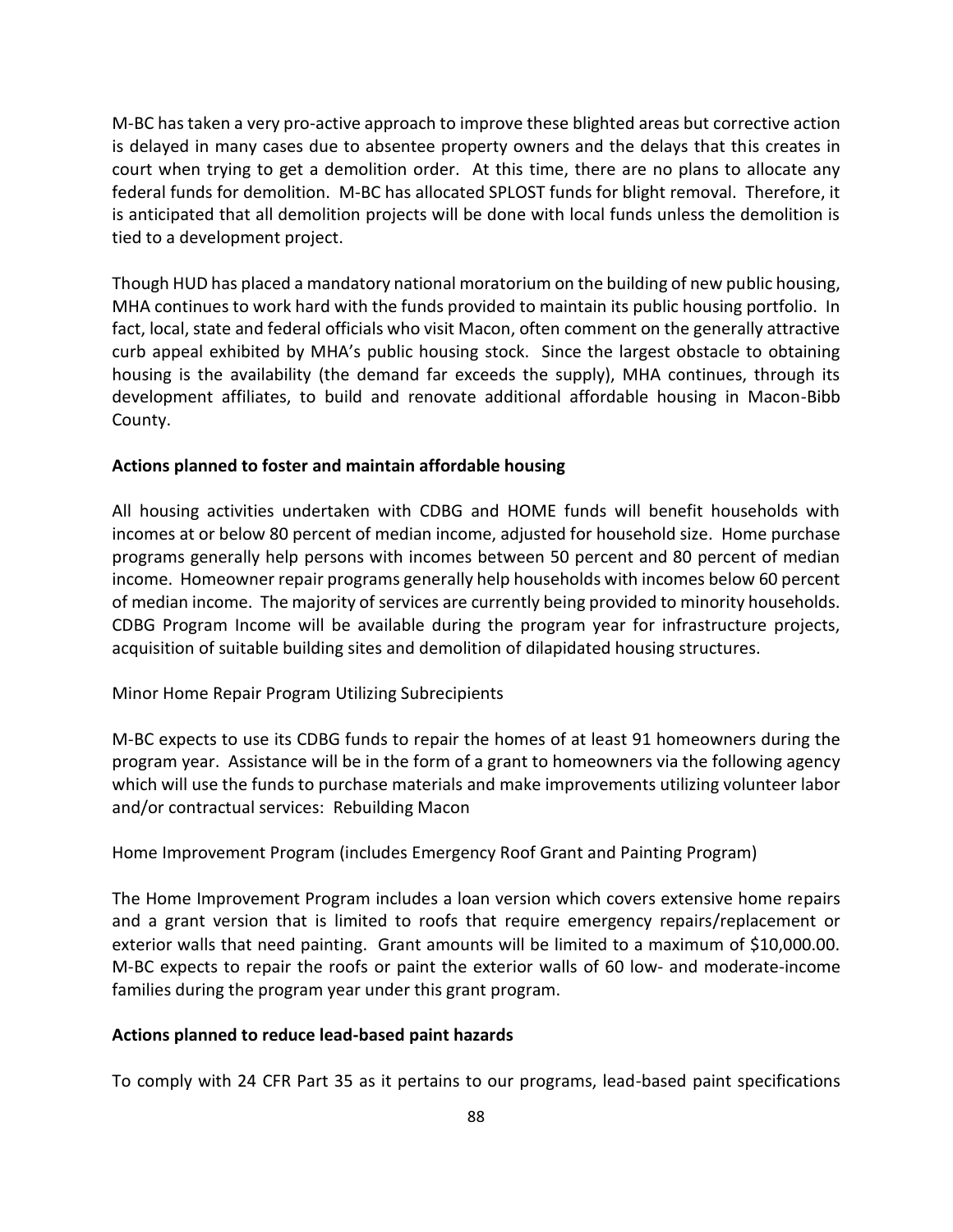M-BC has taken a very pro-active approach to improve these blighted areas but corrective action is delayed in many cases due to absentee property owners and the delays that this creates in court when trying to get a demolition order. At this time, there are no plans to allocate any federal funds for demolition. M-BC has allocated SPLOST funds for blight removal. Therefore, it is anticipated that all demolition projects will be done with local funds unless the demolition is tied to a development project.

Though HUD has placed a mandatory national moratorium on the building of new public housing, MHA continues to work hard with the funds provided to maintain its public housing portfolio. In fact, local, state and federal officials who visit Macon, often comment on the generally attractive curb appeal exhibited by MHA's public housing stock. Since the largest obstacle to obtaining housing is the availability (the demand far exceeds the supply), MHA continues, through its development affiliates, to build and renovate additional affordable housing in Macon-Bibb County.

**Actions planned to foster and maintain affordable housing**

All housing activities undertaken with CDBG and HOME funds will benefit households with incomes at or below 80 percent of median income, adjusted for household size. Home purchase programs generally help persons with incomes between 50 percent and 80 percent of median income. Homeowner repair programs generally help households with incomes below 60 percent of median income. The majority of services are currently being provided to minority households. CDBG Program Income will be available during the program year for infrastructure projects, acquisition of suitable building sites and demolition of dilapidated housing structures.

Minor Home Repair Program Utilizing Subrecipients

M-BC expects to use its CDBG funds to repair the homes of at least 91 homeowners during the program year. Assistance will be in the form of a grant to homeowners via the following agency which will use the funds to purchase materials and make improvements utilizing volunteer labor and/or contractual services: Rebuilding Macon

Home Improvement Program (includes Emergency Roof Grant and Painting Program)

The Home Improvement Program includes a loan version which covers extensive home repairs and a grant version that is limited to roofs that require emergency repairs/replacement or exterior walls that need painting. Grant amounts will be limited to a maximum of $10,000.00. M-BC expects to repair the roofs or paint the exterior walls of 60 low- and moderate-income families during the program year under this grant program.

**Actions planned to reduce lead-based paint hazards**

To comply with 24 CFR Part 35 as it pertains to our programs, lead-based paint specifications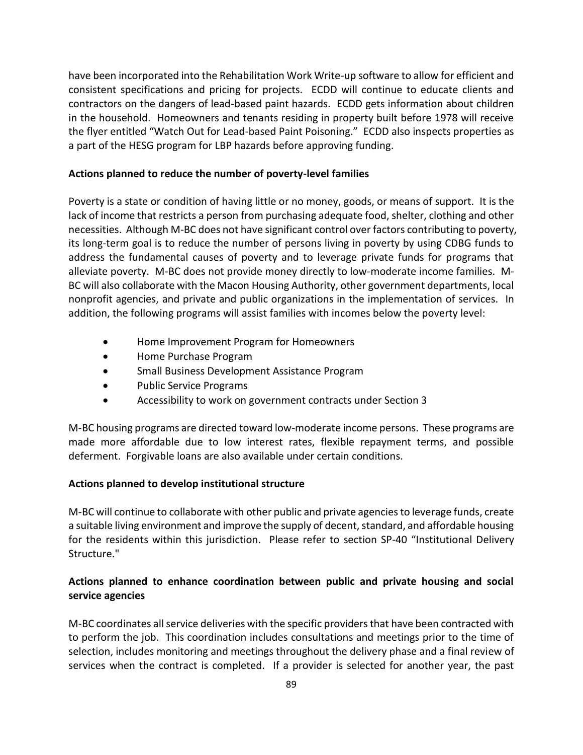have been incorporated into the Rehabilitation Work Write-up software to allow for efficient and consistent specifications and pricing for projects. ECDD will continue to educate clients and contractors on the dangers of lead-based paint hazards. ECDD gets information about children in the household. Homeowners and tenants residing in property built before 1978 will receive the flyer entitled "Watch Out for Lead-based Paint Poisoning." ECDD also inspects properties as a part of the HESG program for LBP hazards before approving funding.

**Actions planned to reduce the number of poverty-level families**

Poverty is a state or condition of having little or no money, goods, or means of support. It is the lack of income that restricts a person from purchasing adequate food, shelter, clothing and other necessities. Although M-BC does not have significant control over factors contributing to poverty, its long-term goal is to reduce the number of persons living in poverty by using CDBG funds to address the fundamental causes of poverty and to leverage private funds for programs that alleviate poverty. M-BC does not provide money directly to low-moderate income families. M-BC will also collaborate with the Macon Housing Authority, other government departments, local nonprofit agencies, and private and public organizations in the implementation of services. In addition, the following programs will assist families with incomes below the poverty level:

- Home Improvement Program for Homeowners
- Home Purchase Program
- Small Business Development Assistance Program
- Public Service Programs
- Accessibility to work on government contracts under Section 3

M-BC housing programs are directed toward low-moderate income persons. These programs are made more affordable due to low interest rates, flexible repayment terms, and possible deferment. Forgivable loans are also available under certain conditions.

**Actions planned to develop institutional structure**

M-BC will continue to collaborate with other public and private agencies to leverage funds, create a suitable living environment and improve the supply of decent, standard, and affordable housing for the residents within this jurisdiction. Please refer to section SP-40 "Institutional Delivery Structure."

**Actions planned to enhance coordination between public and private housing and social service agencies**

M-BC coordinates all service deliveries with the specific providers that have been contracted with to perform the job. This coordination includes consultations and meetings prior to the time of selection, includes monitoring and meetings throughout the delivery phase and a final review of services when the contract is completed. If a provider is selected for another year, the past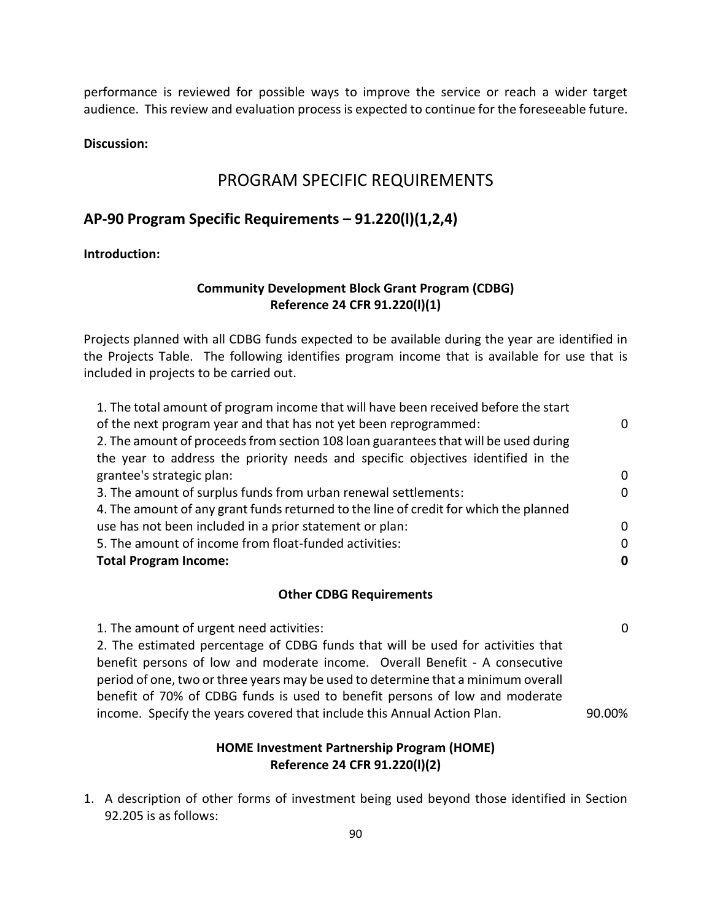performance is reviewed for possible ways to improve the service or reach a wider target audience. This review and evaluation process is expected to continue for the foreseeable future.

**Discussion:**

# PROGRAM SPECIFIC REQUIREMENTS

## AP-90 Program Specific Requirements – 91.220(l)(1,2,4)

**Introduction:**

### Community Development Block Grant Program (CDBG)
### Reference 24 CFR 91.220(l)(1)

Projects planned with all CDBG funds expected to be available during the year are identified in the Projects Table. The following identifies program income that is available for use that is included in projects to be carried out.

| | |
|---|---|
| 1. The total amount of program income that will have been received before the start of the next program year and that has not yet been reprogrammed: | 0 |
| 2. The amount of proceeds from section 108 loan guarantees that will be used during the year to address the priority needs and specific objectives identified in the grantee's strategic plan: | 0 |
| 3. The amount of surplus funds from urban renewal settlements: | 0 |
| 4. The amount of any grant funds returned to the line of credit for which the planned use has not been included in a prior statement or plan: | 0 |
| 5. The amount of income from float-funded activities: | 0 |
| **Total Program Income:** | **0** |

### Other CDBG Requirements

| | |
|---|---|
| 1. The amount of urgent need activities: | 0 |
| 2. The estimated percentage of CDBG funds that will be used for activities that benefit persons of low and moderate income. Overall Benefit - A consecutive period of one, two or three years may be used to determine that a minimum overall benefit of 70% of CDBG funds is used to benefit persons of low and moderate income. Specify the years covered that include this Annual Action Plan. | 90.00% |

### HOME Investment Partnership Program (HOME)
### Reference 24 CFR 91.220(l)(2)

1. A description of other forms of investment being used beyond those identified in Section 92.205 is as follows: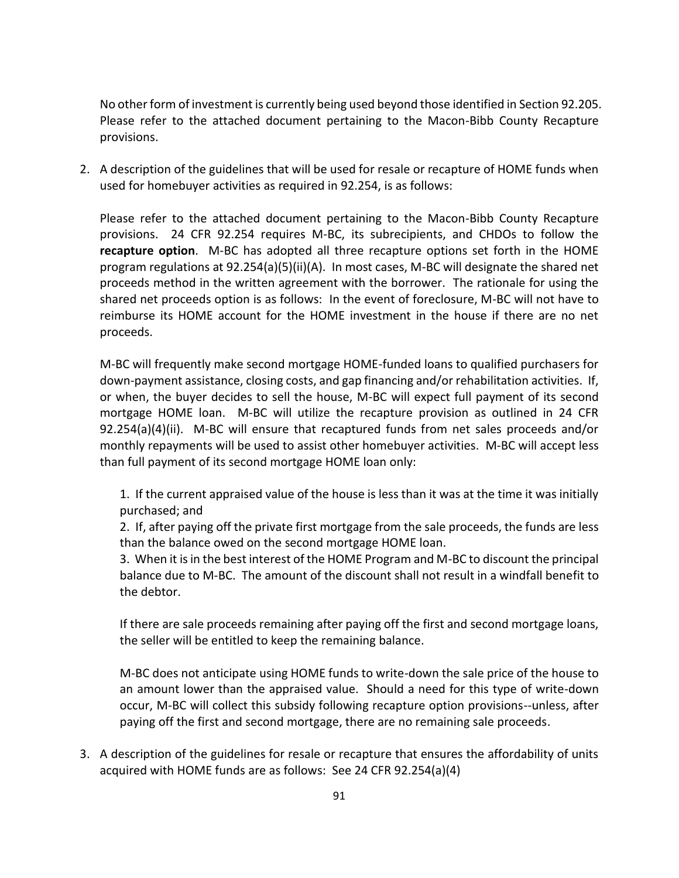No other form of investment is currently being used beyond those identified in Section 92.205. Please refer to the attached document pertaining to the Macon-Bibb County Recapture provisions.

2. A description of the guidelines that will be used for resale or recapture of HOME funds when used for homebuyer activities as required in 92.254, is as follows:

   Please refer to the attached document pertaining to the Macon-Bibb County Recapture provisions. 24 CFR 92.254 requires M-BC, its subrecipients, and CHDOs to follow the **recapture option**. M-BC has adopted all three recapture options set forth in the HOME program regulations at 92.254(a)(5)(ii)(A). In most cases, M-BC will designate the shared net proceeds method in the written agreement with the borrower. The rationale for using the shared net proceeds option is as follows: In the event of foreclosure, M-BC will not have to reimburse its HOME account for the HOME investment in the house if there are no net proceeds.

   M-BC will frequently make second mortgage HOME-funded loans to qualified purchasers for down-payment assistance, closing costs, and gap financing and/or rehabilitation activities. If, or when, the buyer decides to sell the house, M-BC will expect full payment of its second mortgage HOME loan. M-BC will utilize the recapture provision as outlined in 24 CFR 92.254(a)(4)(ii). M-BC will ensure that recaptured funds from net sales proceeds and/or monthly repayments will be used to assist other homebuyer activities. M-BC will accept less than full payment of its second mortgage HOME loan only:

   1. If the current appraised value of the house is less than it was at the time it was initially purchased; and
   2. If, after paying off the private first mortgage from the sale proceeds, the funds are less than the balance owed on the second mortgage HOME loan.
   3. When it is in the best interest of the HOME Program and M-BC to discount the principal balance due to M-BC. The amount of the discount shall not result in a windfall benefit to the debtor.

   If there are sale proceeds remaining after paying off the first and second mortgage loans, the seller will be entitled to keep the remaining balance.

   M-BC does not anticipate using HOME funds to write-down the sale price of the house to an amount lower than the appraised value. Should a need for this type of write-down occur, M-BC will collect this subsidy following recapture option provisions--unless, after paying off the first and second mortgage, there are no remaining sale proceeds.

3. A description of the guidelines for resale or recapture that ensures the affordability of units acquired with HOME funds are as follows: See 24 CFR 92.254(a)(4)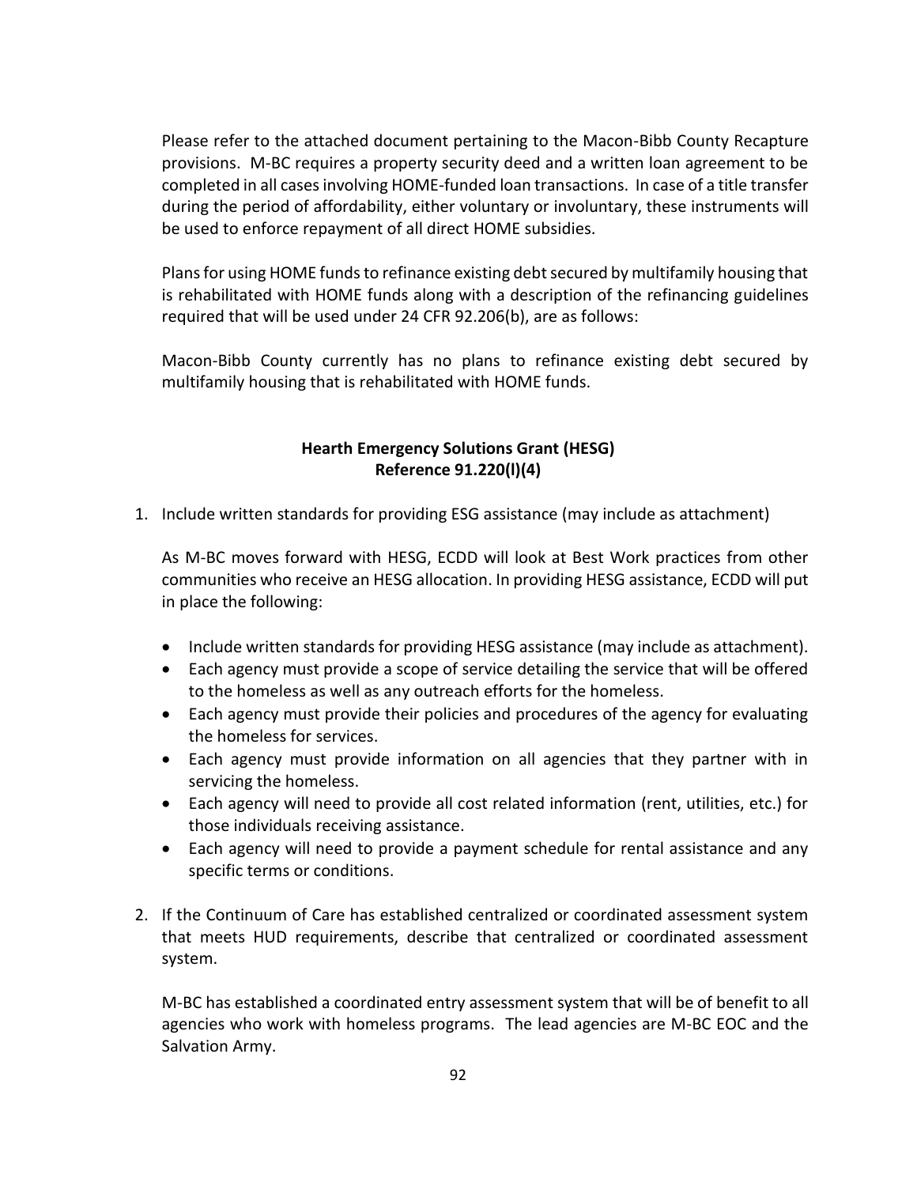Please refer to the attached document pertaining to the Macon-Bibb County Recapture provisions. M-BC requires a property security deed and a written loan agreement to be completed in all cases involving HOME-funded loan transactions. In case of a title transfer during the period of affordability, either voluntary or involuntary, these instruments will be used to enforce repayment of all direct HOME subsidies.

Plans for using HOME funds to refinance existing debt secured by multifamily housing that is rehabilitated with HOME funds along with a description of the refinancing guidelines required that will be used under 24 CFR 92.206(b), are as follows:

Macon-Bibb County currently has no plans to refinance existing debt secured by multifamily housing that is rehabilitated with HOME funds.

**Hearth Emergency Solutions Grant (HESG)**
**Reference 91.220(l)(4)**

1. Include written standards for providing ESG assistance (may include as attachment)

   As M-BC moves forward with HESG, ECDD will look at Best Work practices from other communities who receive an HESG allocation. In providing HESG assistance, ECDD will put in place the following:

   - Include written standards for providing HESG assistance (may include as attachment).
   - Each agency must provide a scope of service detailing the service that will be offered to the homeless as well as any outreach efforts for the homeless.
   - Each agency must provide their policies and procedures of the agency for evaluating the homeless for services.
   - Each agency must provide information on all agencies that they partner with in servicing the homeless.
   - Each agency will need to provide all cost related information (rent, utilities, etc.) for those individuals receiving assistance.
   - Each agency will need to provide a payment schedule for rental assistance and any specific terms or conditions.

2. If the Continuum of Care has established centralized or coordinated assessment system that meets HUD requirements, describe that centralized or coordinated assessment system.

   M-BC has established a coordinated entry assessment system that will be of benefit to all agencies who work with homeless programs. The lead agencies are M-BC EOC and the Salvation Army.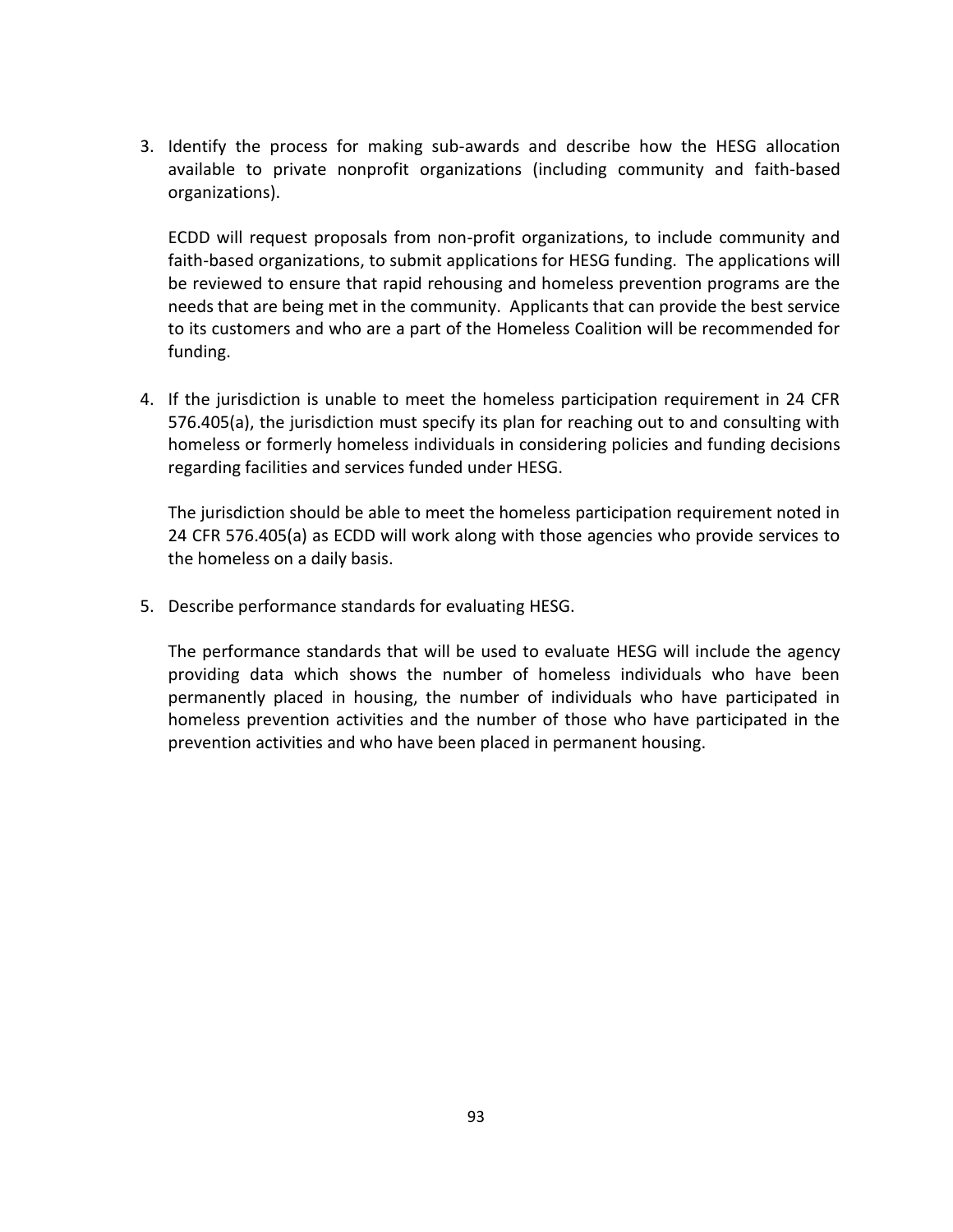3. Identify the process for making sub-awards and describe how the HESG allocation available to private nonprofit organizations (including community and faith-based organizations).

   ECDD will request proposals from non-profit organizations, to include community and faith-based organizations, to submit applications for HESG funding. The applications will be reviewed to ensure that rapid rehousing and homeless prevention programs are the needs that are being met in the community. Applicants that can provide the best service to its customers and who are a part of the Homeless Coalition will be recommended for funding.

4. If the jurisdiction is unable to meet the homeless participation requirement in 24 CFR 576.405(a), the jurisdiction must specify its plan for reaching out to and consulting with homeless or formerly homeless individuals in considering policies and funding decisions regarding facilities and services funded under HESG.

   The jurisdiction should be able to meet the homeless participation requirement noted in 24 CFR 576.405(a) as ECDD will work along with those agencies who provide services to the homeless on a daily basis.

5. Describe performance standards for evaluating HESG.

   The performance standards that will be used to evaluate HESG will include the agency providing data which shows the number of homeless individuals who have been permanently placed in housing, the number of individuals who have participated in homeless prevention activities and the number of those who have participated in the prevention activities and who have been placed in permanent housing.